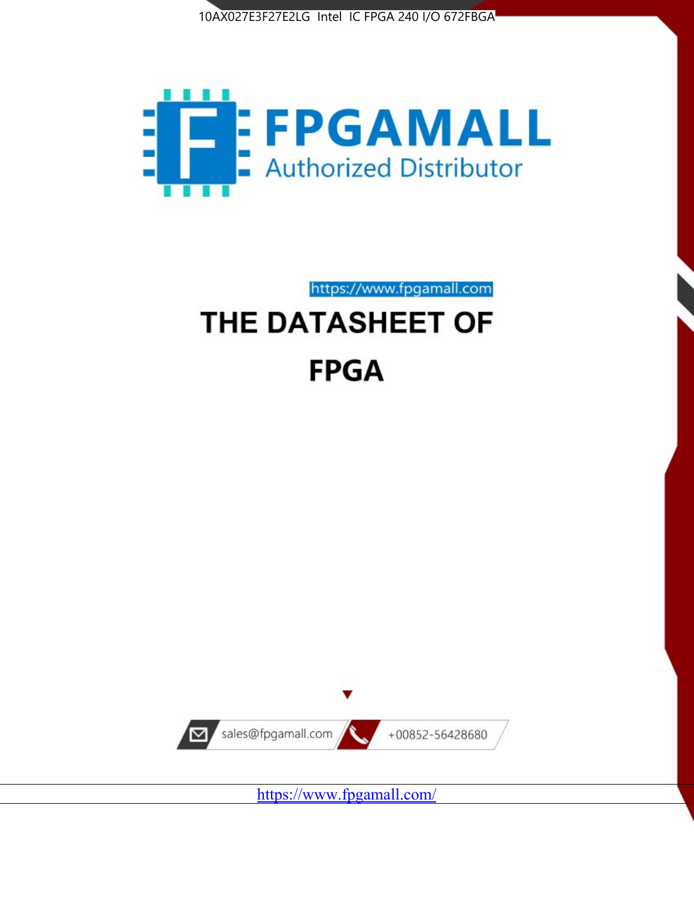10AX027E3F27E2LG Intel IC FPGA 240 I/O 672FBGA

FPGAMALL

Authorized Distributor

https://www.fpgamall.com

# THE DATASHEET OF

# FPGA

sales@fpgamall.com

+00852-56428680

https://www.fpgamall.com/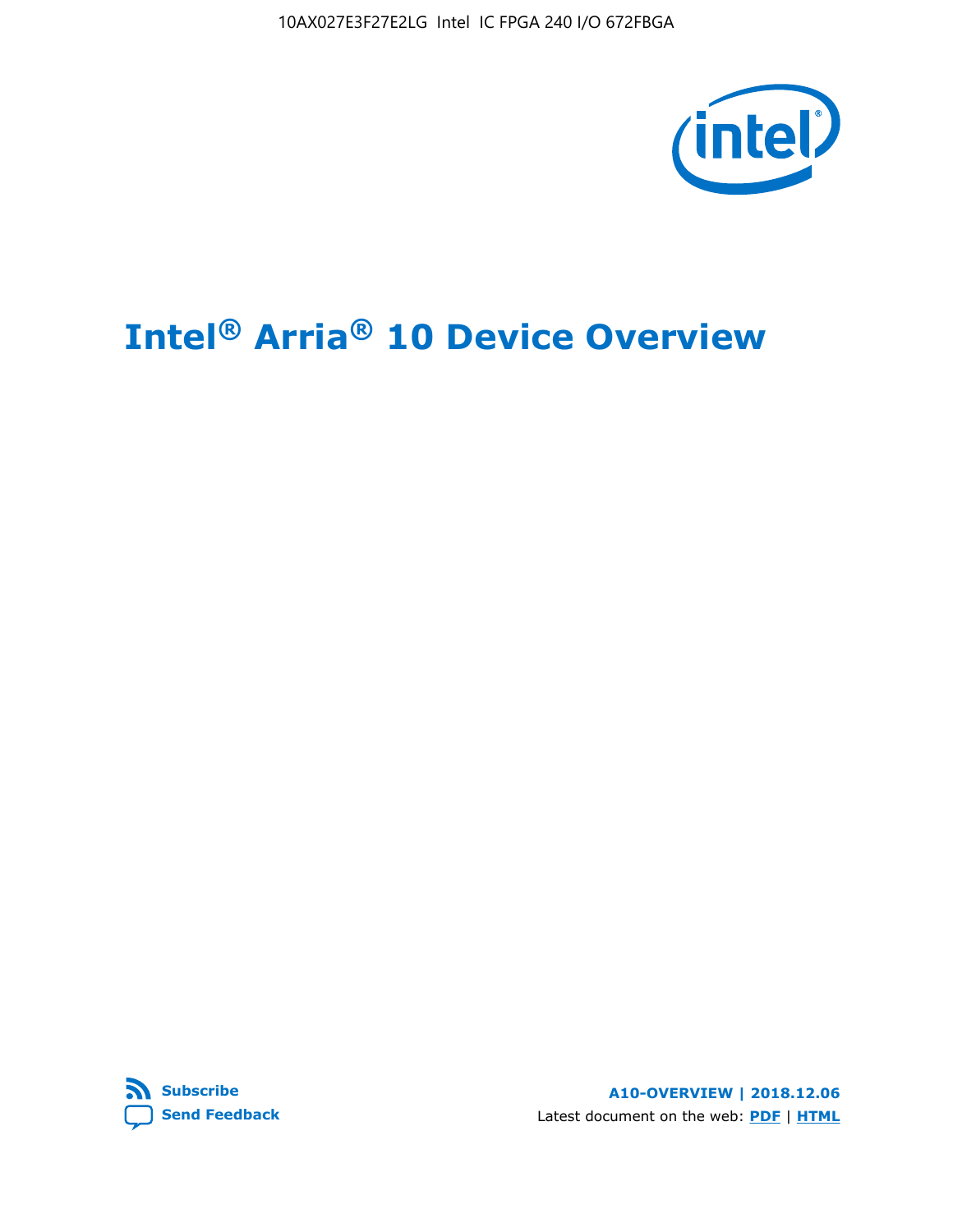# Intel® Arria® 10 Device Overview

A10-OVERVIEW | 2018.12.06

Latest document on the web: PDF | HTML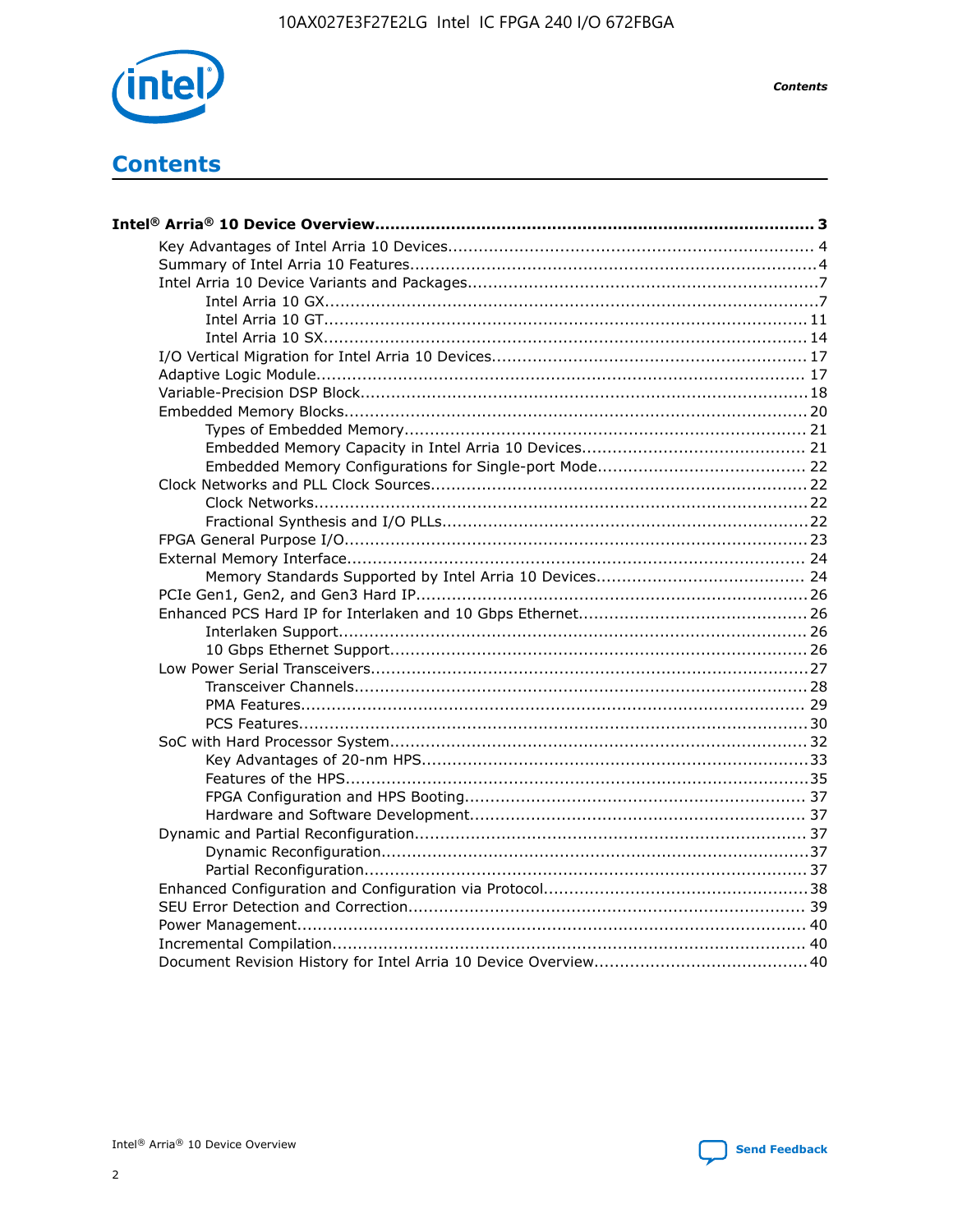# Contents

**Intel® Arria® 10 Device Overview....................................................................................... 3**

- Key Advantages of Intel Arria 10 Devices........................................................................ 4
- Summary of Intel Arria 10 Features................................................................................4
- Intel Arria 10 Device Variants and Packages.....................................................................7
  - Intel Arria 10 GX.................................................................................................7
  - Intel Arria 10 GT............................................................................................... 11
  - Intel Arria 10 SX............................................................................................... 14
- I/O Vertical Migration for Intel Arria 10 Devices.............................................................. 17
- Adaptive Logic Module................................................................................................ 17
- Variable-Precision DSP Block........................................................................................18
- Embedded Memory Blocks........................................................................................... 20
  - Types of Embedded Memory............................................................................... 21
  - Embedded Memory Capacity in Intel Arria 10 Devices............................................ 21
  - Embedded Memory Configurations for Single-port Mode......................................... 22
- Clock Networks and PLL Clock Sources.......................................................................... 22
  - Clock Networks.................................................................................................22
  - Fractional Synthesis and I/O PLLs........................................................................22
- FPGA General Purpose I/O...........................................................................................23
- External Memory Interface.......................................................................................... 24
  - Memory Standards Supported by Intel Arria 10 Devices......................................... 24
- PCIe Gen1, Gen2, and Gen3 Hard IP.............................................................................26
- Enhanced PCS Hard IP for Interlaken and 10 Gbps Ethernet............................................. 26
  - Interlaken Support............................................................................................ 26
  - 10 Gbps Ethernet Support.................................................................................. 26
- Low Power Serial Transceivers......................................................................................27
  - Transceiver Channels.........................................................................................28
  - PMA Features................................................................................................... 29
  - PCS Features....................................................................................................30
- SoC with Hard Processor System.................................................................................. 32
  - Key Advantages of 20-nm HPS............................................................................33
  - Features of the HPS...........................................................................................35
  - FPGA Configuration and HPS Booting................................................................... 37
  - Hardware and Software Development.................................................................. 37
- Dynamic and Partial Reconfiguration............................................................................. 37
  - Dynamic Reconfiguration....................................................................................37
  - Partial Reconfiguration.......................................................................................37
- Enhanced Configuration and Configuration via Protocol....................................................38
- SEU Error Detection and Correction.............................................................................. 39
- Power Management.................................................................................................... 40
- Incremental Compilation............................................................................................. 40
- Document Revision History for Intel Arria 10 Device Overview.......................................... 40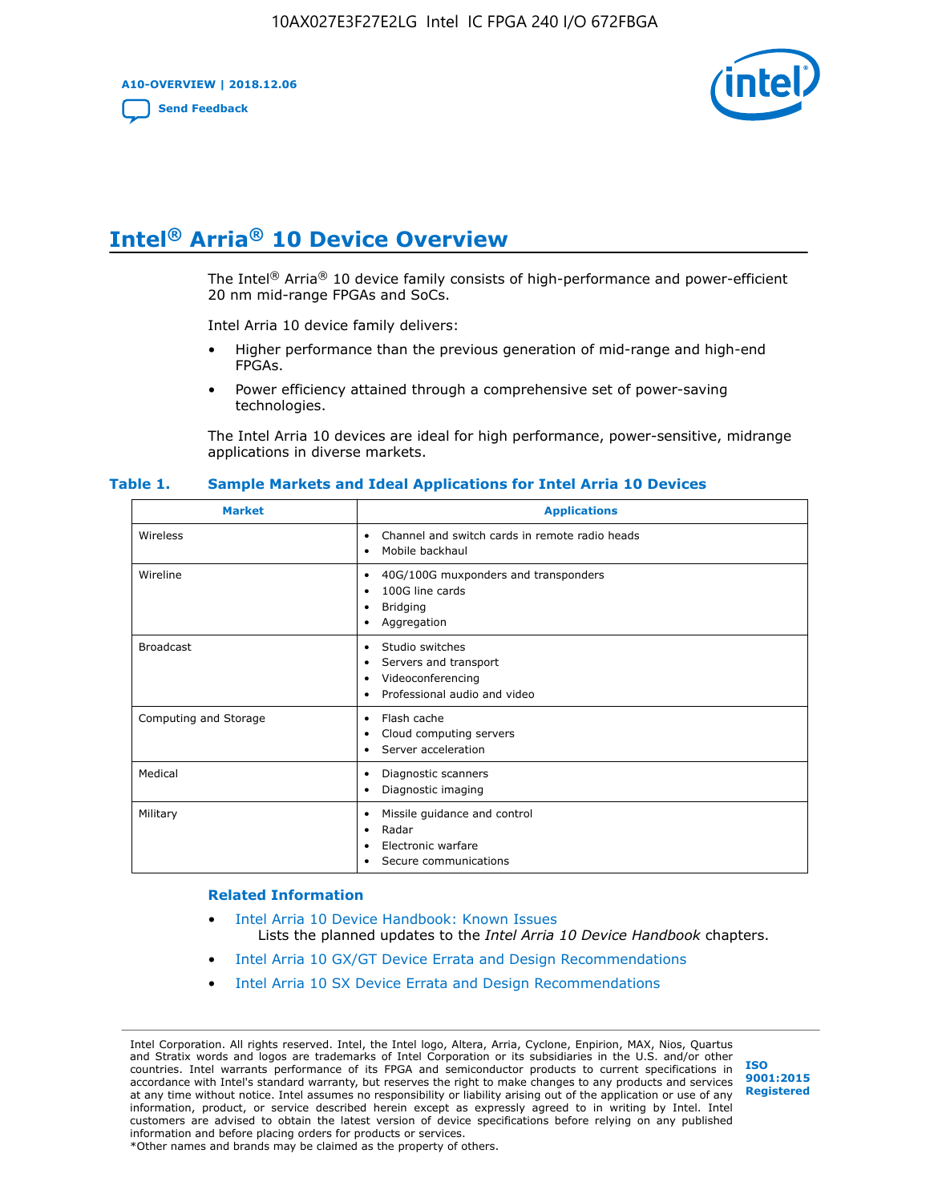# Intel® Arria® 10 Device Overview

The Intel® Arria® 10 device family consists of high-performance and power-efficient 20 nm mid-range FPGAs and SoCs.

Intel Arria 10 device family delivers:

- Higher performance than the previous generation of mid-range and high-end FPGAs.
- Power efficiency attained through a comprehensive set of power-saving technologies.

The Intel Arria 10 devices are ideal for high performance, power-sensitive, midrange applications in diverse markets.

**Table 1. Sample Markets and Ideal Applications for Intel Arria 10 Devices**

| Market | Applications |
| --- | --- |
| Wireless | • Channel and switch cards in remote radio heads<br>• Mobile backhaul |
| Wireline | • 40G/100G muxponders and transponders<br>• 100G line cards<br>• Bridging<br>• Aggregation |
| Broadcast | • Studio switches<br>• Servers and transport<br>• Videoconferencing<br>• Professional audio and video |
| Computing and Storage | • Flash cache<br>• Cloud computing servers<br>• Server acceleration |
| Medical | • Diagnostic scanners<br>• Diagnostic imaging |
| Military | • Missile guidance and control<br>• Radar<br>• Electronic warfare<br>• Secure communications |

### Related Information

- Intel Arria 10 Device Handbook: Known Issues
  Lists the planned updates to the *Intel Arria 10 Device Handbook* chapters.
- Intel Arria 10 GX/GT Device Errata and Design Recommendations
- Intel Arria 10 SX Device Errata and Design Recommendations

Intel Corporation. All rights reserved. Intel, the Intel logo, Altera, Arria, Cyclone, Enpirion, MAX, Nios, Quartus and Stratix words and logos are trademarks of Intel Corporation or its subsidiaries in the U.S. and/or other countries. Intel warrants performance of its FPGA and semiconductor products to current specifications in accordance with Intel's standard warranty, but reserves the right to make changes to any products and services at any time without notice. Intel assumes no responsibility or liability arising out of the application or use of any information, product, or service described herein except as expressly agreed to in writing by Intel. Intel customers are advised to obtain the latest version of device specifications before relying on any published information and before placing orders for products or services.
*Other names and brands may be claimed as the property of others.

ISO 9001:2015 Registered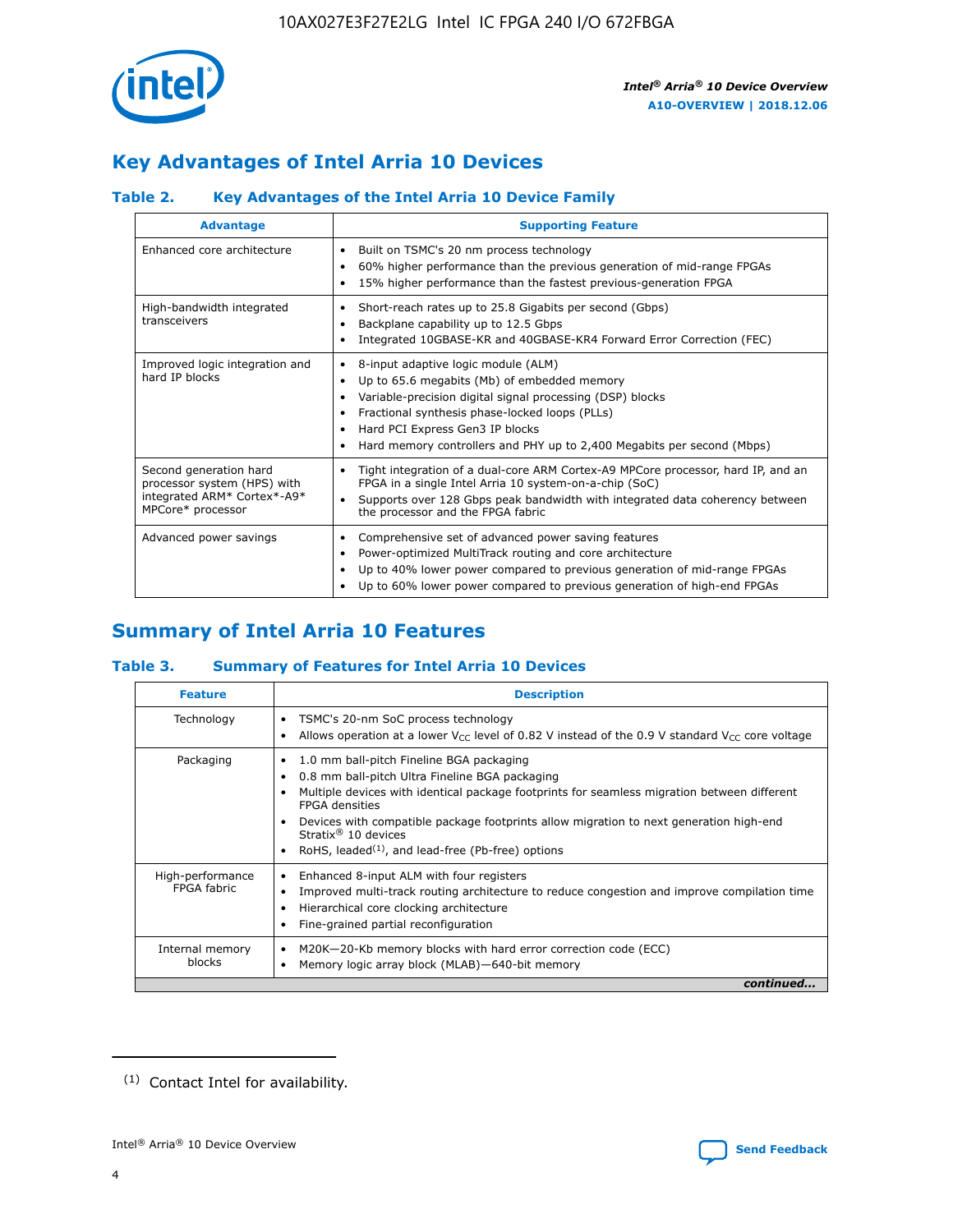## Key Advantages of Intel Arria 10 Devices

### Table 2. Key Advantages of the Intel Arria 10 Device Family

| Advantage | Supporting Feature |
|---|---|
| Enhanced core architecture | • Built on TSMC's 20 nm process technology<br>• 60% higher performance than the previous generation of mid-range FPGAs<br>• 15% higher performance than the fastest previous-generation FPGA |
| High-bandwidth integrated transceivers | • Short-reach rates up to 25.8 Gigabits per second (Gbps)<br>• Backplane capability up to 12.5 Gbps<br>• Integrated 10GBASE-KR and 40GBASE-KR4 Forward Error Correction (FEC) |
| Improved logic integration and hard IP blocks | • 8-input adaptive logic module (ALM)<br>• Up to 65.6 megabits (Mb) of embedded memory<br>• Variable-precision digital signal processing (DSP) blocks<br>• Fractional synthesis phase-locked loops (PLLs)<br>• Hard PCI Express Gen3 IP blocks<br>• Hard memory controllers and PHY up to 2,400 Megabits per second (Mbps) |
| Second generation hard processor system (HPS) with integrated ARM* Cortex*-A9* MPCore* processor | • Tight integration of a dual-core ARM Cortex-A9 MPCore processor, hard IP, and an FPGA in a single Intel Arria 10 system-on-a-chip (SoC)<br>• Supports over 128 Gbps peak bandwidth with integrated data coherency between the processor and the FPGA fabric |
| Advanced power savings | • Comprehensive set of advanced power saving features<br>• Power-optimized MultiTrack routing and core architecture<br>• Up to 40% lower power compared to previous generation of mid-range FPGAs<br>• Up to 60% lower power compared to previous generation of high-end FPGAs |

## Summary of Intel Arria 10 Features

### Table 3. Summary of Features for Intel Arria 10 Devices

| Feature | Description |
|---|---|
| Technology | • TSMC's 20-nm SoC process technology<br>• Allows operation at a lower $V_{CC}$ level of 0.82 V instead of the 0.9 V standard $V_{CC}$ core voltage |
| Packaging | • 1.0 mm ball-pitch Fineline BGA packaging<br>• 0.8 mm ball-pitch Ultra Fineline BGA packaging<br>• Multiple devices with identical package footprints for seamless migration between different FPGA densities<br>• Devices with compatible package footprints allow migration to next generation high-end Stratix® 10 devices<br>• RoHS, leaded[(1)], and lead-free (Pb-free) options |
| High-performance FPGA fabric | • Enhanced 8-input ALM with four registers<br>• Improved multi-track routing architecture to reduce congestion and improve compilation time<br>• Hierarchical core clocking architecture<br>• Fine-grained partial reconfiguration |
| Internal memory blocks | • M20K—20-Kb memory blocks with hard error correction code (ECC)<br>• Memory logic array block (MLAB)—640-bit memory |

*continued...*

(1) Contact Intel for availability.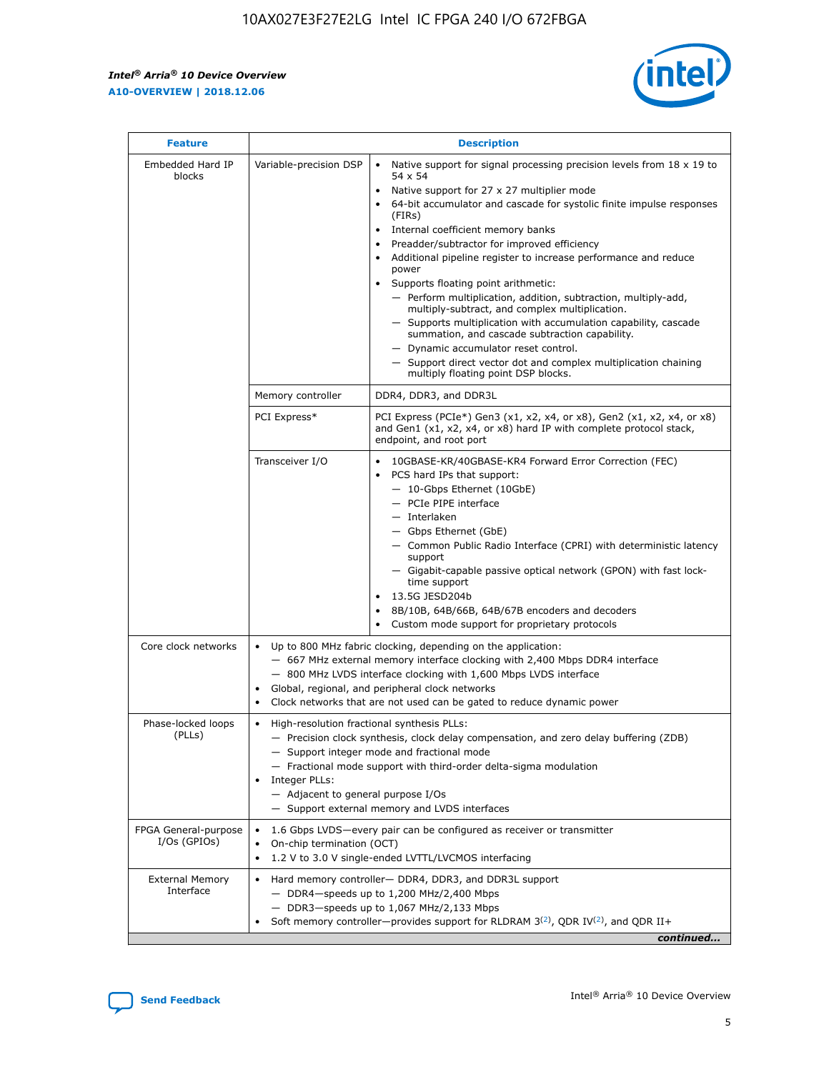| Feature | Description | |
|---|---|---|
| Embedded Hard IP blocks | Variable-precision DSP | • Native support for signal processing precision levels from 18 x 19 to 54 x 54<br>• Native support for 27 x 27 multiplier mode<br>• 64-bit accumulator and cascade for systolic finite impulse responses (FIRs)<br>• Internal coefficient memory banks<br>• Preadder/subtractor for improved efficiency<br>• Additional pipeline register to increase performance and reduce power<br>• Supports floating point arithmetic:<br>— Perform multiplication, addition, subtraction, multiply-add, multiply-subtract, and complex multiplication.<br>— Supports multiplication with accumulation capability, cascade summation, and cascade subtraction capability.<br>— Dynamic accumulator reset control.<br>— Support direct vector dot and complex multiplication chaining multiply floating point DSP blocks. |
| | Memory controller | DDR4, DDR3, and DDR3L |
| | PCI Express* | PCI Express (PCIe*) Gen3 (x1, x2, x4, or x8), Gen2 (x1, x2, x4, or x8) and Gen1 (x1, x2, x4, or x8) hard IP with complete protocol stack, endpoint, and root port |
| | Transceiver I/O | • 10GBASE-KR/40GBASE-KR4 Forward Error Correction (FEC)<br>• PCS hard IPs that support:<br>— 10-Gbps Ethernet (10GbE)<br>— PCIe PIPE interface<br>— Interlaken<br>— Gbps Ethernet (GbE)<br>— Common Public Radio Interface (CPRI) with deterministic latency support<br>— Gigabit-capable passive optical network (GPON) with fast lock-time support<br>• 13.5G JESD204b<br>• 8B/10B, 64B/66B, 64B/67B encoders and decoders<br>• Custom mode support for proprietary protocols |
| Core clock networks | • Up to 800 MHz fabric clocking, depending on the application:<br>— 667 MHz external memory interface clocking with 2,400 Mbps DDR4 interface<br>— 800 MHz LVDS interface clocking with 1,600 Mbps LVDS interface<br>• Global, regional, and peripheral clock networks<br>• Clock networks that are not used can be gated to reduce dynamic power | |
| Phase-locked loops (PLLs) | • High-resolution fractional synthesis PLLs:<br>— Precision clock synthesis, clock delay compensation, and zero delay buffering (ZDB)<br>— Support integer mode and fractional mode<br>— Fractional mode support with third-order delta-sigma modulation<br>• Integer PLLs:<br>— Adjacent to general purpose I/Os<br>— Support external memory and LVDS interfaces | |
| FPGA General-purpose I/Os (GPIOs) | • 1.6 Gbps LVDS—every pair can be configured as receiver or transmitter<br>• On-chip termination (OCT)<br>• 1.2 V to 3.0 V single-ended LVTTL/LVCMOS interfacing | |
| External Memory Interface | • Hard memory controller— DDR4, DDR3, and DDR3L support<br>— DDR4—speeds up to 1,200 MHz/2,400 Mbps<br>— DDR3—speeds up to 1,067 MHz/2,133 Mbps<br>• Soft memory controller—provides support for RLDRAM 3[(2)], QDR IV[(2)], and QDR II+ | |

*continued...*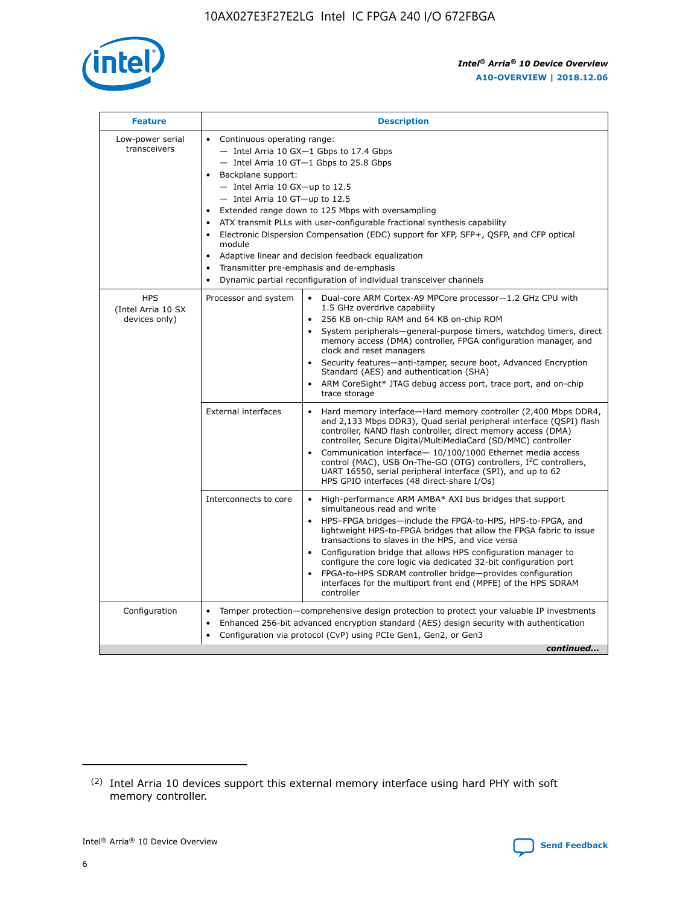| Feature | Description | |
|---|---|---|
| Low-power serial transceivers | • Continuous operating range:<br>— Intel Arria 10 GX—1 Gbps to 17.4 Gbps<br>— Intel Arria 10 GT—1 Gbps to 25.8 Gbps<br>• Backplane support:<br>— Intel Arria 10 GX—up to 12.5<br>— Intel Arria 10 GT—up to 12.5<br>• Extended range down to 125 Mbps with oversampling<br>• ATX transmit PLLs with user-configurable fractional synthesis capability<br>• Electronic Dispersion Compensation (EDC) support for XFP, SFP+, QSFP, and CFP optical module<br>• Adaptive linear and decision feedback equalization<br>• Transmitter pre-emphasis and de-emphasis<br>• Dynamic partial reconfiguration of individual transceiver channels | |
| HPS (Intel Arria 10 SX devices only) | Processor and system | • Dual-core ARM Cortex-A9 MPCore processor—1.2 GHz CPU with 1.5 GHz overdrive capability<br>• 256 KB on-chip RAM and 64 KB on-chip ROM<br>• System peripherals—general-purpose timers, watchdog timers, direct memory access (DMA) controller, FPGA configuration manager, and clock and reset managers<br>• Security features—anti-tamper, secure boot, Advanced Encryption Standard (AES) and authentication (SHA)<br>• ARM CoreSight* JTAG debug access port, trace port, and on-chip trace storage |
| | External interfaces | • Hard memory interface—Hard memory controller (2,400 Mbps DDR4, and 2,133 Mbps DDR3), Quad serial peripheral interface (QSPI) flash controller, NAND flash controller, direct memory access (DMA) controller, Secure Digital/MultiMediaCard (SD/MMC) controller<br>• Communication interface— 10/100/1000 Ethernet media access control (MAC), USB On-The-GO (OTG) controllers, I²C controllers, UART 16550, serial peripheral interface (SPI), and up to 62 HPS GPIO interfaces (48 direct-share I/Os) |
| | Interconnects to core | • High-performance ARM AMBA* AXI bus bridges that support simultaneous read and write<br>• HPS–FPGA bridges—include the FPGA-to-HPS, HPS-to-FPGA, and lightweight HPS-to-FPGA bridges that allow the FPGA fabric to issue transactions to slaves in the HPS, and vice versa<br>• Configuration bridge that allows HPS configuration manager to configure the core logic via dedicated 32-bit configuration port<br>• FPGA-to-HPS SDRAM controller bridge—provides configuration interfaces for the multiport front end (MPFE) of the HPS SDRAM controller |
| Configuration | • Tamper protection—comprehensive design protection to protect your valuable IP investments<br>• Enhanced 256-bit advanced encryption standard (AES) design security with authentication<br>• Configuration via protocol (CvP) using PCIe Gen1, Gen2, or Gen3 | |

*continued...*

(2) Intel Arria 10 devices support this external memory interface using hard PHY with soft memory controller.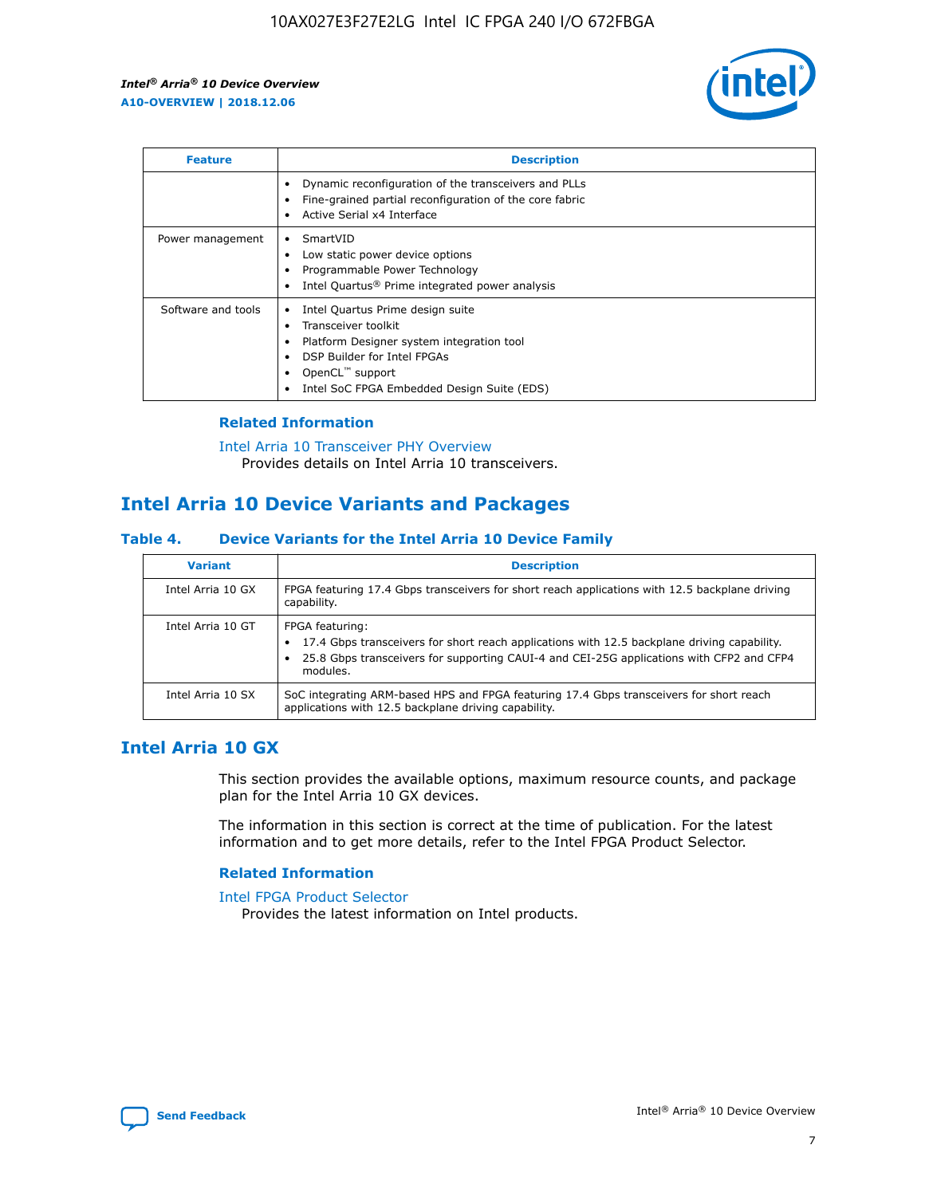| Feature | Description |
| --- | --- |
| | • Dynamic reconfiguration of the transceivers and PLLs<br>• Fine-grained partial reconfiguration of the core fabric<br>• Active Serial x4 Interface |
| Power management | • SmartVID<br>• Low static power device options<br>• Programmable Power Technology<br>• Intel Quartus® Prime integrated power analysis |
| Software and tools | • Intel Quartus Prime design suite<br>• Transceiver toolkit<br>• Platform Designer system integration tool<br>• DSP Builder for Intel FPGAs<br>• OpenCL™ support<br>• Intel SoC FPGA Embedded Design Suite (EDS) |

### Related Information

Intel Arria 10 Transceiver PHY Overview
Provides details on Intel Arria 10 transceivers.

## Intel Arria 10 Device Variants and Packages

### Table 4. Device Variants for the Intel Arria 10 Device Family

| Variant | Description |
| --- | --- |
| Intel Arria 10 GX | FPGA featuring 17.4 Gbps transceivers for short reach applications with 12.5 backplane driving capability. |
| Intel Arria 10 GT | FPGA featuring:<br>• 17.4 Gbps transceivers for short reach applications with 12.5 backplane driving capability.<br>• 25.8 Gbps transceivers for supporting CAUI-4 and CEI-25G applications with CFP2 and CFP4 modules. |
| Intel Arria 10 SX | SoC integrating ARM-based HPS and FPGA featuring 17.4 Gbps transceivers for short reach applications with 12.5 backplane driving capability. |

## Intel Arria 10 GX

This section provides the available options, maximum resource counts, and package plan for the Intel Arria 10 GX devices.

The information in this section is correct at the time of publication. For the latest information and to get more details, refer to the Intel FPGA Product Selector.

### Related Information

Intel FPGA Product Selector
Provides the latest information on Intel products.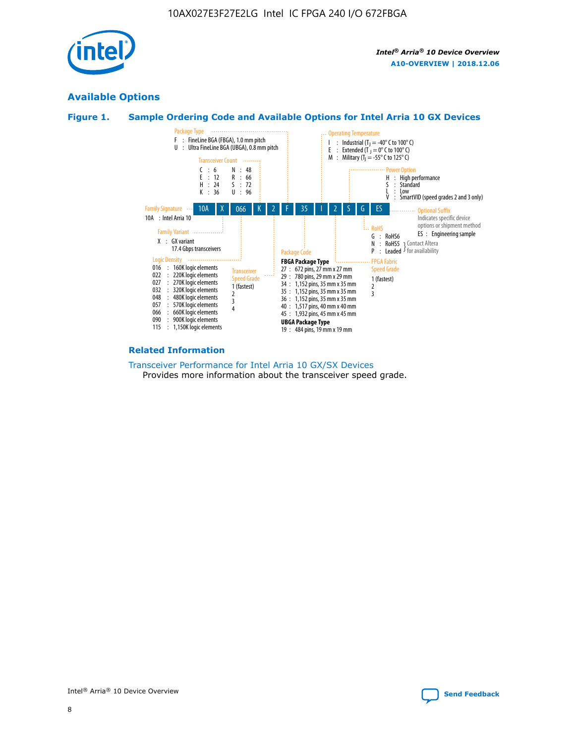## Available Options

### Figure 1. Sample Ordering Code and Available Options for Intel Arria 10 GX Devices

**Sample ordering code:** 10A X 066 K 2 F 35 I 2 S G ES

**Family Signature**
- 10A : Intel Arria 10

**Family Variant**
- X : GX variant, 17.4 Gbps transceivers

**Logic Density**
- 016 : 160K logic elements
- 022 : 220K logic elements
- 027 : 270K logic elements
- 032 : 320K logic elements
- 048 : 480K logic elements
- 057 : 570K logic elements
- 066 : 660K logic elements
- 090 : 900K logic elements
- 115 : 1,150K logic elements

**Transceiver Count**
- C : 6
- E : 12
- H : 24
- K : 36
- N : 48
- R : 66
- S : 72
- U : 96

**Transceiver Speed Grade**
- 1 (fastest)
- 2
- 3
- 4

**Package Type**
- F : FineLine BGA (FBGA), 1.0 mm pitch
- U : Ultra FineLine BGA (UBGA), 0.8 mm pitch

**Package Code**

FBGA Package Type
- 27 : 672 pins, 27 mm x 27 mm
- 29 : 780 pins, 29 mm x 29 mm
- 34 : 1,152 pins, 35 mm x 35 mm
- 35 : 1,152 pins, 35 mm x 35 mm
- 36 : 1,152 pins, 35 mm x 35 mm
- 40 : 1,517 pins, 40 mm x 40 mm
- 45 : 1,932 pins, 45 mm x 45 mm

UBGA Package Type
- 19 : 484 pins, 19 mm x 19 mm

**Operating Temperature**
- I : Industrial ($T_J$ = -40° C to 100° C)
- E : Extended ($T_J$ = 0° C to 100° C)
- M : Military ($T_J$ = -55° C to 125° C)

**FPGA Fabric Speed Grade**
- 1 (fastest)
- 2
- 3

**Power Option**
- H : High performance
- S : Standard
- L : Low
- V : SmartVID (speed grades 2 and 3 only)

**RoHS**
- G : RoHS6
- N : RoHS5 (Contact Altera for availability)
- P : Leaded (Contact Altera for availability)

**Optional Suffix**

Indicates specific device options or shipment method
- ES : Engineering sample

### Related Information

Transceiver Performance for Intel Arria 10 GX/SX Devices

Provides more information about the transceiver speed grade.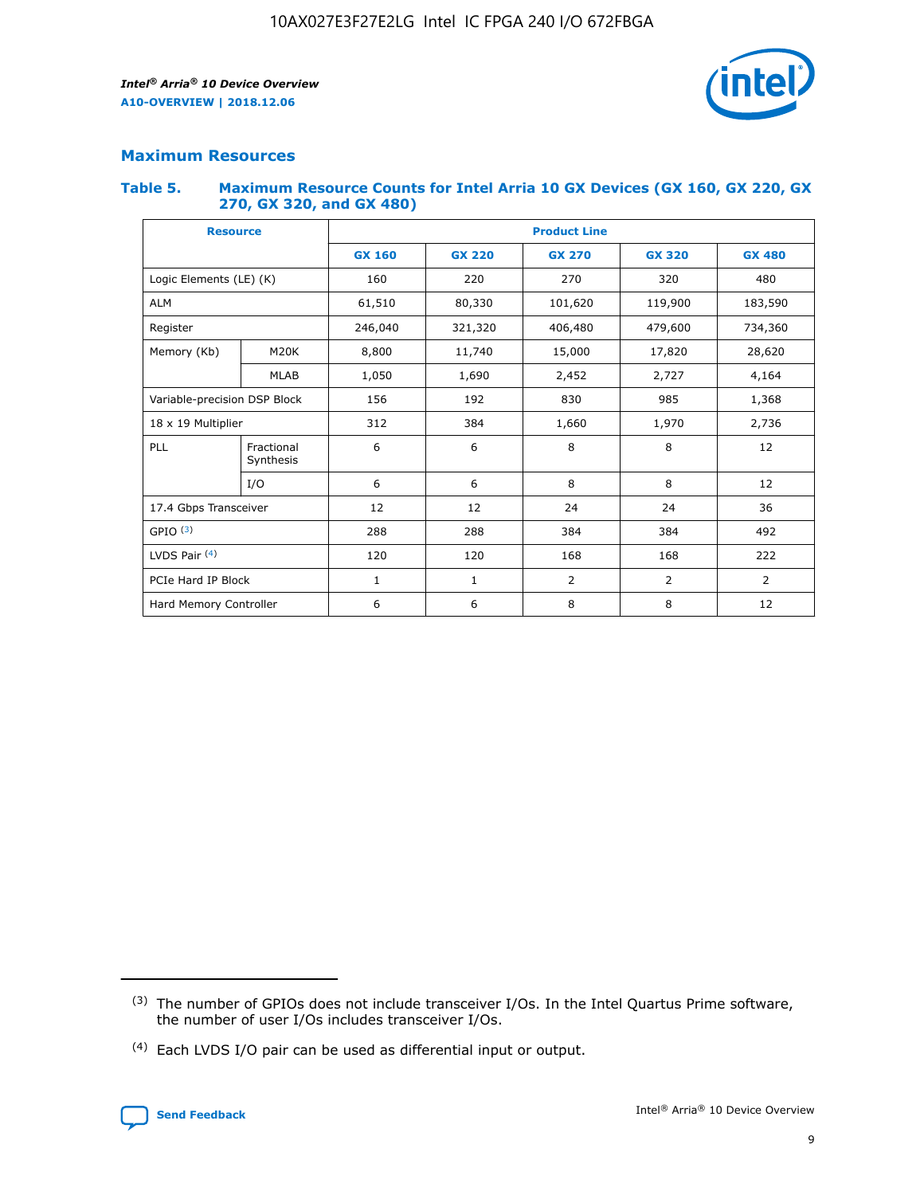## Maximum Resources

### Table 5. Maximum Resource Counts for Intel Arria 10 GX Devices (GX 160, GX 220, GX 270, GX 320, and GX 480)

| Resource | | Product Line | | | | |
|---|---|---|---|---|---|---|
| | | GX 160 | GX 220 | GX 270 | GX 320 | GX 480 |
| Logic Elements (LE) (K) | | 160 | 220 | 270 | 320 | 480 |
| ALM | | 61,510 | 80,330 | 101,620 | 119,900 | 183,590 |
| Register | | 246,040 | 321,320 | 406,480 | 479,600 | 734,360 |
| Memory (Kb) | M20K | 8,800 | 11,740 | 15,000 | 17,820 | 28,620 |
| | MLAB | 1,050 | 1,690 | 2,452 | 2,727 | 4,164 |
| Variable-precision DSP Block | | 156 | 192 | 830 | 985 | 1,368 |
| 18 x 19 Multiplier | | 312 | 384 | 1,660 | 1,970 | 2,736 |
| PLL | Fractional Synthesis | 6 | 6 | 8 | 8 | 12 |
| | I/O | 6 | 6 | 8 | 8 | 12 |
| 17.4 Gbps Transceiver | | 12 | 12 | 24 | 24 | 36 |
| GPIO [(3)] | | 288 | 288 | 384 | 384 | 492 |
| LVDS Pair [(4)] | | 120 | 120 | 168 | 168 | 222 |
| PCIe Hard IP Block | | 1 | 1 | 2 | 2 | 2 |
| Hard Memory Controller | | 6 | 6 | 8 | 8 | 12 |

(3) The number of GPIOs does not include transceiver I/Os. In the Intel Quartus Prime software, the number of user I/Os includes transceiver I/Os.

(4) Each LVDS I/O pair can be used as differential input or output.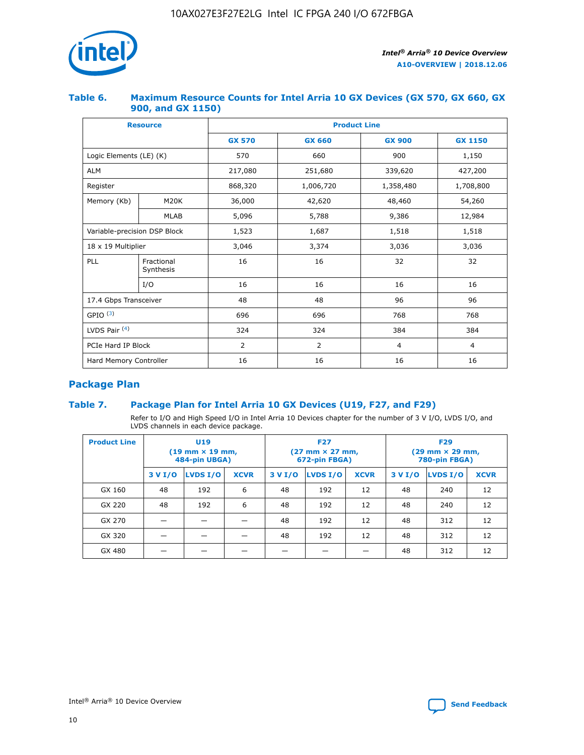### Table 6. Maximum Resource Counts for Intel Arria 10 GX Devices (GX 570, GX 660, GX 900, and GX 1150)

| Resource | | Product Line | | | |
|---|---|---|---|---|---|
| | | GX 570 | GX 660 | GX 900 | GX 1150 |
| Logic Elements (LE) (K) | | 570 | 660 | 900 | 1,150 |
| ALM | | 217,080 | 251,680 | 339,620 | 427,200 |
| Register | | 868,320 | 1,006,720 | 1,358,480 | 1,708,800 |
| Memory (Kb) | M20K | 36,000 | 42,620 | 48,460 | 54,260 |
| | MLAB | 5,096 | 5,788 | 9,386 | 12,984 |
| Variable-precision DSP Block | | 1,523 | 1,687 | 1,518 | 1,518 |
| 18 x 19 Multiplier | | 3,046 | 3,374 | 3,036 | 3,036 |
| PLL | Fractional Synthesis | 16 | 16 | 32 | 32 |
| | I/O | 16 | 16 | 16 | 16 |
| 17.4 Gbps Transceiver | | 48 | 48 | 96 | 96 |
| GPIO [(3)] | | 696 | 696 | 768 | 768 |
| LVDS Pair [(4)] | | 324 | 324 | 384 | 384 |
| PCIe Hard IP Block | | 2 | 2 | 4 | 4 |
| Hard Memory Controller | | 16 | 16 | 16 | 16 |

## Package Plan

### Table 7. Package Plan for Intel Arria 10 GX Devices (U19, F27, and F29)

Refer to I/O and High Speed I/O in Intel Arria 10 Devices chapter for the number of 3 V I/O, LVDS I/O, and LVDS channels in each device package.

| Product Line | U19 (19 mm × 19 mm, 484-pin UBGA) | | | F27 (27 mm × 27 mm, 672-pin FBGA) | | | F29 (29 mm × 29 mm, 780-pin FBGA) | | |
|---|---|---|---|---|---|---|---|---|---|
| | 3 V I/O | LVDS I/O | XCVR | 3 V I/O | LVDS I/O | XCVR | 3 V I/O | LVDS I/O | XCVR |
| GX 160 | 48 | 192 | 6 | 48 | 192 | 12 | 48 | 240 | 12 |
| GX 220 | 48 | 192 | 6 | 48 | 192 | 12 | 48 | 240 | 12 |
| GX 270 | — | — | — | 48 | 192 | 12 | 48 | 312 | 12 |
| GX 320 | — | — | — | 48 | 192 | 12 | 48 | 312 | 12 |
| GX 480 | — | — | — | — | — | — | 48 | 312 | 12 |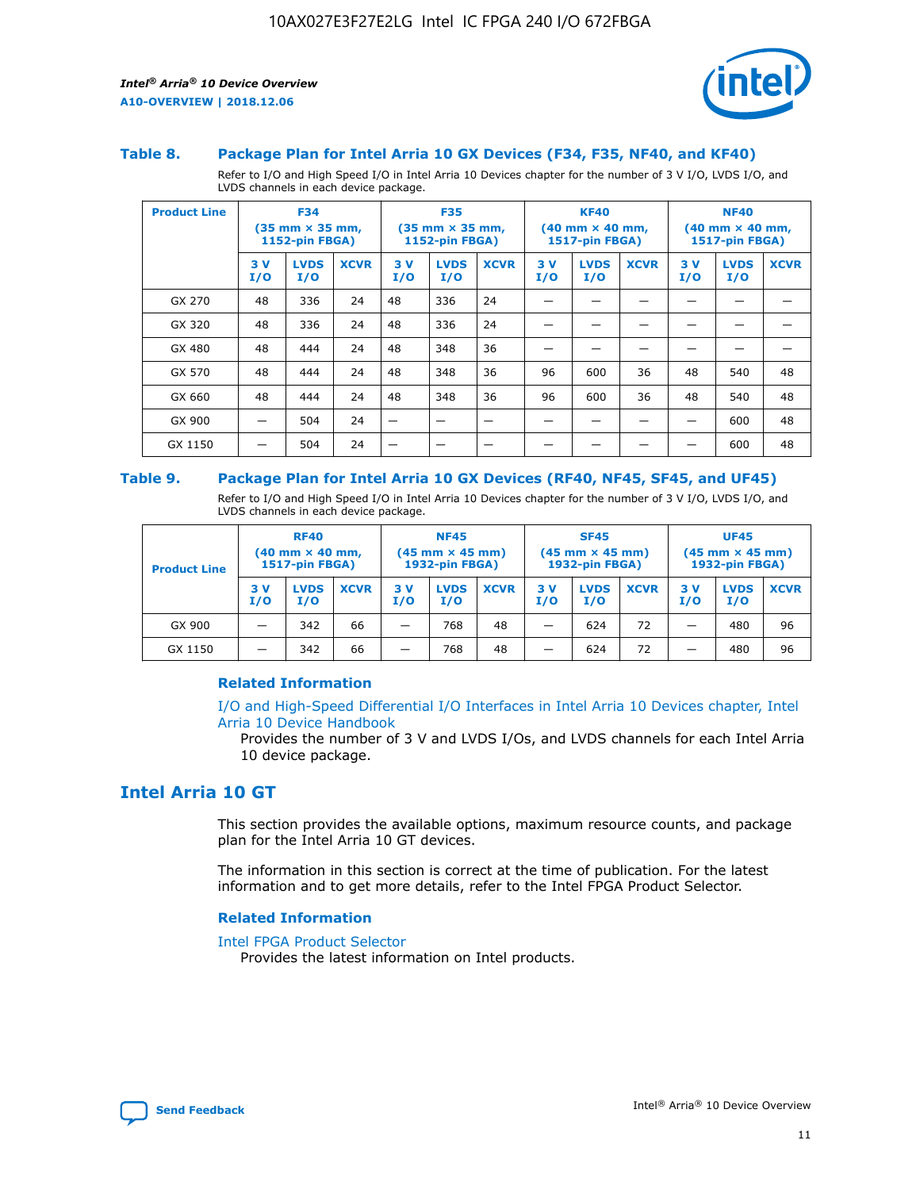### Table 8. Package Plan for Intel Arria 10 GX Devices (F34, F35, NF40, and KF40)

Refer to I/O and High Speed I/O in Intel Arria 10 Devices chapter for the number of 3 V I/O, LVDS I/O, and LVDS channels in each device package.

| Product Line | F34 (35 mm × 35 mm, 1152-pin FBGA) | | | F35 (35 mm × 35 mm, 1152-pin FBGA) | | | KF40 (40 mm × 40 mm, 1517-pin FBGA) | | | NF40 (40 mm × 40 mm, 1517-pin FBGA) | | |
|---|---|---|---|---|---|---|---|---|---|---|---|---|
| | 3 V I/O | LVDS I/O | XCVR | 3 V I/O | LVDS I/O | XCVR | 3 V I/O | LVDS I/O | XCVR | 3 V I/O | LVDS I/O | XCVR |
| GX 270 | 48 | 336 | 24 | 48 | 336 | 24 | — | — | — | — | — | — |
| GX 320 | 48 | 336 | 24 | 48 | 336 | 24 | — | — | — | — | — | — |
| GX 480 | 48 | 444 | 24 | 48 | 348 | 36 | — | — | — | — | — | — |
| GX 570 | 48 | 444 | 24 | 48 | 348 | 36 | 96 | 600 | 36 | 48 | 540 | 48 |
| GX 660 | 48 | 444 | 24 | 48 | 348 | 36 | 96 | 600 | 36 | 48 | 540 | 48 |
| GX 900 | — | 504 | 24 | — | — | — | — | — | — | — | 600 | 48 |
| GX 1150 | — | 504 | 24 | — | — | — | — | — | — | — | 600 | 48 |

### Table 9. Package Plan for Intel Arria 10 GX Devices (RF40, NF45, SF45, and UF45)

Refer to I/O and High Speed I/O in Intel Arria 10 Devices chapter for the number of 3 V I/O, LVDS I/O, and LVDS channels in each device package.

| Product Line | RF40 (40 mm × 40 mm, 1517-pin FBGA) | | | NF45 (45 mm × 45 mm) 1932-pin FBGA) | | | SF45 (45 mm × 45 mm) 1932-pin FBGA) | | | UF45 (45 mm × 45 mm) 1932-pin FBGA) | | |
|---|---|---|---|---|---|---|---|---|---|---|---|---|
| | 3 V I/O | LVDS I/O | XCVR | 3 V I/O | LVDS I/O | XCVR | 3 V I/O | LVDS I/O | XCVR | 3 V I/O | LVDS I/O | XCVR |
| GX 900 | — | 342 | 66 | — | 768 | 48 | — | 624 | 72 | — | 480 | 96 |
| GX 1150 | — | 342 | 66 | — | 768 | 48 | — | 624 | 72 | — | 480 | 96 |

#### Related Information

I/O and High-Speed Differential I/O Interfaces in Intel Arria 10 Devices chapter, Intel Arria 10 Device Handbook
Provides the number of 3 V and LVDS I/Os, and LVDS channels for each Intel Arria 10 device package.

## Intel Arria 10 GT

This section provides the available options, maximum resource counts, and package plan for the Intel Arria 10 GT devices.

The information in this section is correct at the time of publication. For the latest information and to get more details, refer to the Intel FPGA Product Selector.

#### Related Information

Intel FPGA Product Selector
Provides the latest information on Intel products.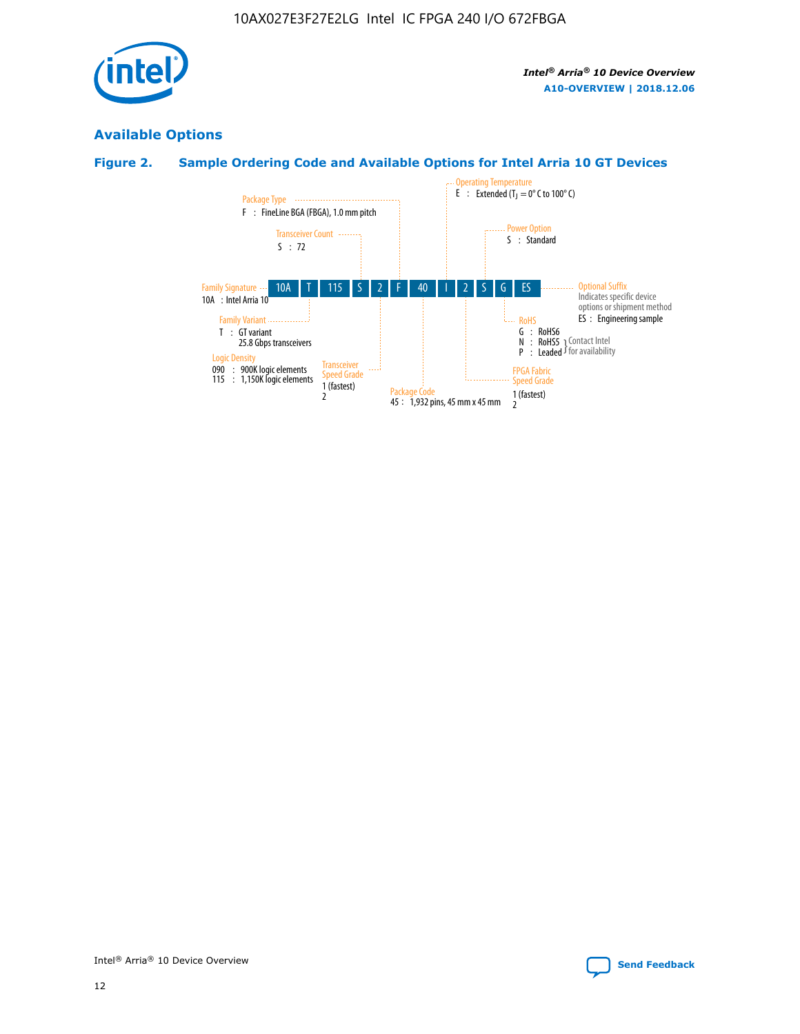## Available Options

### Figure 2. Sample Ordering Code and Available Options for Intel Arria 10 GT Devices

10A T 115 S 2 F 40 I 2 S G ES

- **Family Signature**
  - 10A : Intel Arria 10
- **Family Variant**
  - T : GT variant 25.8 Gbps transceivers
- **Logic Density**
  - 090 : 900K logic elements
  - 115 : 1,150K logic elements
- **Transceiver Count**
  - S : 72
- **Transceiver Speed Grade**
  - 1 (fastest)
  - 2
- **Package Type**
  - F : FineLine BGA (FBGA), 1.0 mm pitch
- **Package Code**
  - 45 : 1,932 pins, 45 mm x 45 mm
- **Operating Temperature**
  - E : Extended ($T_J$ = 0° C to 100° C)
- **FPGA Fabric Speed Grade**
  - 1 (fastest)
  - 2
- **Power Option**
  - S : Standard
- **RoHS**
  - G : RoHS6
  - N : RoHS5 (Contact Intel for availability)
  - P : Leaded (Contact Intel for availability)
- **Optional Suffix**
  - Indicates specific device options or shipment method
  - ES : Engineering sample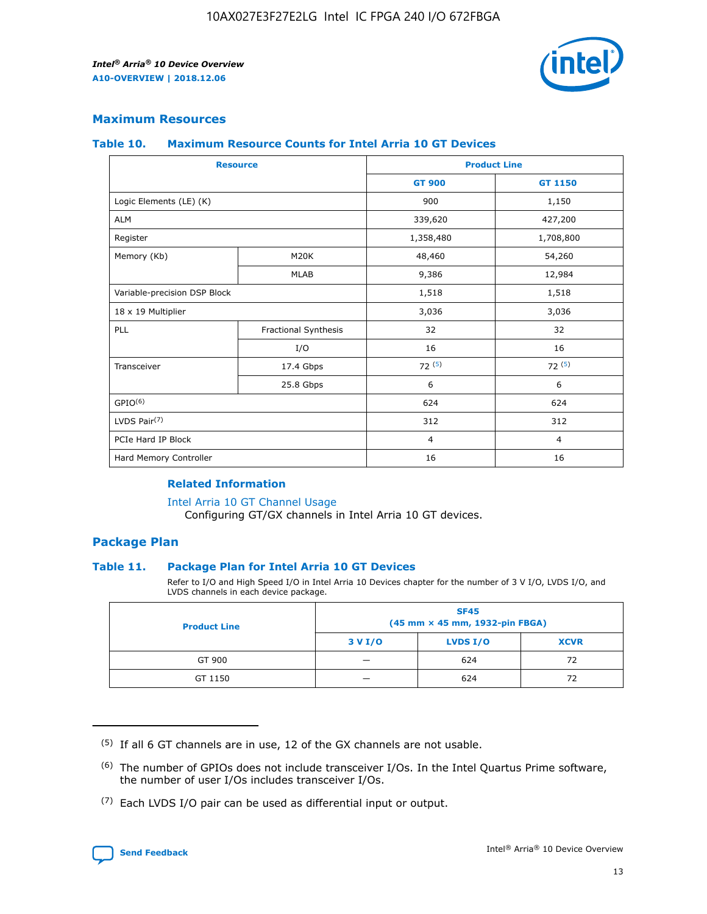## Maximum Resources

### Table 10. Maximum Resource Counts for Intel Arria 10 GT Devices

| Resource | | Product Line | |
|---|---|---|---|
| | | GT 900 | GT 1150 |
| Logic Elements (LE) (K) | | 900 | 1,150 |
| ALM | | 339,620 | 427,200 |
| Register | | 1,358,480 | 1,708,800 |
| Memory (Kb) | M20K | 48,460 | 54,260 |
| | MLAB | 9,386 | 12,984 |
| Variable-precision DSP Block | | 1,518 | 1,518 |
| 18 x 19 Multiplier | | 3,036 | 3,036 |
| PLL | Fractional Synthesis | 32 | 32 |
| | I/O | 16 | 16 |
| Transceiver | 17.4 Gbps | 72 [5] | 72 [5] |
| | 25.8 Gbps | 6 | 6 |
| GPIO[6] | | 624 | 624 |
| LVDS Pair[7] | | 312 | 312 |
| PCIe Hard IP Block | | 4 | 4 |
| Hard Memory Controller | | 16 | 16 |

#### Related Information

Intel Arria 10 GT Channel Usage
Configuring GT/GX channels in Intel Arria 10 GT devices.

## Package Plan

### Table 11. Package Plan for Intel Arria 10 GT Devices

Refer to I/O and High Speed I/O in Intel Arria 10 Devices chapter for the number of 3 V I/O, LVDS I/O, and LVDS channels in each device package.

| Product Line | SF45 (45 mm × 45 mm, 1932-pin FBGA) | | |
|---|---|---|---|
| | 3 V I/O | LVDS I/O | XCVR |
| GT 900 | — | 624 | 72 |
| GT 1150 | — | 624 | 72 |

(5) If all 6 GT channels are in use, 12 of the GX channels are not usable.

(6) The number of GPIOs does not include transceiver I/Os. In the Intel Quartus Prime software, the number of user I/Os includes transceiver I/Os.

(7) Each LVDS I/O pair can be used as differential input or output.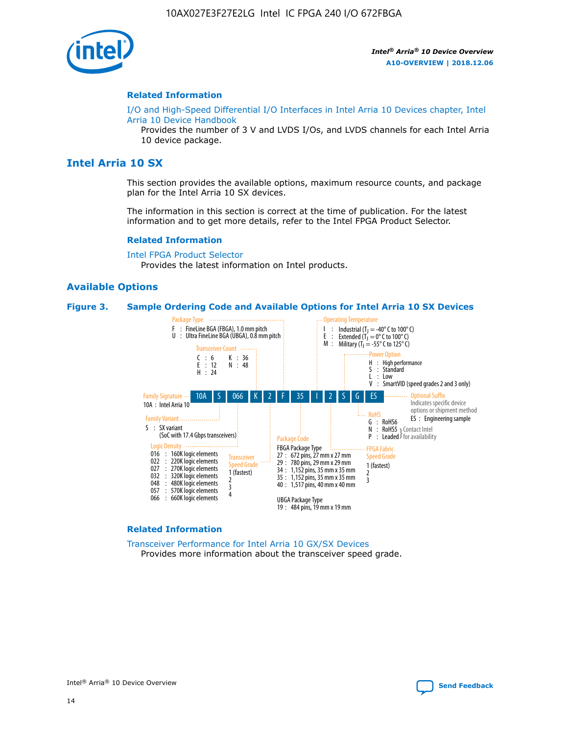## Related Information

I/O and High-Speed Differential I/O Interfaces in Intel Arria 10 Devices chapter, Intel Arria 10 Device Handbook
Provides the number of 3 V and LVDS I/Os, and LVDS channels for each Intel Arria 10 device package.

# Intel Arria 10 SX

This section provides the available options, maximum resource counts, and package plan for the Intel Arria 10 SX devices.

The information in this section is correct at the time of publication. For the latest information and to get more details, refer to the Intel FPGA Product Selector.

## Related Information

Intel FPGA Product Selector
Provides the latest information on Intel products.

## Available Options

**Figure 3. Sample Ordering Code and Available Options for Intel Arria 10 SX Devices**

10A | S | 066 | K | 2 | F | 35 | I | 2 | S | G | ES

**Family Signature**
10A : Intel Arria 10

**Family Variant**
S : SX variant (SoC with 17.4 Gbps transceivers)

**Logic Density**
016 : 160K logic elements
022 : 220K logic elements
027 : 270K logic elements
032 : 320K logic elements
048 : 480K logic elements
057 : 570K logic elements
066 : 660K logic elements

**Transceiver Count**
C : 6
E : 12
H : 24
K : 36
N : 48

**Transceiver Speed Grade**
1 (fastest)
2
3
4

**Package Type**
F : FineLine BGA (FBGA), 1.0 mm pitch
U : Ultra FineLine BGA (UBGA), 0.8 mm pitch

**Package Code**
FBGA Package Type
27 : 672 pins, 27 mm x 27 mm
29 : 780 pins, 29 mm x 29 mm
34 : 1,152 pins, 35 mm x 35 mm
35 : 1,152 pins, 35 mm x 35 mm
40 : 1,517 pins, 40 mm x 40 mm

UBGA Package Type
19 : 484 pins, 19 mm x 19 mm

**Operating Temperature**
I : Industrial ($T_J$ = -40° C to 100° C)
E : Extended ($T_J$ = 0° C to 100° C)
M : Military ($T_J$ = -55° C to 125° C)

**FPGA Fabric Speed Grade**
1 (fastest)
2
3

**Power Option**
H : High performance
S : Standard
L : Low
V : SmartVID (speed grades 2 and 3 only)

**RoHS**
G : RoHS6
N : RoHS5 (Contact Intel for availability)
P : Leaded (Contact Intel for availability)

**Optional Suffix**
Indicates specific device options or shipment method
ES : Engineering sample

## Related Information

Transceiver Performance for Intel Arria 10 GX/SX Devices
Provides more information about the transceiver speed grade.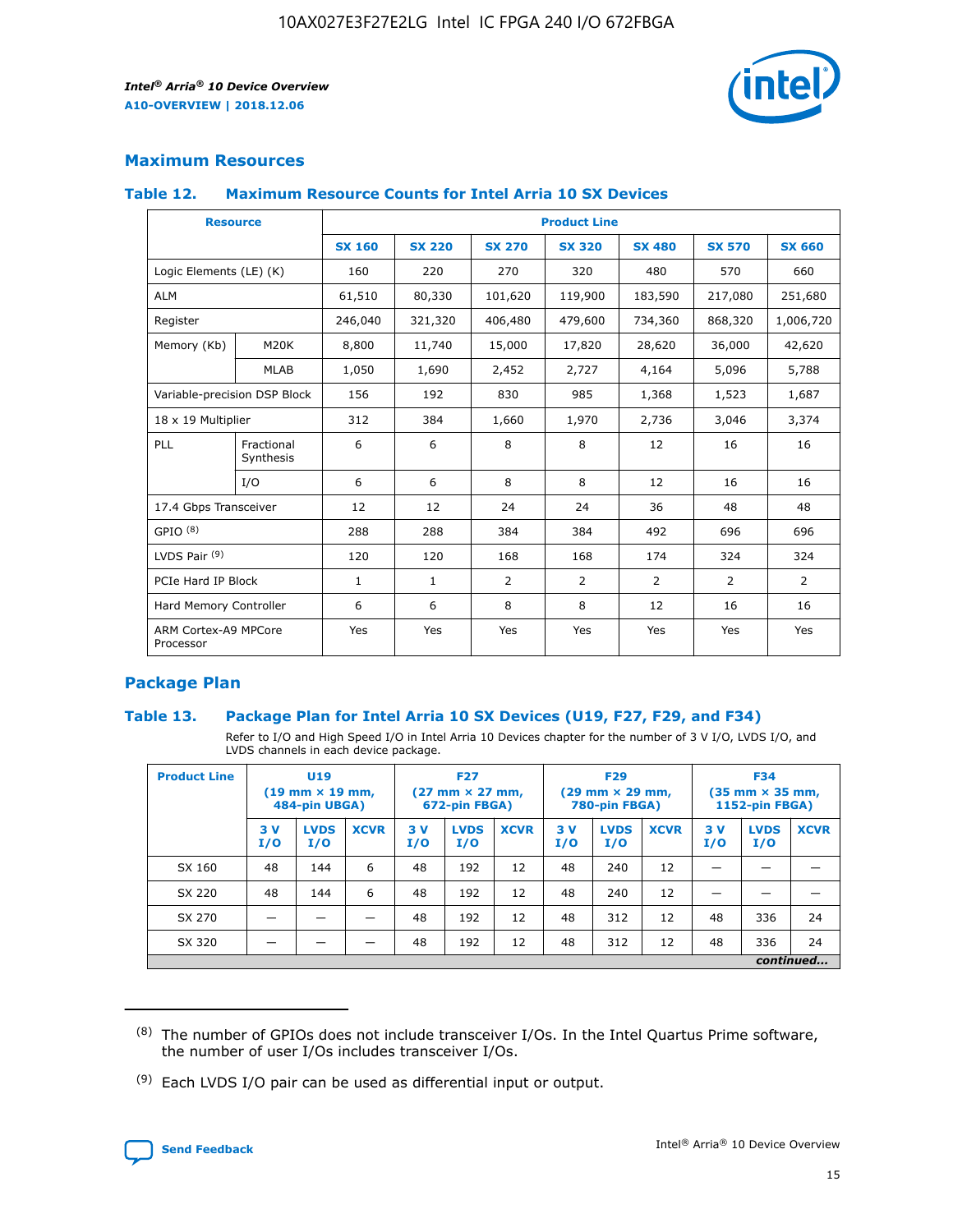## Maximum Resources

### Table 12. Maximum Resource Counts for Intel Arria 10 SX Devices

| Resource | | Product Line | | | | | | |
|---|---|---|---|---|---|---|---|---|
| | | SX 160 | SX 220 | SX 270 | SX 320 | SX 480 | SX 570 | SX 660 |
| Logic Elements (LE) (K) | | 160 | 220 | 270 | 320 | 480 | 570 | 660 |
| ALM | | 61,510 | 80,330 | 101,620 | 119,900 | 183,590 | 217,080 | 251,680 |
| Register | | 246,040 | 321,320 | 406,480 | 479,600 | 734,360 | 868,320 | 1,006,720 |
| Memory (Kb) | M20K | 8,800 | 11,740 | 15,000 | 17,820 | 28,620 | 36,000 | 42,620 |
| | MLAB | 1,050 | 1,690 | 2,452 | 2,727 | 4,164 | 5,096 | 5,788 |
| Variable-precision DSP Block | | 156 | 192 | 830 | 985 | 1,368 | 1,523 | 1,687 |
| 18 x 19 Multiplier | | 312 | 384 | 1,660 | 1,970 | 2,736 | 3,046 | 3,374 |
| PLL | Fractional Synthesis | 6 | 6 | 8 | 8 | 12 | 16 | 16 |
| | I/O | 6 | 6 | 8 | 8 | 12 | 16 | 16 |
| 17.4 Gbps Transceiver | | 12 | 12 | 24 | 24 | 36 | 48 | 48 |
| GPIO (8) | | 288 | 288 | 384 | 384 | 492 | 696 | 696 |
| LVDS Pair (9) | | 120 | 120 | 168 | 168 | 174 | 324 | 324 |
| PCIe Hard IP Block | | 1 | 1 | 2 | 2 | 2 | 2 | 2 |
| Hard Memory Controller | | 6 | 6 | 8 | 8 | 12 | 16 | 16 |
| ARM Cortex-A9 MPCore Processor | | Yes | Yes | Yes | Yes | Yes | Yes | Yes |

## Package Plan

### Table 13. Package Plan for Intel Arria 10 SX Devices (U19, F27, F29, and F34)

Refer to I/O and High Speed I/O in Intel Arria 10 Devices chapter for the number of 3 V I/O, LVDS I/O, and LVDS channels in each device package.

| Product Line | U19 (19 mm × 19 mm, 484-pin UBGA) | | | F27 (27 mm × 27 mm, 672-pin FBGA) | | | F29 (29 mm × 29 mm, 780-pin FBGA) | | | F34 (35 mm × 35 mm, 1152-pin FBGA) | | |
|---|---|---|---|---|---|---|---|---|---|---|---|---|
| | 3 V I/O | LVDS I/O | XCVR | 3 V I/O | LVDS I/O | XCVR | 3 V I/O | LVDS I/O | XCVR | 3 V I/O | LVDS I/O | XCVR |
| SX 160 | 48 | 144 | 6 | 48 | 192 | 12 | 48 | 240 | 12 | — | — | — |
| SX 220 | 48 | 144 | 6 | 48 | 192 | 12 | 48 | 240 | 12 | — | — | — |
| SX 270 | — | — | — | 48 | 192 | 12 | 48 | 312 | 12 | 48 | 336 | 24 |
| SX 320 | — | — | — | 48 | 192 | 12 | 48 | 312 | 12 | 48 | 336 | 24 |

*continued...*

(8) The number of GPIOs does not include transceiver I/Os. In the Intel Quartus Prime software, the number of user I/Os includes transceiver I/Os.

(9) Each LVDS I/O pair can be used as differential input or output.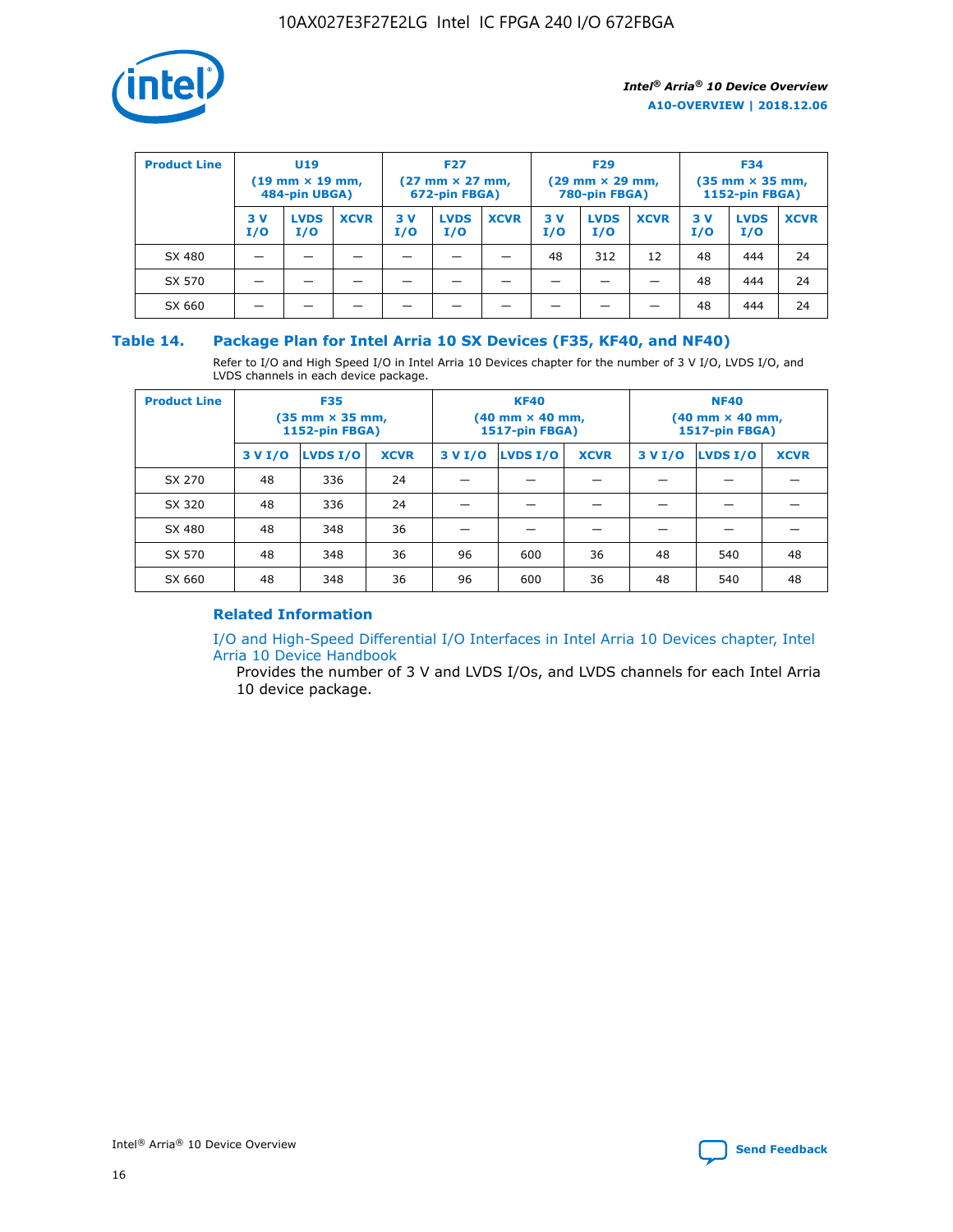| Product Line | U19 (19 mm × 19 mm, 484-pin UBGA) | | | F27 (27 mm × 27 mm, 672-pin FBGA) | | | F29 (29 mm × 29 mm, 780-pin FBGA) | | | F34 (35 mm × 35 mm, 1152-pin FBGA) | | |
|---|---|---|---|---|---|---|---|---|---|---|---|---|
| | 3 V I/O | LVDS I/O | XCVR | 3 V I/O | LVDS I/O | XCVR | 3 V I/O | LVDS I/O | XCVR | 3 V I/O | LVDS I/O | XCVR |
| SX 480 | — | — | — | — | — | — | 48 | 312 | 12 | 48 | 444 | 24 |
| SX 570 | — | — | — | — | — | — | — | — | — | 48 | 444 | 24 |
| SX 660 | — | — | — | — | — | — | — | — | — | 48 | 444 | 24 |

## Table 14. Package Plan for Intel Arria 10 SX Devices (F35, KF40, and NF40)

Refer to I/O and High Speed I/O in Intel Arria 10 Devices chapter for the number of 3 V I/O, LVDS I/O, and LVDS channels in each device package.

| Product Line | F35 (35 mm × 35 mm, 1152-pin FBGA) | | | KF40 (40 mm × 40 mm, 1517-pin FBGA) | | | NF40 (40 mm × 40 mm, 1517-pin FBGA) | | |
|---|---|---|---|---|---|---|---|---|---|
| | 3 V I/O | LVDS I/O | XCVR | 3 V I/O | LVDS I/O | XCVR | 3 V I/O | LVDS I/O | XCVR |
| SX 270 | 48 | 336 | 24 | — | — | — | — | — | — |
| SX 320 | 48 | 336 | 24 | — | — | — | — | — | — |
| SX 480 | 48 | 348 | 36 | — | — | — | — | — | — |
| SX 570 | 48 | 348 | 36 | 96 | 600 | 36 | 48 | 540 | 48 |
| SX 660 | 48 | 348 | 36 | 96 | 600 | 36 | 48 | 540 | 48 |

### Related Information

I/O and High-Speed Differential I/O Interfaces in Intel Arria 10 Devices chapter, Intel Arria 10 Device Handbook

Provides the number of 3 V and LVDS I/Os, and LVDS channels for each Intel Arria 10 device package.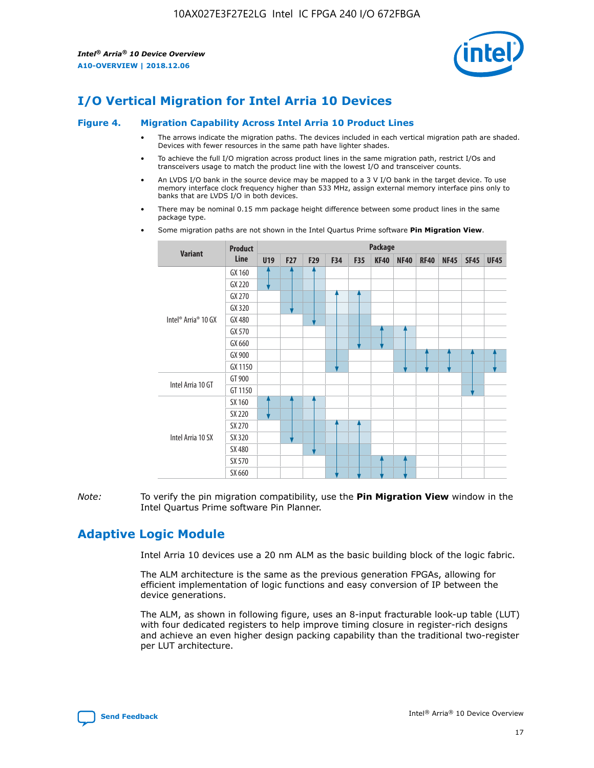# I/O Vertical Migration for Intel Arria 10 Devices

**Figure 4. Migration Capability Across Intel Arria 10 Product Lines**

- The arrows indicate the migration paths. The devices included in each vertical migration path are shaded. Devices with fewer resources in the same path have lighter shades.
- To achieve the full I/O migration across product lines in the same migration path, restrict I/Os and transceivers usage to match the product line with the lowest I/O and transceiver counts.
- An LVDS I/O bank in the source device may be mapped to a 3 V I/O bank in the target device. To use memory interface clock frequency higher than 533 MHz, assign external memory interface pins only to banks that are LVDS I/O in both devices.
- There may be nominal 0.15 mm package height difference between some product lines in the same package type.
- Some migration paths are not shown in the Intel Quartus Prime software **Pin Migration View**.

| Variant | Product Line | U19 | F27 | F29 | F34 | F35 | KF40 | NF40 | RF40 | NF45 | SF45 | UF45 |
|---|---|---|---|---|---|---|---|---|---|---|---|---|
| Intel® Arria® 10 GX | GX 160 | | | | | | | | | | | |
| | GX 220 | | | | | | | | | | | |
| | GX 270 | | | | | | | | | | | |
| | GX 320 | | | | | | | | | | | |
| | GX 480 | | | | | | | | | | | |
| | GX 570 | | | | | | | | | | | |
| | GX 660 | | | | | | | | | | | |
| | GX 900 | | | | | | | | | | | |
| | GX 1150 | | | | | | | | | | | |
| Intel Arria 10 GT | GT 900 | | | | | | | | | | | |
| | GT 1150 | | | | | | | | | | | |
| Intel Arria 10 SX | SX 160 | | | | | | | | | | | |
| | SX 220 | | | | | | | | | | | |
| | SX 270 | | | | | | | | | | | |
| | SX 320 | | | | | | | | | | | |
| | SX 480 | | | | | | | | | | | |
| | SX 570 | | | | | | | | | | | |
| | SX 660 | | | | | | | | | | | |

*Note:* To verify the pin migration compatibility, use the **Pin Migration View** window in the Intel Quartus Prime software Pin Planner.

# Adaptive Logic Module

Intel Arria 10 devices use a 20 nm ALM as the basic building block of the logic fabric.

The ALM architecture is the same as the previous generation FPGAs, allowing for efficient implementation of logic functions and easy conversion of IP between the device generations.

The ALM, as shown in following figure, uses an 8-input fracturable look-up table (LUT) with four dedicated registers to help improve timing closure in register-rich designs and achieve an even higher design packing capability than the traditional two-register per LUT architecture.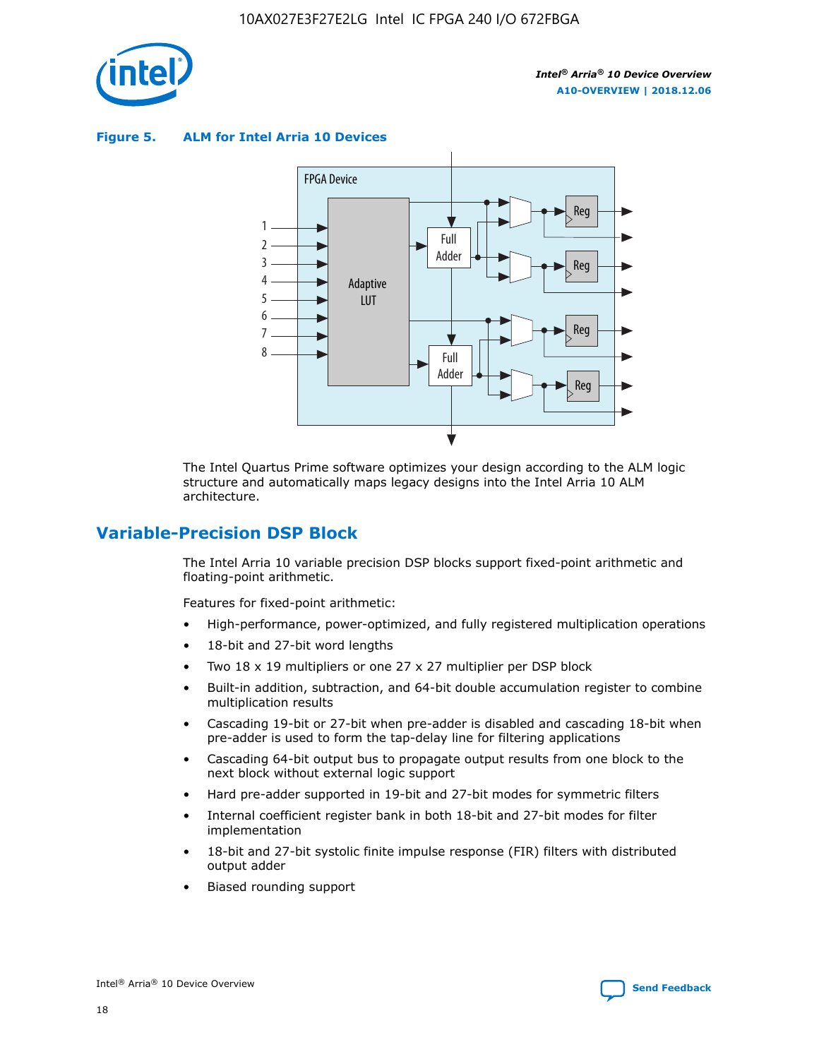**Figure 5. ALM for Intel Arria 10 Devices**

The Intel Quartus Prime software optimizes your design according to the ALM logic structure and automatically maps legacy designs into the Intel Arria 10 ALM architecture.

## Variable-Precision DSP Block

The Intel Arria 10 variable precision DSP blocks support fixed-point arithmetic and floating-point arithmetic.

Features for fixed-point arithmetic:

- High-performance, power-optimized, and fully registered multiplication operations
- 18-bit and 27-bit word lengths
- Two 18 x 19 multipliers or one 27 x 27 multiplier per DSP block
- Built-in addition, subtraction, and 64-bit double accumulation register to combine multiplication results
- Cascading 19-bit or 27-bit when pre-adder is disabled and cascading 18-bit when pre-adder is used to form the tap-delay line for filtering applications
- Cascading 64-bit output bus to propagate output results from one block to the next block without external logic support
- Hard pre-adder supported in 19-bit and 27-bit modes for symmetric filters
- Internal coefficient register bank in both 18-bit and 27-bit modes for filter implementation
- 18-bit and 27-bit systolic finite impulse response (FIR) filters with distributed output adder
- Biased rounding support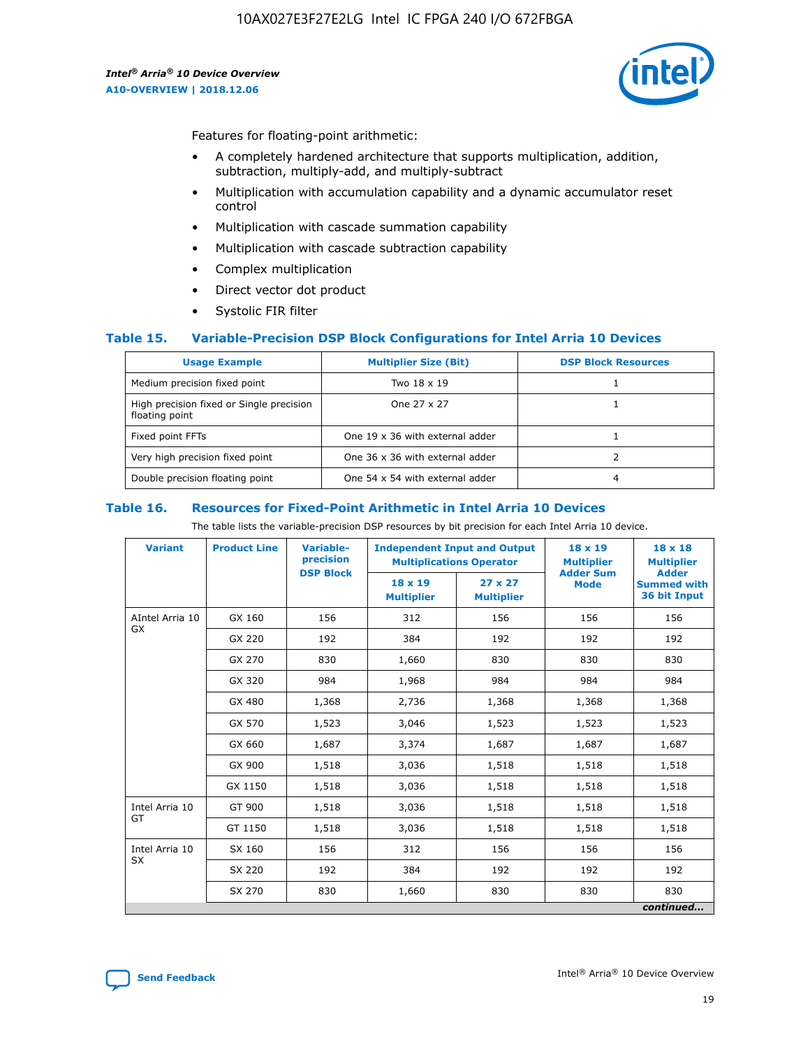Features for floating-point arithmetic:

- A completely hardened architecture that supports multiplication, addition, subtraction, multiply-add, and multiply-subtract
- Multiplication with accumulation capability and a dynamic accumulator reset control
- Multiplication with cascade summation capability
- Multiplication with cascade subtraction capability
- Complex multiplication
- Direct vector dot product
- Systolic FIR filter

### Table 15. Variable-Precision DSP Block Configurations for Intel Arria 10 Devices

| Usage Example | Multiplier Size (Bit) | DSP Block Resources |
|---|---|---|
| Medium precision fixed point | Two 18 x 19 | 1 |
| High precision fixed or Single precision floating point | One 27 x 27 | 1 |
| Fixed point FFTs | One 19 x 36 with external adder | 1 |
| Very high precision fixed point | One 36 x 36 with external adder | 2 |
| Double precision floating point | One 54 x 54 with external adder | 4 |

### Table 16. Resources for Fixed-Point Arithmetic in Intel Arria 10 Devices

The table lists the variable-precision DSP resources by bit precision for each Intel Arria 10 device.

| Variant | Product Line | Variable-precision DSP Block | Independent Input and Output Multiplications Operator | | 18 x 19 Multiplier Adder Sum Mode | 18 x 18 Multiplier Adder Summed with 36 bit Input |
|---|---|---|---|---|---|---|
| | | | 18 x 19 Multiplier | 27 x 27 Multiplier | | |
| AIntel Arria 10 GX | GX 160 | 156 | 312 | 156 | 156 | 156 |
| | GX 220 | 192 | 384 | 192 | 192 | 192 |
| | GX 270 | 830 | 1,660 | 830 | 830 | 830 |
| | GX 320 | 984 | 1,968 | 984 | 984 | 984 |
| | GX 480 | 1,368 | 2,736 | 1,368 | 1,368 | 1,368 |
| | GX 570 | 1,523 | 3,046 | 1,523 | 1,523 | 1,523 |
| | GX 660 | 1,687 | 3,374 | 1,687 | 1,687 | 1,687 |
| | GX 900 | 1,518 | 3,036 | 1,518 | 1,518 | 1,518 |
| | GX 1150 | 1,518 | 3,036 | 1,518 | 1,518 | 1,518 |
| Intel Arria 10 GT | GT 900 | 1,518 | 3,036 | 1,518 | 1,518 | 1,518 |
| | GT 1150 | 1,518 | 3,036 | 1,518 | 1,518 | 1,518 |
| Intel Arria 10 SX | SX 160 | 156 | 312 | 156 | 156 | 156 |
| | SX 220 | 192 | 384 | 192 | 192 | 192 |
| | SX 270 | 830 | 1,660 | 830 | 830 | 830 |

*continued...*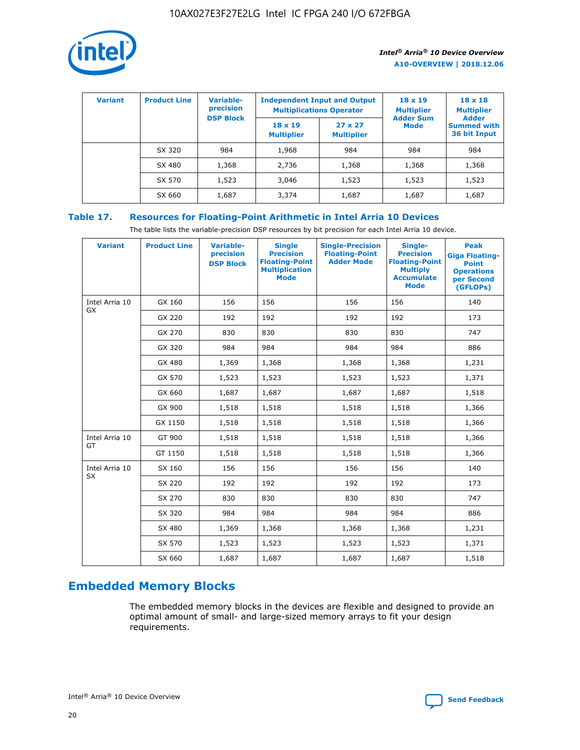| Variant | Product Line | Variable-precision DSP Block | Independent Input and Output Multiplications Operator | | 18 x 19 Multiplier Adder Sum Mode | 18 x 18 Multiplier Adder Summed with 36 bit Input |
|---|---|---|---|---|---|---|
| | | | 18 x 19 Multiplier | 27 x 27 Multiplier | | |
| | SX 320 | 984 | 1,968 | 984 | 984 | 984 |
| | SX 480 | 1,368 | 2,736 | 1,368 | 1,368 | 1,368 |
| | SX 570 | 1,523 | 3,046 | 1,523 | 1,523 | 1,523 |
| | SX 660 | 1,687 | 3,374 | 1,687 | 1,687 | 1,687 |

**Table 17. Resources for Floating-Point Arithmetic in Intel Arria 10 Devices**

The table lists the variable-precision DSP resources by bit precision for each Intel Arria 10 device.

| Variant | Product Line | Variable-precision DSP Block | Single Precision Floating-Point Multiplication Mode | Single-Precision Floating-Point Adder Mode | Single-Precision Floating-Point Multiply Accumulate Mode | Peak Giga Floating-Point Operations per Second (GFLOPs) |
|---|---|---|---|---|---|---|
| Intel Arria 10 GX | GX 160 | 156 | 156 | 156 | 156 | 140 |
| | GX 220 | 192 | 192 | 192 | 192 | 173 |
| | GX 270 | 830 | 830 | 830 | 830 | 747 |
| | GX 320 | 984 | 984 | 984 | 984 | 886 |
| | GX 480 | 1,369 | 1,368 | 1,368 | 1,368 | 1,231 |
| | GX 570 | 1,523 | 1,523 | 1,523 | 1,523 | 1,371 |
| | GX 660 | 1,687 | 1,687 | 1,687 | 1,687 | 1,518 |
| | GX 900 | 1,518 | 1,518 | 1,518 | 1,518 | 1,366 |
| | GX 1150 | 1,518 | 1,518 | 1,518 | 1,518 | 1,366 |
| Intel Arria 10 GT | GT 900 | 1,518 | 1,518 | 1,518 | 1,518 | 1,366 |
| | GT 1150 | 1,518 | 1,518 | 1,518 | 1,518 | 1,366 |
| Intel Arria 10 SX | SX 160 | 156 | 156 | 156 | 156 | 140 |
| | SX 220 | 192 | 192 | 192 | 192 | 173 |
| | SX 270 | 830 | 830 | 830 | 830 | 747 |
| | SX 320 | 984 | 984 | 984 | 984 | 886 |
| | SX 480 | 1,369 | 1,368 | 1,368 | 1,368 | 1,231 |
| | SX 570 | 1,523 | 1,523 | 1,523 | 1,523 | 1,371 |
| | SX 660 | 1,687 | 1,687 | 1,687 | 1,687 | 1,518 |

## Embedded Memory Blocks

The embedded memory blocks in the devices are flexible and designed to provide an optimal amount of small- and large-sized memory arrays to fit your design requirements.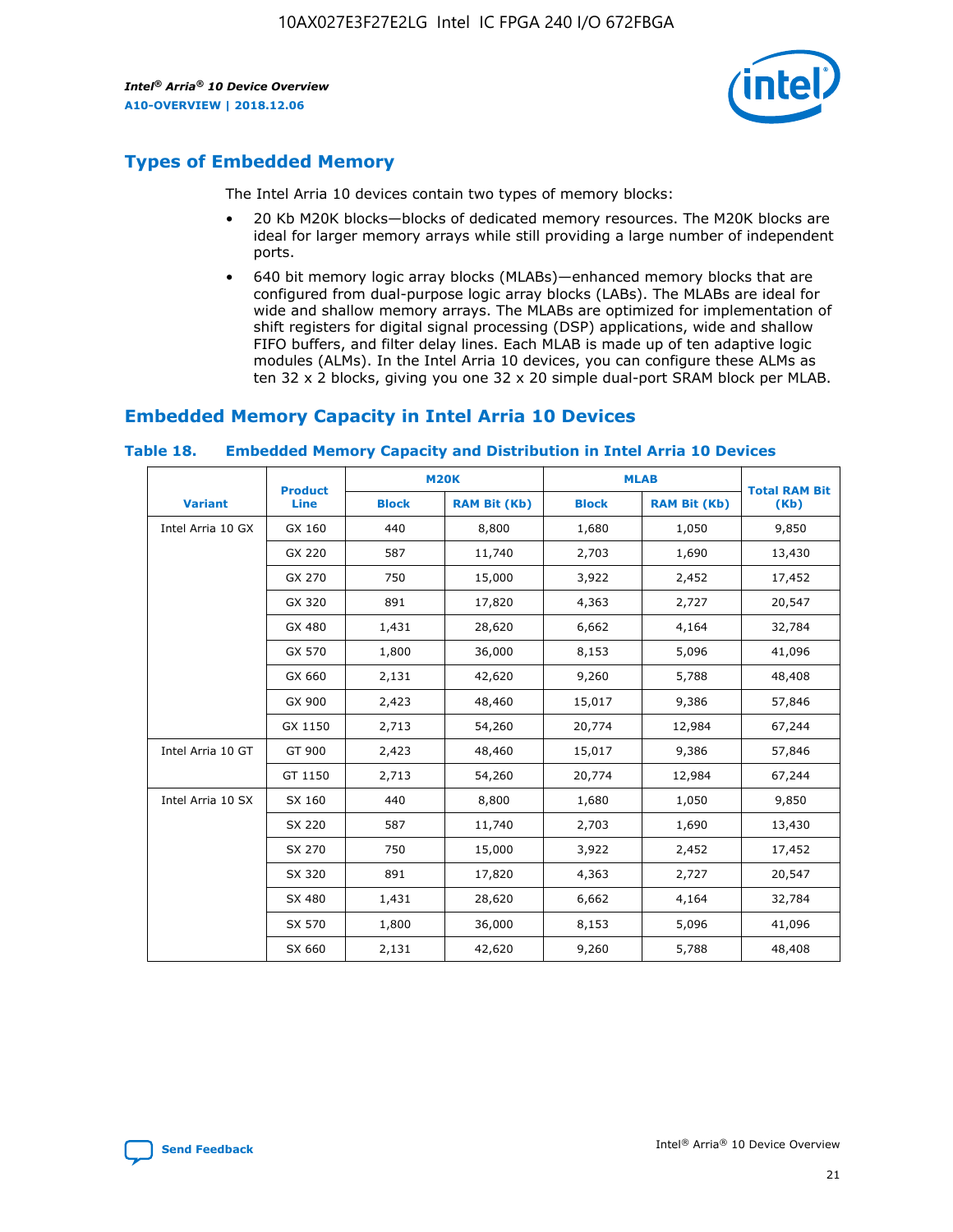## Types of Embedded Memory

The Intel Arria 10 devices contain two types of memory blocks:

- 20 Kb M20K blocks—blocks of dedicated memory resources. The M20K blocks are ideal for larger memory arrays while still providing a large number of independent ports.
- 640 bit memory logic array blocks (MLABs)—enhanced memory blocks that are configured from dual-purpose logic array blocks (LABs). The MLABs are ideal for wide and shallow memory arrays. The MLABs are optimized for implementation of shift registers for digital signal processing (DSP) applications, wide and shallow FIFO buffers, and filter delay lines. Each MLAB is made up of ten adaptive logic modules (ALMs). In the Intel Arria 10 devices, you can configure these ALMs as ten 32 x 2 blocks, giving you one 32 x 20 simple dual-port SRAM block per MLAB.

## Embedded Memory Capacity in Intel Arria 10 Devices

**Table 18. Embedded Memory Capacity and Distribution in Intel Arria 10 Devices**

| Variant | Product Line | M20K | | MLAB | | Total RAM Bit (Kb) |
|---|---|---|---|---|---|---|
| | | Block | RAM Bit (Kb) | Block | RAM Bit (Kb) | |
| Intel Arria 10 GX | GX 160 | 440 | 8,800 | 1,680 | 1,050 | 9,850 |
| | GX 220 | 587 | 11,740 | 2,703 | 1,690 | 13,430 |
| | GX 270 | 750 | 15,000 | 3,922 | 2,452 | 17,452 |
| | GX 320 | 891 | 17,820 | 4,363 | 2,727 | 20,547 |
| | GX 480 | 1,431 | 28,620 | 6,662 | 4,164 | 32,784 |
| | GX 570 | 1,800 | 36,000 | 8,153 | 5,096 | 41,096 |
| | GX 660 | 2,131 | 42,620 | 9,260 | 5,788 | 48,408 |
| | GX 900 | 2,423 | 48,460 | 15,017 | 9,386 | 57,846 |
| | GX 1150 | 2,713 | 54,260 | 20,774 | 12,984 | 67,244 |
| Intel Arria 10 GT | GT 900 | 2,423 | 48,460 | 15,017 | 9,386 | 57,846 |
| | GT 1150 | 2,713 | 54,260 | 20,774 | 12,984 | 67,244 |
| Intel Arria 10 SX | SX 160 | 440 | 8,800 | 1,680 | 1,050 | 9,850 |
| | SX 220 | 587 | 11,740 | 2,703 | 1,690 | 13,430 |
| | SX 270 | 750 | 15,000 | 3,922 | 2,452 | 17,452 |
| | SX 320 | 891 | 17,820 | 4,363 | 2,727 | 20,547 |
| | SX 480 | 1,431 | 28,620 | 6,662 | 4,164 | 32,784 |
| | SX 570 | 1,800 | 36,000 | 8,153 | 5,096 | 41,096 |
| | SX 660 | 2,131 | 42,620 | 9,260 | 5,788 | 48,408 |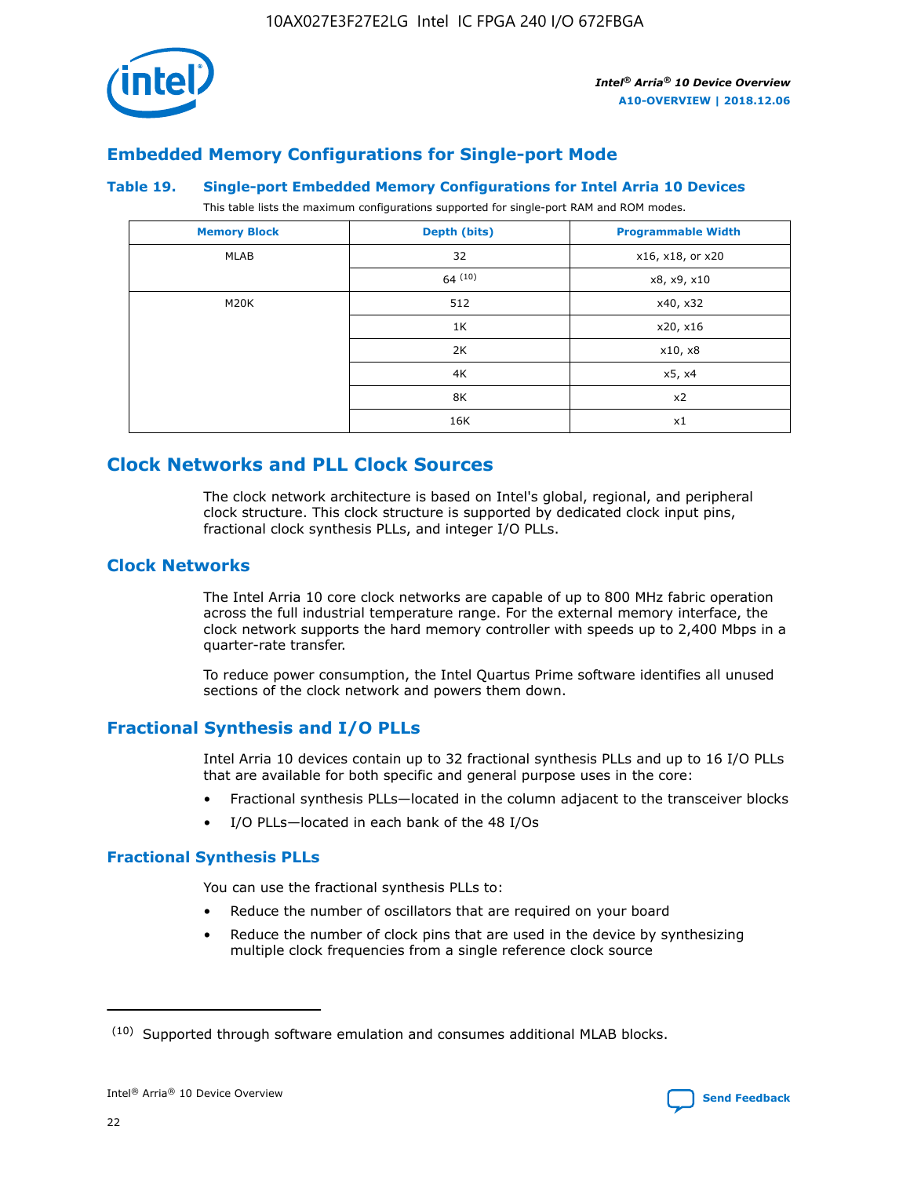## Embedded Memory Configurations for Single-port Mode

### Table 19. Single-port Embedded Memory Configurations for Intel Arria 10 Devices

This table lists the maximum configurations supported for single-port RAM and ROM modes.

| Memory Block | Depth (bits) | Programmable Width |
| --- | --- | --- |
| MLAB | 32 | x16, x18, or x20 |
| | 64 [10] | x8, x9, x10 |
| M20K | 512 | x40, x32 |
| | 1K | x20, x16 |
| | 2K | x10, x8 |
| | 4K | x5, x4 |
| | 8K | x2 |
| | 16K | x1 |

## Clock Networks and PLL Clock Sources

The clock network architecture is based on Intel's global, regional, and peripheral clock structure. This clock structure is supported by dedicated clock input pins, fractional clock synthesis PLLs, and integer I/O PLLs.

### Clock Networks

The Intel Arria 10 core clock networks are capable of up to 800 MHz fabric operation across the full industrial temperature range. For the external memory interface, the clock network supports the hard memory controller with speeds up to 2,400 Mbps in a quarter-rate transfer.

To reduce power consumption, the Intel Quartus Prime software identifies all unused sections of the clock network and powers them down.

### Fractional Synthesis and I/O PLLs

Intel Arria 10 devices contain up to 32 fractional synthesis PLLs and up to 16 I/O PLLs that are available for both specific and general purpose uses in the core:

- Fractional synthesis PLLs—located in the column adjacent to the transceiver blocks
- I/O PLLs—located in each bank of the 48 I/Os

#### Fractional Synthesis PLLs

You can use the fractional synthesis PLLs to:

- Reduce the number of oscillators that are required on your board
- Reduce the number of clock pins that are used in the device by synthesizing multiple clock frequencies from a single reference clock source

[10] Supported through software emulation and consumes additional MLAB blocks.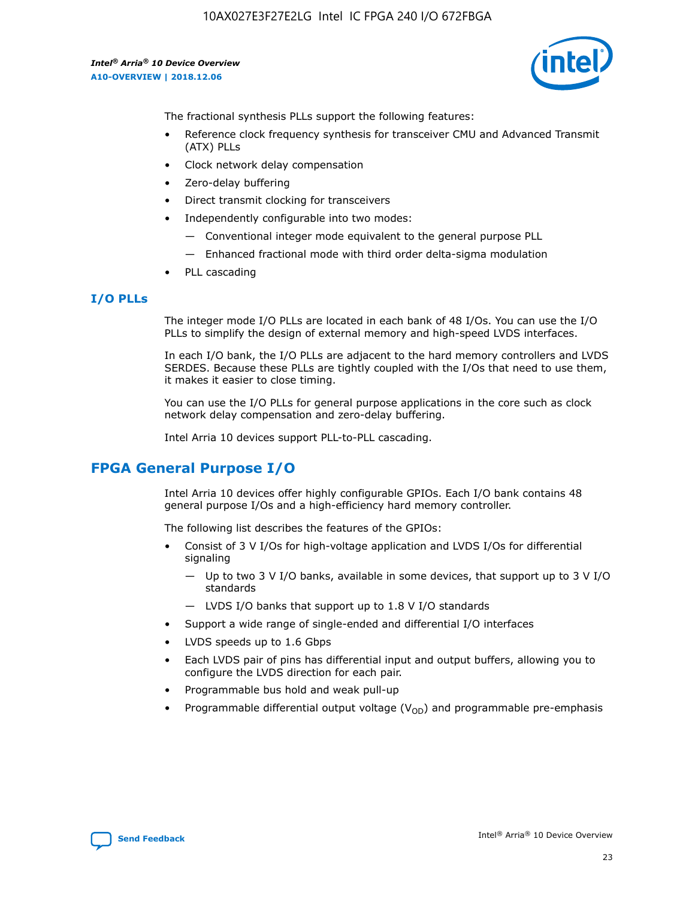The fractional synthesis PLLs support the following features:

- Reference clock frequency synthesis for transceiver CMU and Advanced Transmit (ATX) PLLs
- Clock network delay compensation
- Zero-delay buffering
- Direct transmit clocking for transceivers
- Independently configurable into two modes:
  - — Conventional integer mode equivalent to the general purpose PLL
  - — Enhanced fractional mode with third order delta-sigma modulation
- PLL cascading

### I/O PLLs

The integer mode I/O PLLs are located in each bank of 48 I/Os. You can use the I/O PLLs to simplify the design of external memory and high-speed LVDS interfaces.

In each I/O bank, the I/O PLLs are adjacent to the hard memory controllers and LVDS SERDES. Because these PLLs are tightly coupled with the I/Os that need to use them, it makes it easier to close timing.

You can use the I/O PLLs for general purpose applications in the core such as clock network delay compensation and zero-delay buffering.

Intel Arria 10 devices support PLL-to-PLL cascading.

## FPGA General Purpose I/O

Intel Arria 10 devices offer highly configurable GPIOs. Each I/O bank contains 48 general purpose I/Os and a high-efficiency hard memory controller.

The following list describes the features of the GPIOs:

- Consist of 3 V I/Os for high-voltage application and LVDS I/Os for differential signaling
  - — Up to two 3 V I/O banks, available in some devices, that support up to 3 V I/O standards
  - — LVDS I/O banks that support up to 1.8 V I/O standards
- Support a wide range of single-ended and differential I/O interfaces
- LVDS speeds up to 1.6 Gbps
- Each LVDS pair of pins has differential input and output buffers, allowing you to configure the LVDS direction for each pair.
- Programmable bus hold and weak pull-up
- Programmable differential output voltage ($V_{OD}$) and programmable pre-emphasis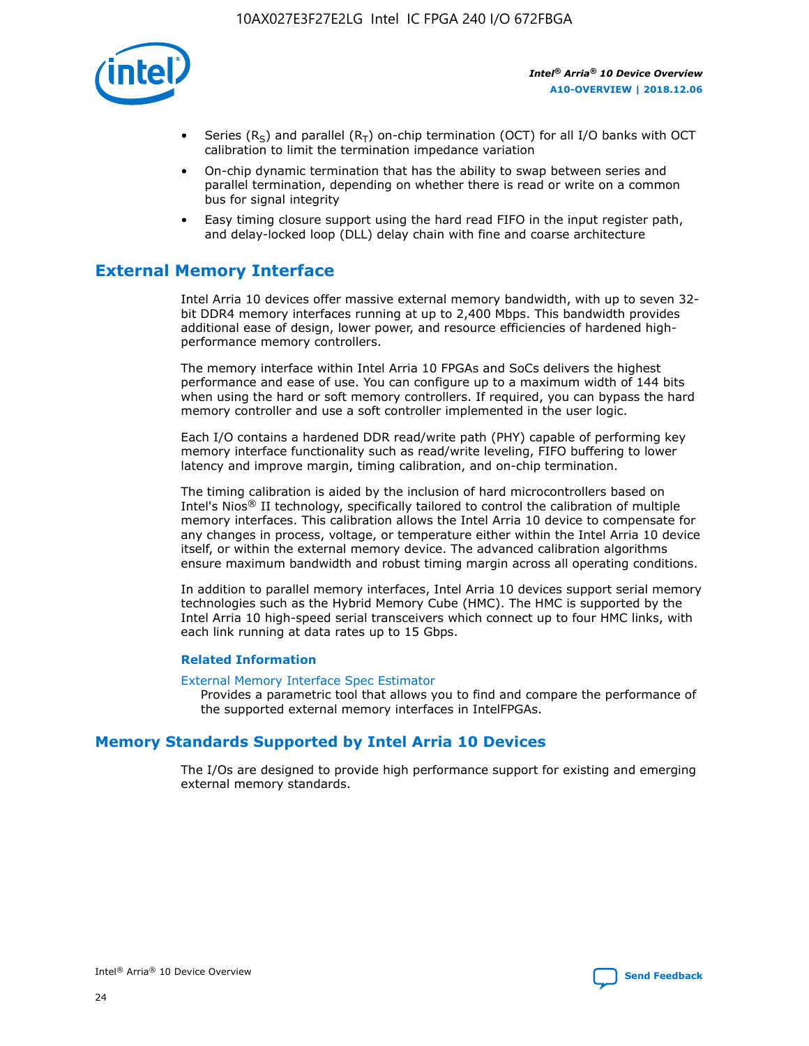- Series ($R_S$) and parallel ($R_T$) on-chip termination (OCT) for all I/O banks with OCT calibration to limit the termination impedance variation
- On-chip dynamic termination that has the ability to swap between series and parallel termination, depending on whether there is read or write on a common bus for signal integrity
- Easy timing closure support using the hard read FIFO in the input register path, and delay-locked loop (DLL) delay chain with fine and coarse architecture

## External Memory Interface

Intel Arria 10 devices offer massive external memory bandwidth, with up to seven 32-bit DDR4 memory interfaces running at up to 2,400 Mbps. This bandwidth provides additional ease of design, lower power, and resource efficiencies of hardened high-performance memory controllers.

The memory interface within Intel Arria 10 FPGAs and SoCs delivers the highest performance and ease of use. You can configure up to a maximum width of 144 bits when using the hard or soft memory controllers. If required, you can bypass the hard memory controller and use a soft controller implemented in the user logic.

Each I/O contains a hardened DDR read/write path (PHY) capable of performing key memory interface functionality such as read/write leveling, FIFO buffering to lower latency and improve margin, timing calibration, and on-chip termination.

The timing calibration is aided by the inclusion of hard microcontrollers based on Intel's Nios® II technology, specifically tailored to control the calibration of multiple memory interfaces. This calibration allows the Intel Arria 10 device to compensate for any changes in process, voltage, or temperature either within the Intel Arria 10 device itself, or within the external memory device. The advanced calibration algorithms ensure maximum bandwidth and robust timing margin across all operating conditions.

In addition to parallel memory interfaces, Intel Arria 10 devices support serial memory technologies such as the Hybrid Memory Cube (HMC). The HMC is supported by the Intel Arria 10 high-speed serial transceivers which connect up to four HMC links, with each link running at data rates up to 15 Gbps.

### Related Information

External Memory Interface Spec Estimator
: Provides a parametric tool that allows you to find and compare the performance of the supported external memory interfaces in IntelFPGAs.

## Memory Standards Supported by Intel Arria 10 Devices

The I/Os are designed to provide high performance support for existing and emerging external memory standards.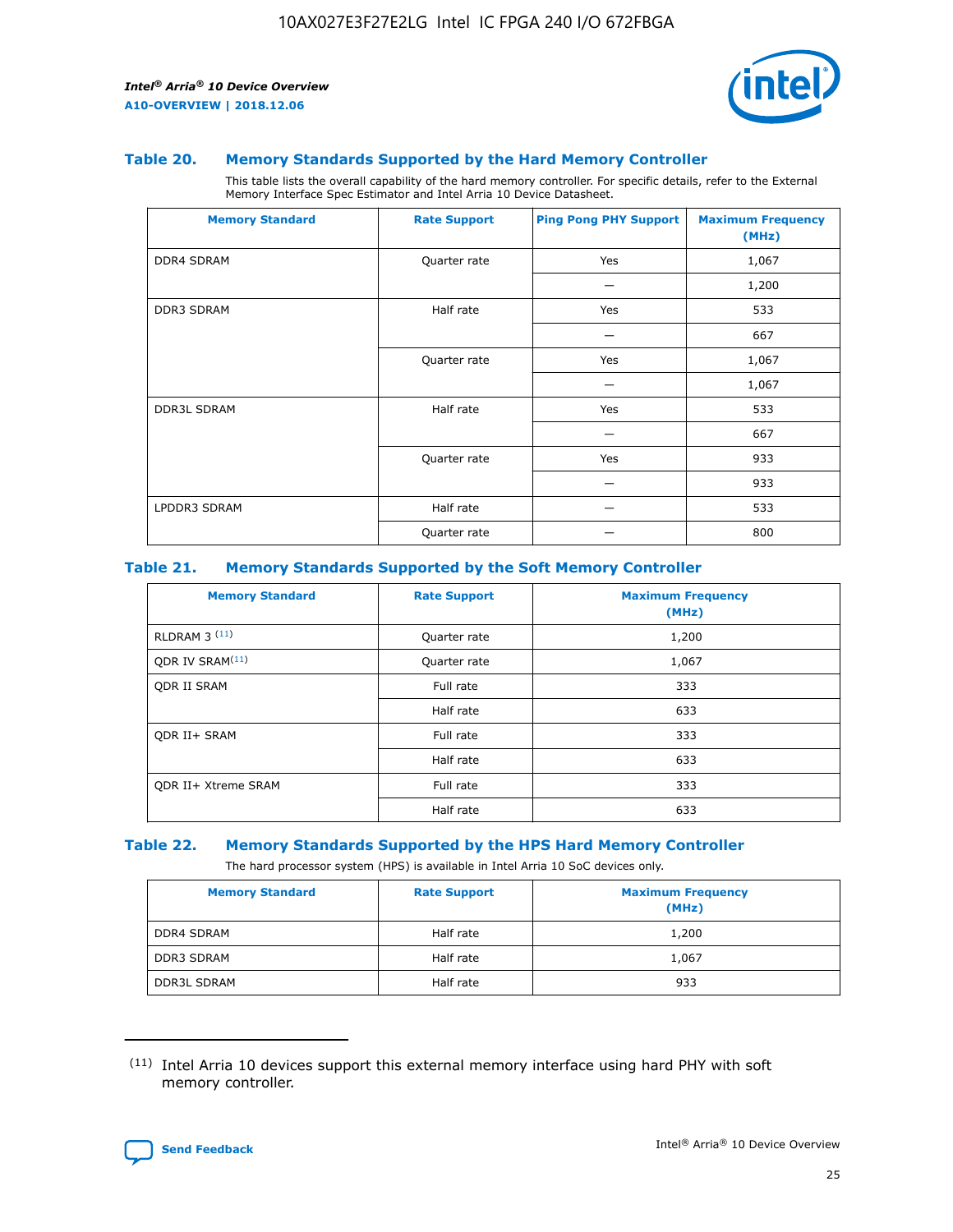### Table 20. Memory Standards Supported by the Hard Memory Controller

This table lists the overall capability of the hard memory controller. For specific details, refer to the External Memory Interface Spec Estimator and Intel Arria 10 Device Datasheet.

| Memory Standard | Rate Support | Ping Pong PHY Support | Maximum Frequency (MHz) |
|---|---|---|---|
| DDR4 SDRAM | Quarter rate | Yes | 1,067 |
| | | — | 1,200 |
| DDR3 SDRAM | Half rate | Yes | 533 |
| | | — | 667 |
| | Quarter rate | Yes | 1,067 |
| | | — | 1,067 |
| DDR3L SDRAM | Half rate | Yes | 533 |
| | | — | 667 |
| | Quarter rate | Yes | 933 |
| | | — | 933 |
| LPDDR3 SDRAM | Half rate | — | 533 |
| | Quarter rate | — | 800 |

### Table 21. Memory Standards Supported by the Soft Memory Controller

| Memory Standard | Rate Support | Maximum Frequency (MHz) |
|---|---|---|
| RLDRAM 3 [(11)] | Quarter rate | 1,200 |
| QDR IV SRAM[(11)] | Quarter rate | 1,067 |
| QDR II SRAM | Full rate | 333 |
| | Half rate | 633 |
| QDR II+ SRAM | Full rate | 333 |
| | Half rate | 633 |
| QDR II+ Xtreme SRAM | Full rate | 333 |
| | Half rate | 633 |

### Table 22. Memory Standards Supported by the HPS Hard Memory Controller

The hard processor system (HPS) is available in Intel Arria 10 SoC devices only.

| Memory Standard | Rate Support | Maximum Frequency (MHz) |
|---|---|---|
| DDR4 SDRAM | Half rate | 1,200 |
| DDR3 SDRAM | Half rate | 1,067 |
| DDR3L SDRAM | Half rate | 933 |

(11) Intel Arria 10 devices support this external memory interface using hard PHY with soft memory controller.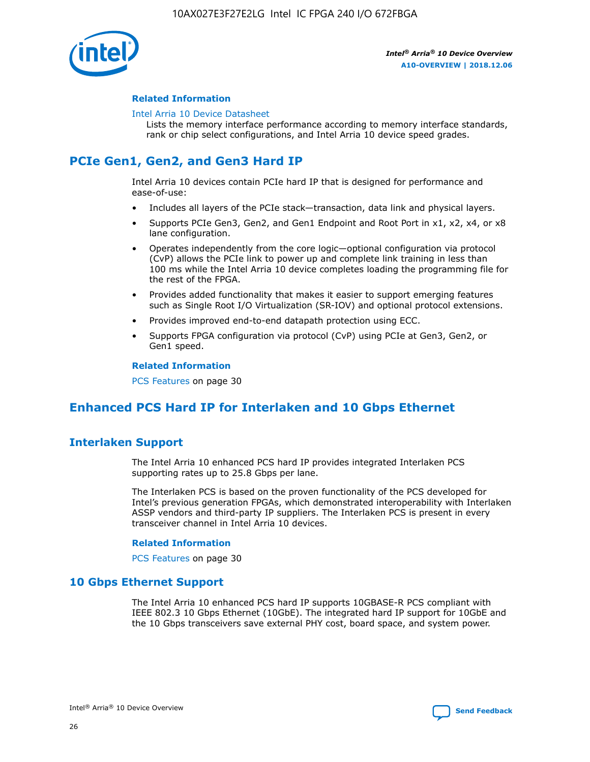#### Related Information

Intel Arria 10 Device Datasheet
Lists the memory interface performance according to memory interface standards, rank or chip select configurations, and Intel Arria 10 device speed grades.

## PCIe Gen1, Gen2, and Gen3 Hard IP

Intel Arria 10 devices contain PCIe hard IP that is designed for performance and ease-of-use:

- Includes all layers of the PCIe stack—transaction, data link and physical layers.
- Supports PCIe Gen3, Gen2, and Gen1 Endpoint and Root Port in x1, x2, x4, or x8 lane configuration.
- Operates independently from the core logic—optional configuration via protocol (CvP) allows the PCIe link to power up and complete link training in less than 100 ms while the Intel Arria 10 device completes loading the programming file for the rest of the FPGA.
- Provides added functionality that makes it easier to support emerging features such as Single Root I/O Virtualization (SR-IOV) and optional protocol extensions.
- Provides improved end-to-end datapath protection using ECC.
- Supports FPGA configuration via protocol (CvP) using PCIe at Gen3, Gen2, or Gen1 speed.

#### Related Information

PCS Features on page 30

## Enhanced PCS Hard IP for Interlaken and 10 Gbps Ethernet

### Interlaken Support

The Intel Arria 10 enhanced PCS hard IP provides integrated Interlaken PCS supporting rates up to 25.8 Gbps per lane.

The Interlaken PCS is based on the proven functionality of the PCS developed for Intel's previous generation FPGAs, which demonstrated interoperability with Interlaken ASSP vendors and third-party IP suppliers. The Interlaken PCS is present in every transceiver channel in Intel Arria 10 devices.

#### Related Information

PCS Features on page 30

### 10 Gbps Ethernet Support

The Intel Arria 10 enhanced PCS hard IP supports 10GBASE-R PCS compliant with IEEE 802.3 10 Gbps Ethernet (10GbE). The integrated hard IP support for 10GbE and the 10 Gbps transceivers save external PHY cost, board space, and system power.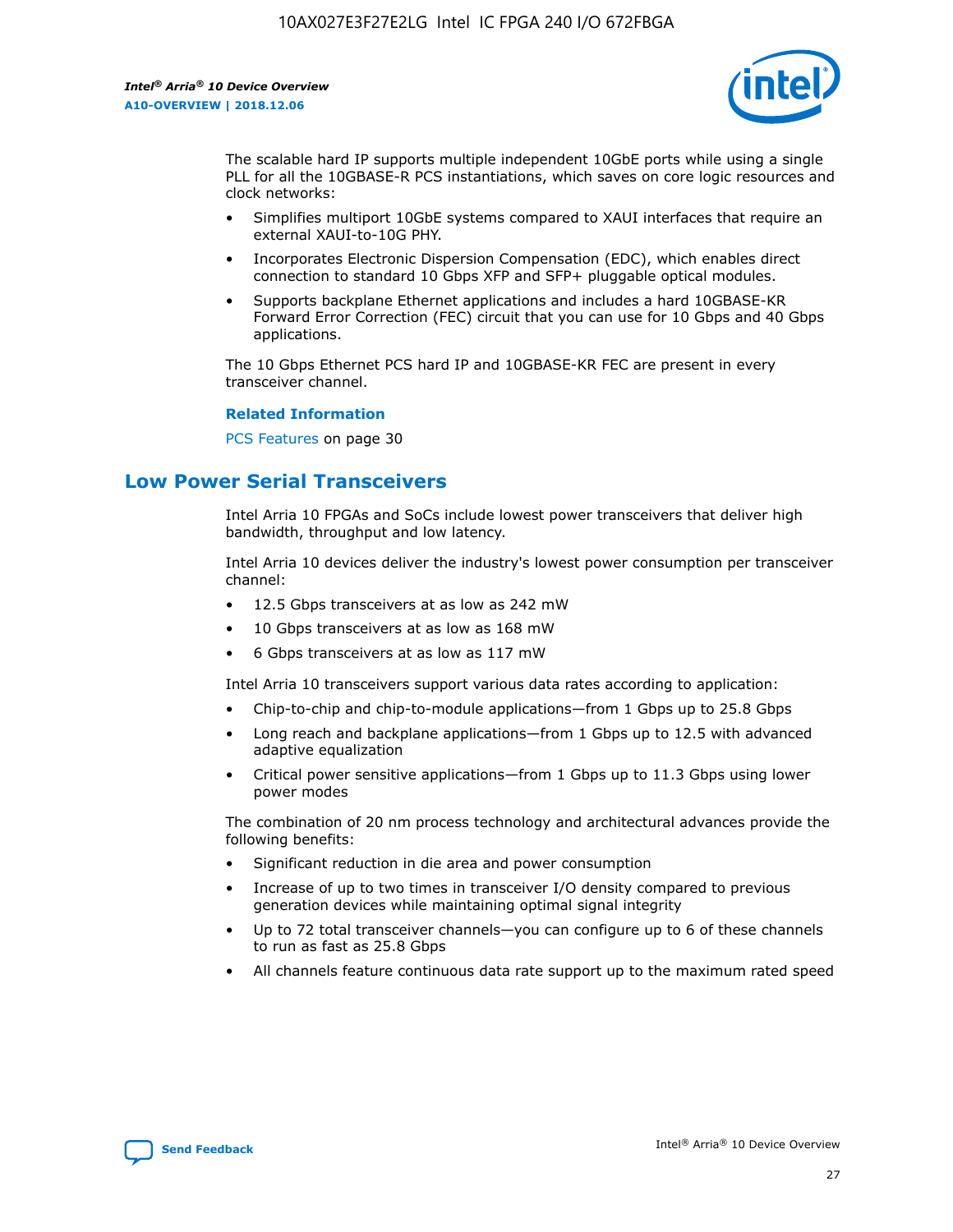The scalable hard IP supports multiple independent 10GbE ports while using a single PLL for all the 10GBASE-R PCS instantiations, which saves on core logic resources and clock networks:

- Simplifies multiport 10GbE systems compared to XAUI interfaces that require an external XAUI-to-10G PHY.
- Incorporates Electronic Dispersion Compensation (EDC), which enables direct connection to standard 10 Gbps XFP and SFP+ pluggable optical modules.
- Supports backplane Ethernet applications and includes a hard 10GBASE-KR Forward Error Correction (FEC) circuit that you can use for 10 Gbps and 40 Gbps applications.

The 10 Gbps Ethernet PCS hard IP and 10GBASE-KR FEC are present in every transceiver channel.

**Related Information**

PCS Features on page 30

## Low Power Serial Transceivers

Intel Arria 10 FPGAs and SoCs include lowest power transceivers that deliver high bandwidth, throughput and low latency.

Intel Arria 10 devices deliver the industry's lowest power consumption per transceiver channel:

- 12.5 Gbps transceivers at as low as 242 mW
- 10 Gbps transceivers at as low as 168 mW
- 6 Gbps transceivers at as low as 117 mW

Intel Arria 10 transceivers support various data rates according to application:

- Chip-to-chip and chip-to-module applications—from 1 Gbps up to 25.8 Gbps
- Long reach and backplane applications—from 1 Gbps up to 12.5 with advanced adaptive equalization
- Critical power sensitive applications—from 1 Gbps up to 11.3 Gbps using lower power modes

The combination of 20 nm process technology and architectural advances provide the following benefits:

- Significant reduction in die area and power consumption
- Increase of up to two times in transceiver I/O density compared to previous generation devices while maintaining optimal signal integrity
- Up to 72 total transceiver channels—you can configure up to 6 of these channels to run as fast as 25.8 Gbps
- All channels feature continuous data rate support up to the maximum rated speed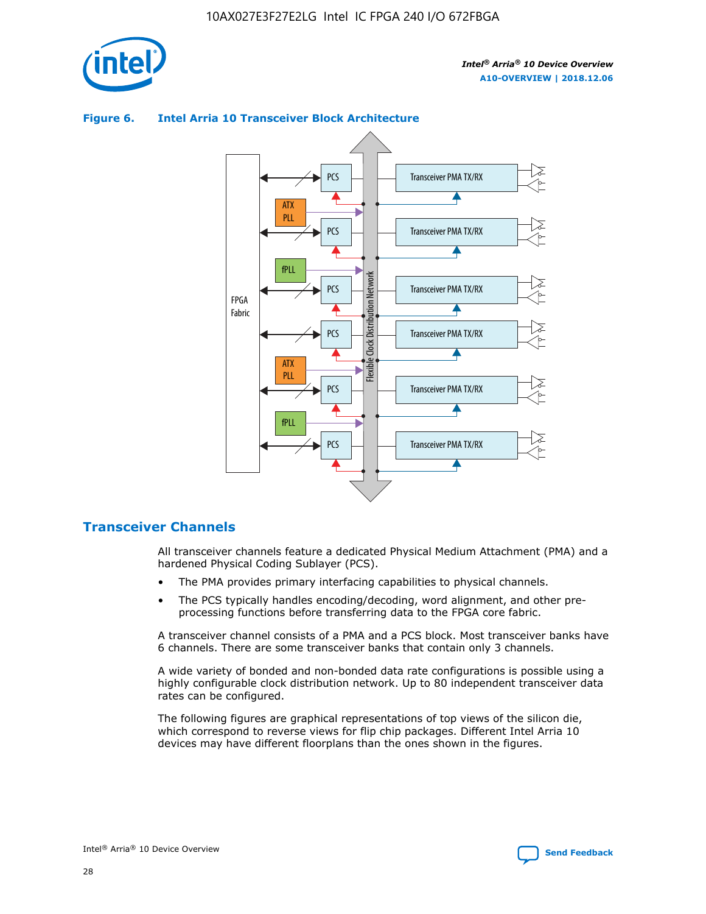**Figure 6. Intel Arria 10 Transceiver Block Architecture**

## Transceiver Channels

All transceiver channels feature a dedicated Physical Medium Attachment (PMA) and a hardened Physical Coding Sublayer (PCS).

- The PMA provides primary interfacing capabilities to physical channels.
- The PCS typically handles encoding/decoding, word alignment, and other pre-processing functions before transferring data to the FPGA core fabric.

A transceiver channel consists of a PMA and a PCS block. Most transceiver banks have 6 channels. There are some transceiver banks that contain only 3 channels.

A wide variety of bonded and non-bonded data rate configurations is possible using a highly configurable clock distribution network. Up to 80 independent transceiver data rates can be configured.

The following figures are graphical representations of top views of the silicon die, which correspond to reverse views for flip chip packages. Different Intel Arria 10 devices may have different floorplans than the ones shown in the figures.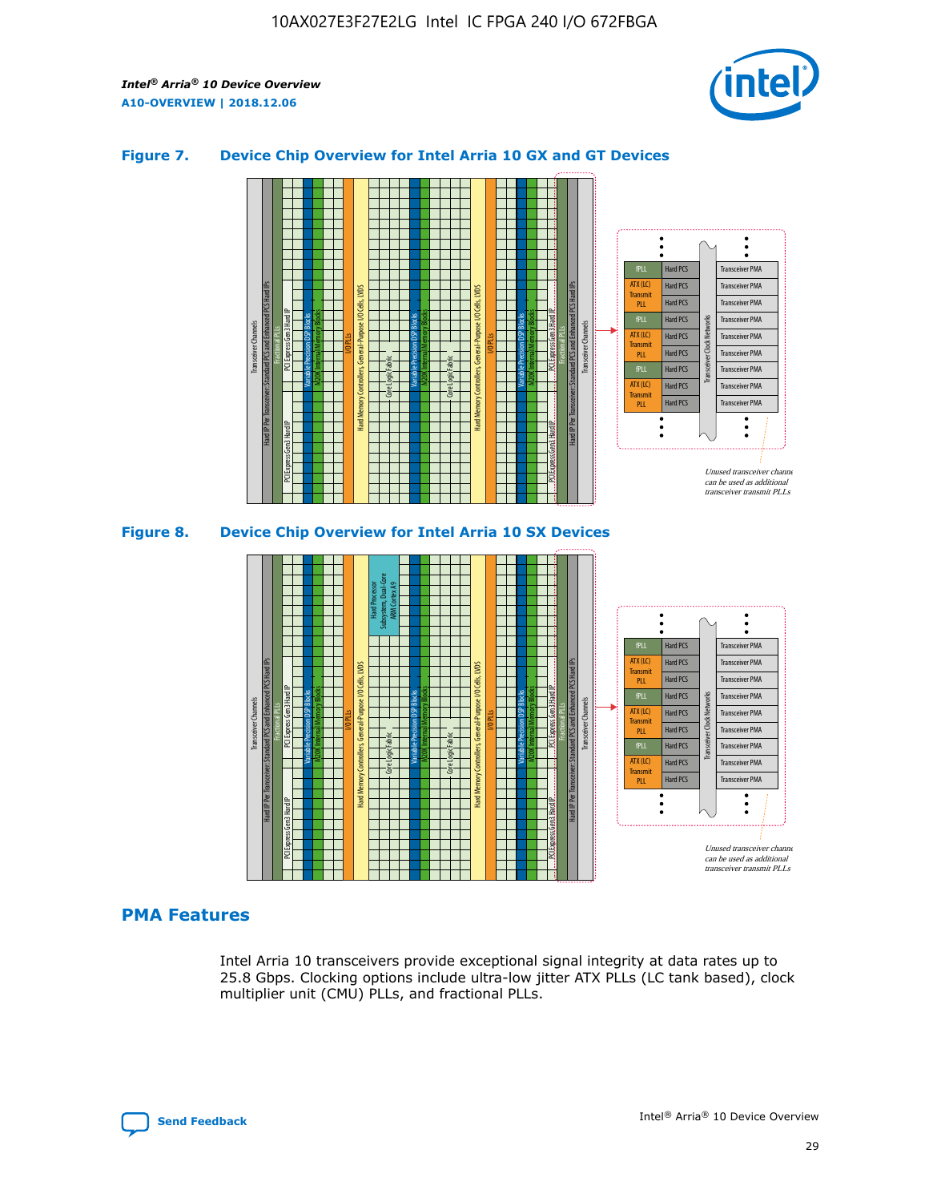## Figure 7. Device Chip Overview for Intel Arria 10 GX and GT Devices

## Figure 8. Device Chip Overview for Intel Arria 10 SX Devices

## PMA Features

Intel Arria 10 transceivers provide exceptional signal integrity at data rates up to 25.8 Gbps. Clocking options include ultra-low jitter ATX PLLs (LC tank based), clock multiplier unit (CMU) PLLs, and fractional PLLs.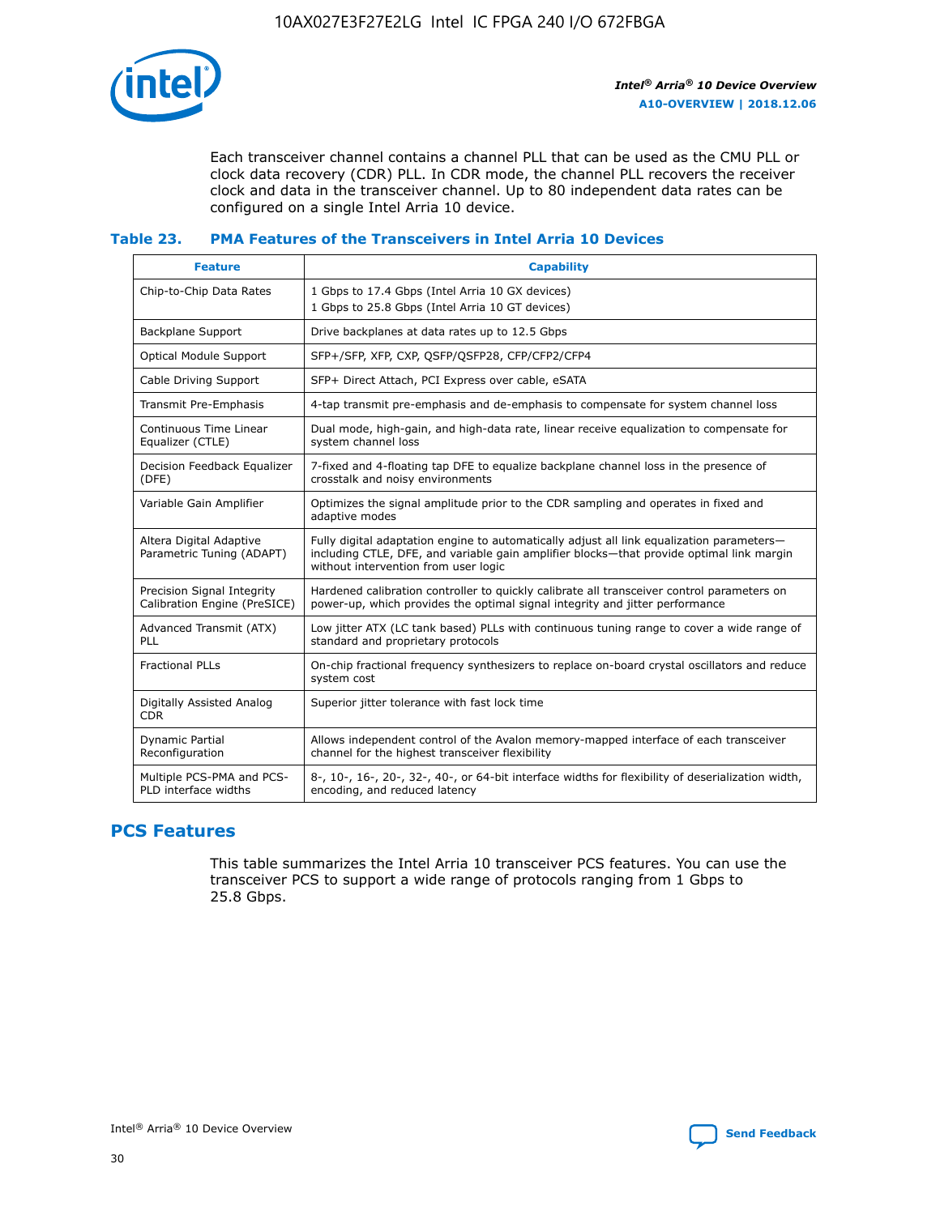Each transceiver channel contains a channel PLL that can be used as the CMU PLL or clock data recovery (CDR) PLL. In CDR mode, the channel PLL recovers the receiver clock and data in the transceiver channel. Up to 80 independent data rates can be configured on a single Intel Arria 10 device.

### Table 23. PMA Features of the Transceivers in Intel Arria 10 Devices

| Feature | Capability |
| --- | --- |
| Chip-to-Chip Data Rates | 1 Gbps to 17.4 Gbps (Intel Arria 10 GX devices)<br>1 Gbps to 25.8 Gbps (Intel Arria 10 GT devices) |
| Backplane Support | Drive backplanes at data rates up to 12.5 Gbps |
| Optical Module Support | SFP+/SFP, XFP, CXP, QSFP/QSFP28, CFP/CFP2/CFP4 |
| Cable Driving Support | SFP+ Direct Attach, PCI Express over cable, eSATA |
| Transmit Pre-Emphasis | 4-tap transmit pre-emphasis and de-emphasis to compensate for system channel loss |
| Continuous Time Linear Equalizer (CTLE) | Dual mode, high-gain, and high-data rate, linear receive equalization to compensate for system channel loss |
| Decision Feedback Equalizer (DFE) | 7-fixed and 4-floating tap DFE to equalize backplane channel loss in the presence of crosstalk and noisy environments |
| Variable Gain Amplifier | Optimizes the signal amplitude prior to the CDR sampling and operates in fixed and adaptive modes |
| Altera Digital Adaptive Parametric Tuning (ADAPT) | Fully digital adaptation engine to automatically adjust all link equalization parameters—including CTLE, DFE, and variable gain amplifier blocks—that provide optimal link margin without intervention from user logic |
| Precision Signal Integrity Calibration Engine (PreSICE) | Hardened calibration controller to quickly calibrate all transceiver control parameters on power-up, which provides the optimal signal integrity and jitter performance |
| Advanced Transmit (ATX) PLL | Low jitter ATX (LC tank based) PLLs with continuous tuning range to cover a wide range of standard and proprietary protocols |
| Fractional PLLs | On-chip fractional frequency synthesizers to replace on-board crystal oscillators and reduce system cost |
| Digitally Assisted Analog CDR | Superior jitter tolerance with fast lock time |
| Dynamic Partial Reconfiguration | Allows independent control of the Avalon memory-mapped interface of each transceiver channel for the highest transceiver flexibility |
| Multiple PCS-PMA and PCS-PLD interface widths | 8-, 10-, 16-, 20-, 32-, 40-, or 64-bit interface widths for flexibility of deserialization width, encoding, and reduced latency |

## PCS Features

This table summarizes the Intel Arria 10 transceiver PCS features. You can use the transceiver PCS to support a wide range of protocols ranging from 1 Gbps to 25.8 Gbps.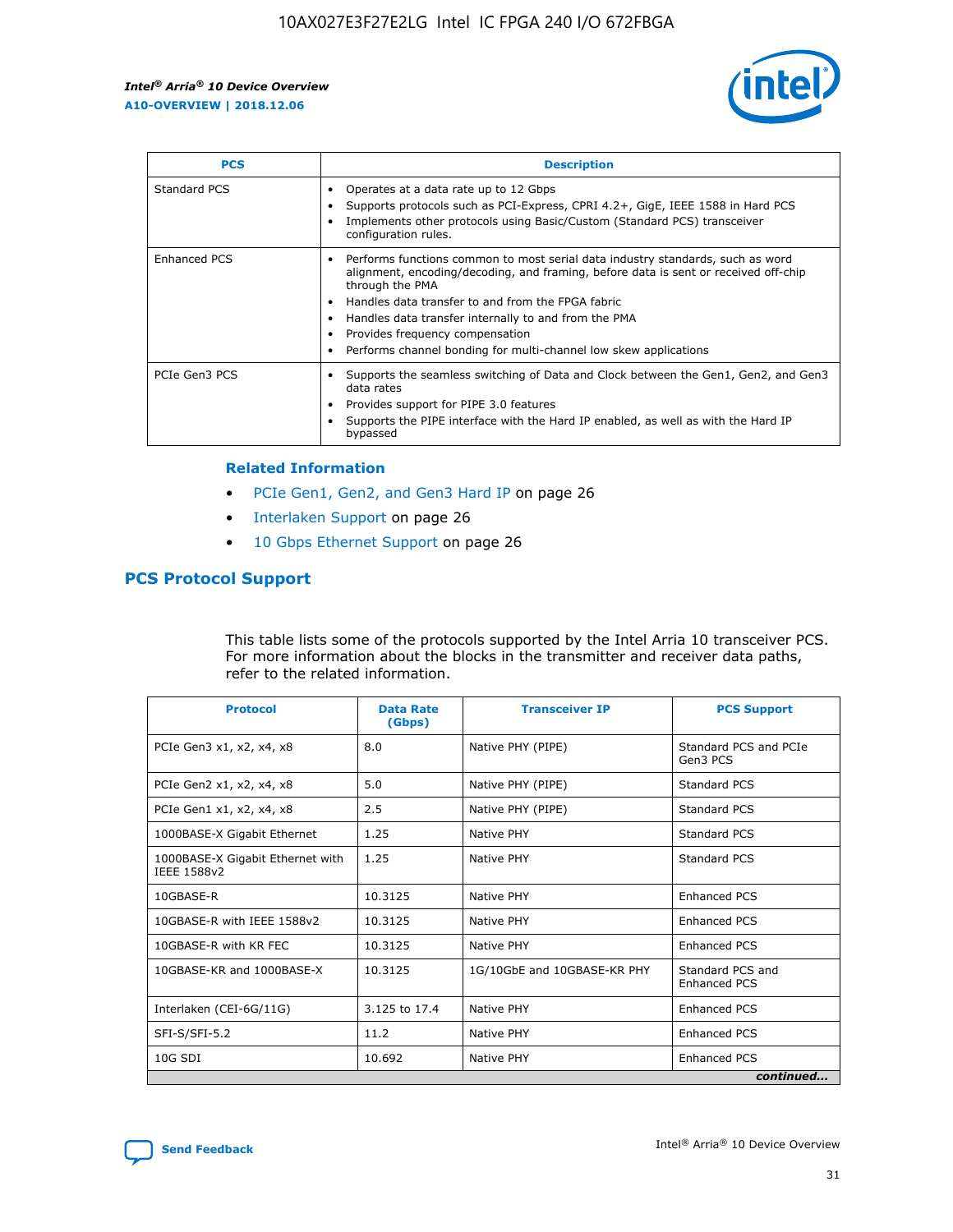| PCS | Description |
| --- | --- |
| Standard PCS | • Operates at a data rate up to 12 Gbps<br>• Supports protocols such as PCI-Express, CPRI 4.2+, GigE, IEEE 1588 in Hard PCS<br>• Implements other protocols using Basic/Custom (Standard PCS) transceiver configuration rules. |
| Enhanced PCS | • Performs functions common to most serial data industry standards, such as word alignment, encoding/decoding, and framing, before data is sent or received off-chip through the PMA<br>• Handles data transfer to and from the FPGA fabric<br>• Handles data transfer internally to and from the PMA<br>• Provides frequency compensation<br>• Performs channel bonding for multi-channel low skew applications |
| PCIe Gen3 PCS | • Supports the seamless switching of Data and Clock between the Gen1, Gen2, and Gen3 data rates<br>• Provides support for PIPE 3.0 features<br>• Supports the PIPE interface with the Hard IP enabled, as well as with the Hard IP bypassed |

**Related Information**

- PCIe Gen1, Gen2, and Gen3 Hard IP on page 26
- Interlaken Support on page 26
- 10 Gbps Ethernet Support on page 26

## PCS Protocol Support

This table lists some of the protocols supported by the Intel Arria 10 transceiver PCS. For more information about the blocks in the transmitter and receiver data paths, refer to the related information.

| Protocol | Data Rate (Gbps) | Transceiver IP | PCS Support |
| --- | --- | --- | --- |
| PCIe Gen3 x1, x2, x4, x8 | 8.0 | Native PHY (PIPE) | Standard PCS and PCIe Gen3 PCS |
| PCIe Gen2 x1, x2, x4, x8 | 5.0 | Native PHY (PIPE) | Standard PCS |
| PCIe Gen1 x1, x2, x4, x8 | 2.5 | Native PHY (PIPE) | Standard PCS |
| 1000BASE-X Gigabit Ethernet | 1.25 | Native PHY | Standard PCS |
| 1000BASE-X Gigabit Ethernet with IEEE 1588v2 | 1.25 | Native PHY | Standard PCS |
| 10GBASE-R | 10.3125 | Native PHY | Enhanced PCS |
| 10GBASE-R with IEEE 1588v2 | 10.3125 | Native PHY | Enhanced PCS |
| 10GBASE-R with KR FEC | 10.3125 | Native PHY | Enhanced PCS |
| 10GBASE-KR and 1000BASE-X | 10.3125 | 1G/10GbE and 10GBASE-KR PHY | Standard PCS and Enhanced PCS |
| Interlaken (CEI-6G/11G) | 3.125 to 17.4 | Native PHY | Enhanced PCS |
| SFI-S/SFI-5.2 | 11.2 | Native PHY | Enhanced PCS |
| 10G SDI | 10.692 | Native PHY | Enhanced PCS |

*continued...*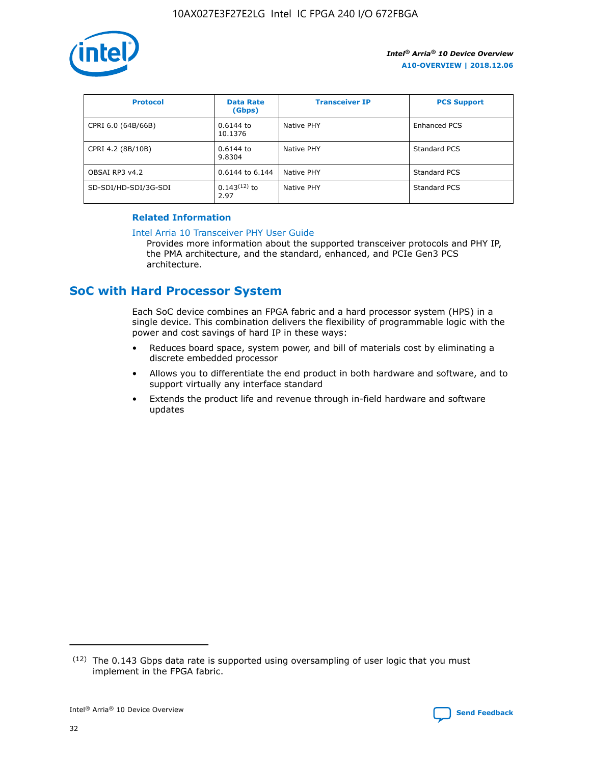| Protocol | Data Rate (Gbps) | Transceiver IP | PCS Support |
| --- | --- | --- | --- |
| CPRI 6.0 (64B/66B) | 0.6144 to 10.1376 | Native PHY | Enhanced PCS |
| CPRI 4.2 (8B/10B) | 0.6144 to 9.8304 | Native PHY | Standard PCS |
| OBSAI RP3 v4.2 | 0.6144 to 6.144 | Native PHY | Standard PCS |
| SD-SDI/HD-SDI/3G-SDI | 0.143[(12)] to 2.97 | Native PHY | Standard PCS |

### Related Information

Intel Arria 10 Transceiver PHY User Guide

Provides more information about the supported transceiver protocols and PHY IP, the PMA architecture, and the standard, enhanced, and PCIe Gen3 PCS architecture.

## SoC with Hard Processor System

Each SoC device combines an FPGA fabric and a hard processor system (HPS) in a single device. This combination delivers the flexibility of programmable logic with the power and cost savings of hard IP in these ways:

- Reduces board space, system power, and bill of materials cost by eliminating a discrete embedded processor
- Allows you to differentiate the end product in both hardware and software, and to support virtually any interface standard
- Extends the product life and revenue through in-field hardware and software updates

(12) The 0.143 Gbps data rate is supported using oversampling of user logic that you must implement in the FPGA fabric.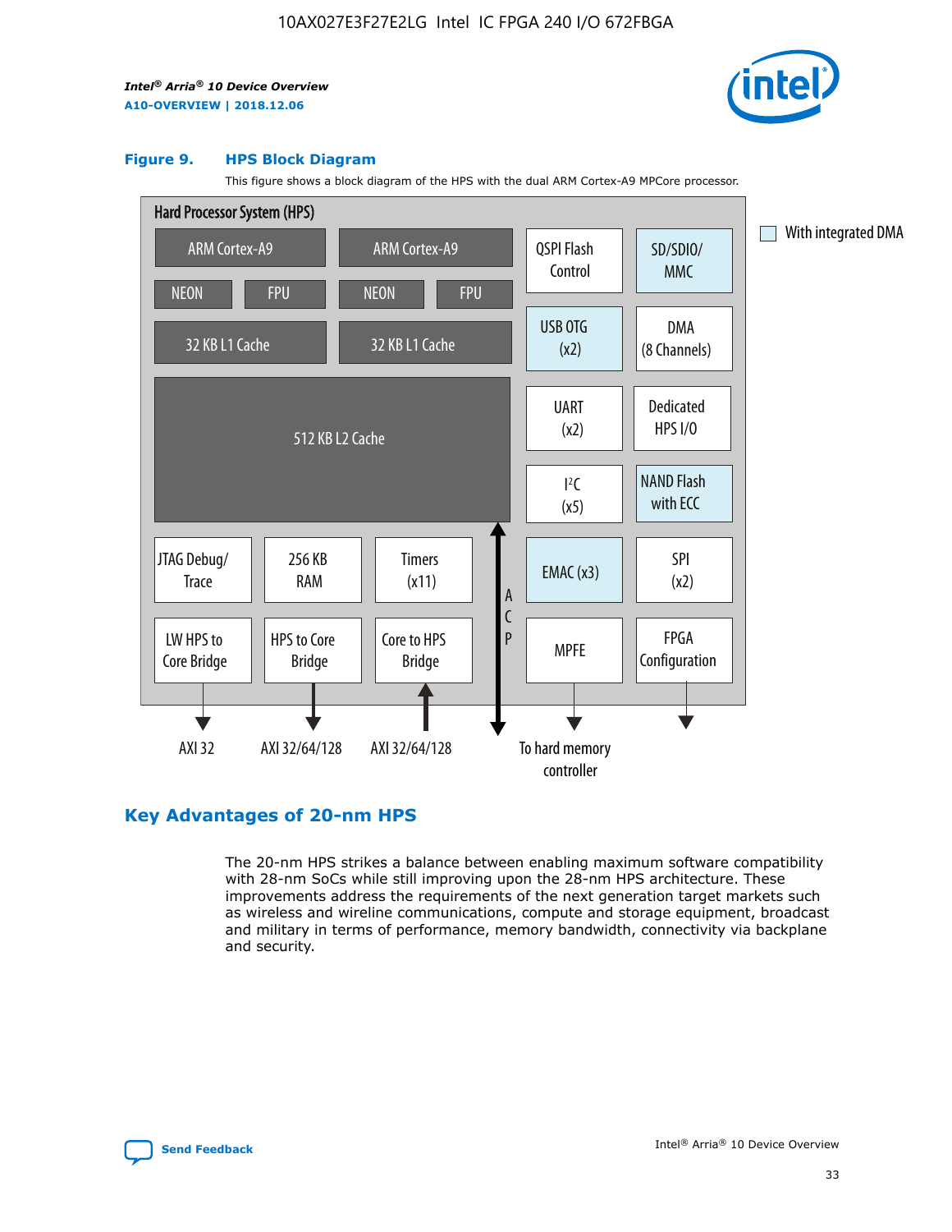**Figure 9. HPS Block Diagram**

This figure shows a block diagram of the HPS with the dual ARM Cortex-A9 MPCore processor.

Hard Processor System (HPS)

ARM Cortex-A9 | ARM Cortex-A9
NEON | FPU | NEON | FPU
32 KB L1 Cache | 32 KB L1 Cache
512 KB L2 Cache

QSPI Flash Control | SD/SDIO/MMC
USB OTG (x2) | DMA (8 Channels)
UART (x2) | Dedicated HPS I/O
I²C (x5) | NAND Flash with ECC
EMAC (x3) | SPI (x2)
MPFE | FPGA Configuration

JTAG Debug/Trace | 256 KB RAM | Timers (x11)
LW HPS to Core Bridge | HPS to Core Bridge | Core to HPS Bridge

ACP

AXI 32 | AXI 32/64/128 | AXI 32/64/128 | To hard memory controller

With integrated DMA

## Key Advantages of 20-nm HPS

The 20-nm HPS strikes a balance between enabling maximum software compatibility with 28-nm SoCs while still improving upon the 28-nm HPS architecture. These improvements address the requirements of the next generation target markets such as wireless and wireline communications, compute and storage equipment, broadcast and military in terms of performance, memory bandwidth, connectivity via backplane and security.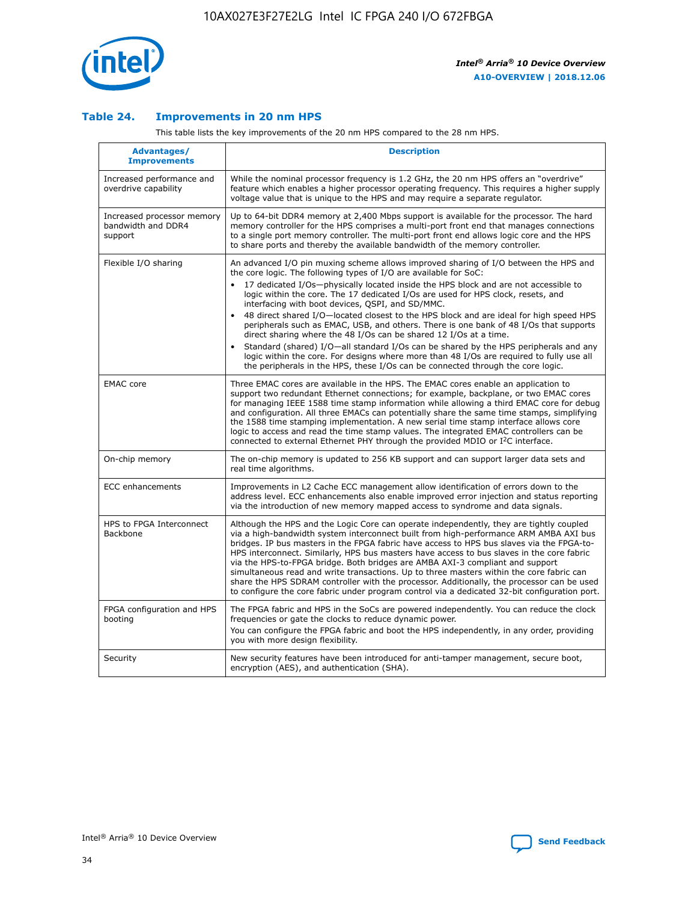### Table 24. Improvements in 20 nm HPS

This table lists the key improvements of the 20 nm HPS compared to the 28 nm HPS.

| Advantages/ Improvements | Description |
|---|---|
| Increased performance and overdrive capability | While the nominal processor frequency is 1.2 GHz, the 20 nm HPS offers an "overdrive" feature which enables a higher processor operating frequency. This requires a higher supply voltage value that is unique to the HPS and may require a separate regulator. |
| Increased processor memory bandwidth and DDR4 support | Up to 64-bit DDR4 memory at 2,400 Mbps support is available for the processor. The hard memory controller for the HPS comprises a multi-port front end that manages connections to a single port memory controller. The multi-port front end allows logic core and the HPS to share ports and thereby the available bandwidth of the memory controller. |
| Flexible I/O sharing | An advanced I/O pin muxing scheme allows improved sharing of I/O between the HPS and the core logic. The following types of I/O are available for SoC:<br>• 17 dedicated I/Os—physically located inside the HPS block and are not accessible to logic within the core. The 17 dedicated I/Os are used for HPS clock, resets, and interfacing with boot devices, QSPI, and SD/MMC.<br>• 48 direct shared I/O—located closest to the HPS block and are ideal for high speed HPS peripherals such as EMAC, USB, and others. There is one bank of 48 I/Os that supports direct sharing where the 48 I/Os can be shared 12 I/Os at a time.<br>• Standard (shared) I/O—all standard I/Os can be shared by the HPS peripherals and any logic within the core. For designs where more than 48 I/Os are required to fully use all the peripherals in the HPS, these I/Os can be connected through the core logic. |
| EMAC core | Three EMAC cores are available in the HPS. The EMAC cores enable an application to support two redundant Ethernet connections; for example, backplane, or two EMAC cores for managing IEEE 1588 time stamp information while allowing a third EMAC core for debug and configuration. All three EMACs can potentially share the same time stamps, simplifying the 1588 time stamping implementation. A new serial time stamp interface allows core logic to access and read the time stamp values. The integrated EMAC controllers can be connected to external Ethernet PHY through the provided MDIO or I²C interface. |
| On-chip memory | The on-chip memory is updated to 256 KB support and can support larger data sets and real time algorithms. |
| ECC enhancements | Improvements in L2 Cache ECC management allow identification of errors down to the address level. ECC enhancements also enable improved error injection and status reporting via the introduction of new memory mapped access to syndrome and data signals. |
| HPS to FPGA Interconnect Backbone | Although the HPS and the Logic Core can operate independently, they are tightly coupled via a high-bandwidth system interconnect built from high-performance ARM AMBA AXI bus bridges. IP bus masters in the FPGA fabric have access to HPS bus slaves via the FPGA-to-HPS interconnect. Similarly, HPS bus masters have access to bus slaves in the core fabric via the HPS-to-FPGA bridge. Both bridges are AMBA AXI-3 compliant and support simultaneous read and write transactions. Up to three masters within the core fabric can share the HPS SDRAM controller with the processor. Additionally, the processor can be used to configure the core fabric under program control via a dedicated 32-bit configuration port. |
| FPGA configuration and HPS booting | The FPGA fabric and HPS in the SoCs are powered independently. You can reduce the clock frequencies or gate the clocks to reduce dynamic power.<br>You can configure the FPGA fabric and boot the HPS independently, in any order, providing you with more design flexibility. |
| Security | New security features have been introduced for anti-tamper management, secure boot, encryption (AES), and authentication (SHA). |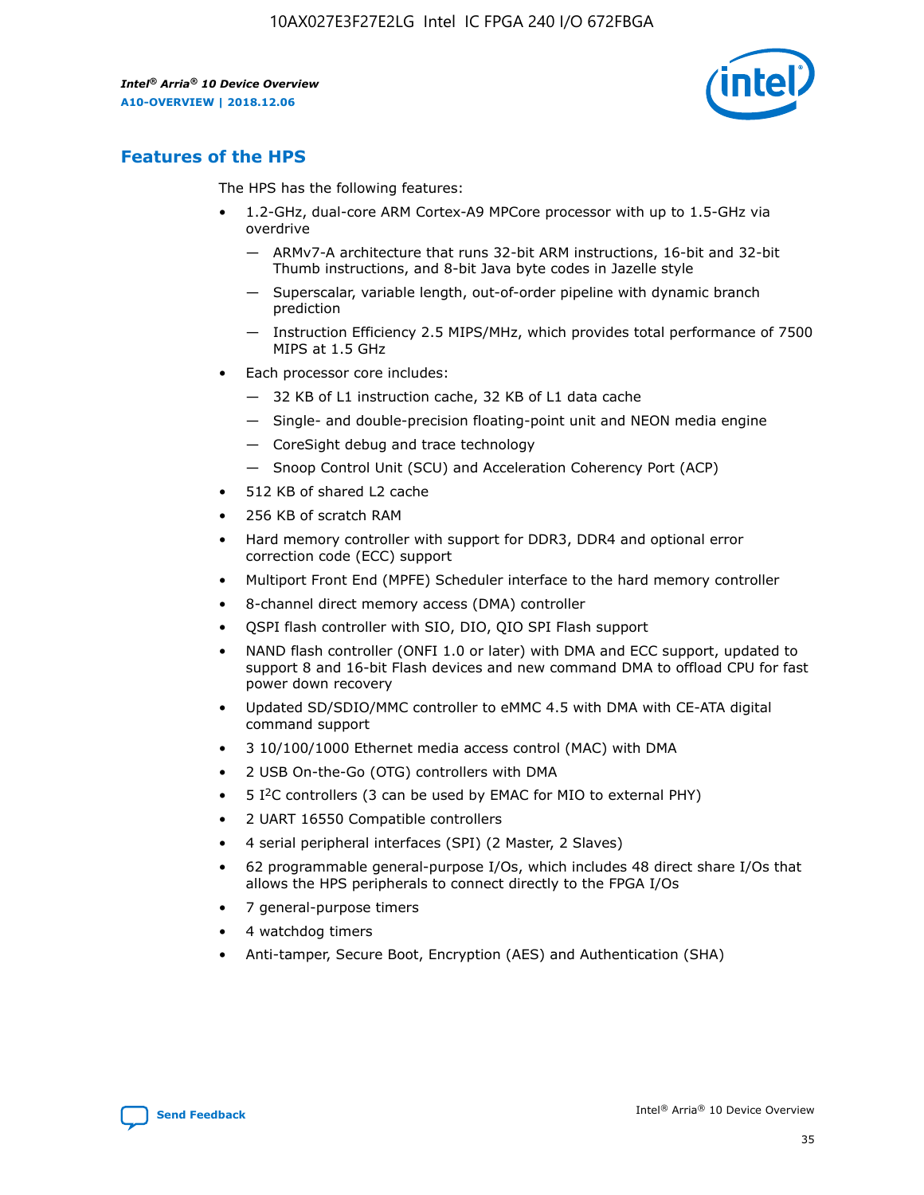## Features of the HPS

The HPS has the following features:

- 1.2-GHz, dual-core ARM Cortex-A9 MPCore processor with up to 1.5-GHz via overdrive
  - — ARMv7-A architecture that runs 32-bit ARM instructions, 16-bit and 32-bit Thumb instructions, and 8-bit Java byte codes in Jazelle style
  - — Superscalar, variable length, out-of-order pipeline with dynamic branch prediction
  - — Instruction Efficiency 2.5 MIPS/MHz, which provides total performance of 7500 MIPS at 1.5 GHz
- Each processor core includes:
  - — 32 KB of L1 instruction cache, 32 KB of L1 data cache
  - — Single- and double-precision floating-point unit and NEON media engine
  - — CoreSight debug and trace technology
  - — Snoop Control Unit (SCU) and Acceleration Coherency Port (ACP)
- 512 KB of shared L2 cache
- 256 KB of scratch RAM
- Hard memory controller with support for DDR3, DDR4 and optional error correction code (ECC) support
- Multiport Front End (MPFE) Scheduler interface to the hard memory controller
- 8-channel direct memory access (DMA) controller
- QSPI flash controller with SIO, DIO, QIO SPI Flash support
- NAND flash controller (ONFI 1.0 or later) with DMA and ECC support, updated to support 8 and 16-bit Flash devices and new command DMA to offload CPU for fast power down recovery
- Updated SD/SDIO/MMC controller to eMMC 4.5 with DMA with CE-ATA digital command support
- 3 10/100/1000 Ethernet media access control (MAC) with DMA
- 2 USB On-the-Go (OTG) controllers with DMA
- 5 I$^2$C controllers (3 can be used by EMAC for MIO to external PHY)
- 2 UART 16550 Compatible controllers
- 4 serial peripheral interfaces (SPI) (2 Master, 2 Slaves)
- 62 programmable general-purpose I/Os, which includes 48 direct share I/Os that allows the HPS peripherals to connect directly to the FPGA I/Os
- 7 general-purpose timers
- 4 watchdog timers
- Anti-tamper, Secure Boot, Encryption (AES) and Authentication (SHA)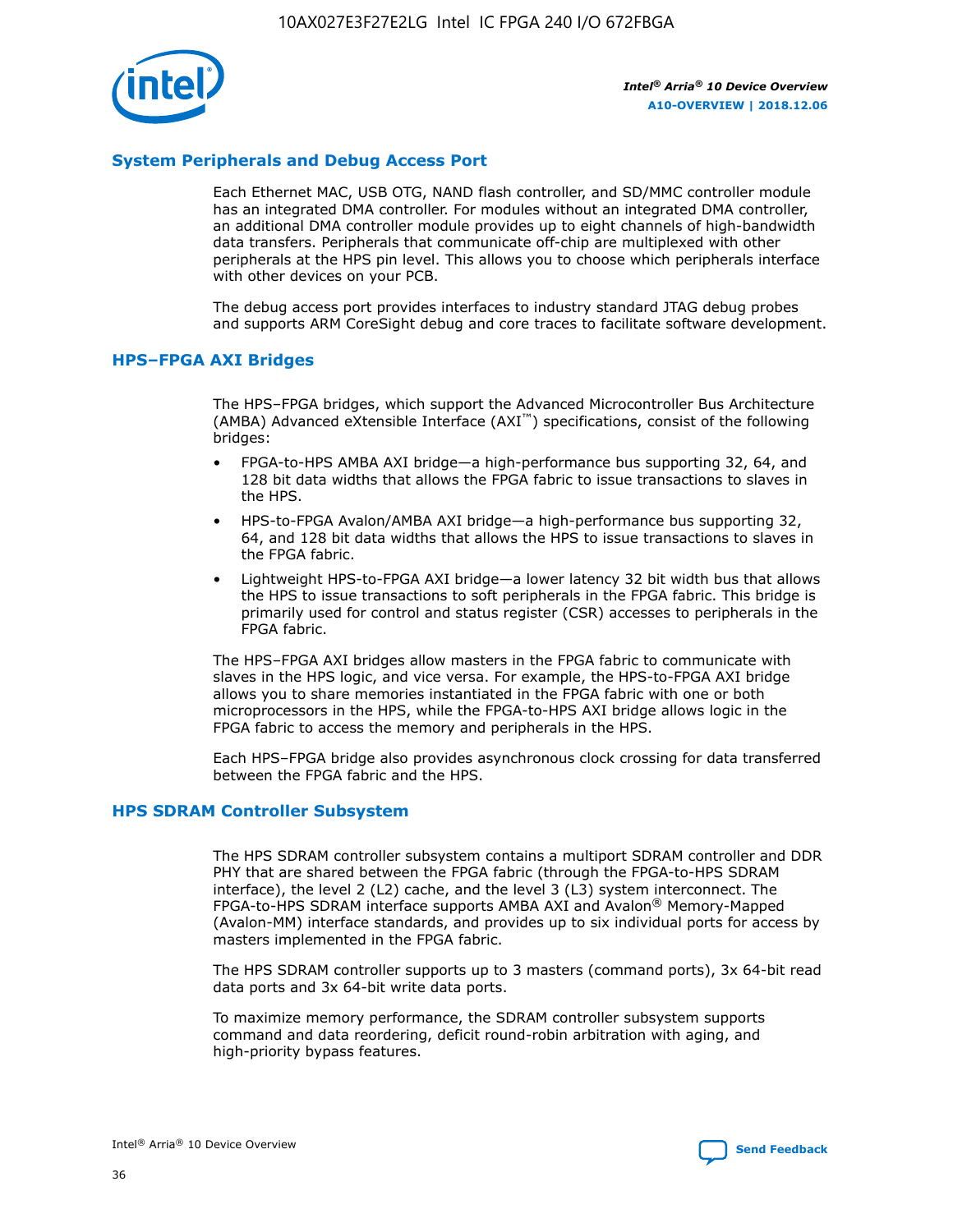## System Peripherals and Debug Access Port

Each Ethernet MAC, USB OTG, NAND flash controller, and SD/MMC controller module has an integrated DMA controller. For modules without an integrated DMA controller, an additional DMA controller module provides up to eight channels of high-bandwidth data transfers. Peripherals that communicate off-chip are multiplexed with other peripherals at the HPS pin level. This allows you to choose which peripherals interface with other devices on your PCB.

The debug access port provides interfaces to industry standard JTAG debug probes and supports ARM CoreSight debug and core traces to facilitate software development.

## HPS–FPGA AXI Bridges

The HPS–FPGA bridges, which support the Advanced Microcontroller Bus Architecture (AMBA) Advanced eXtensible Interface (AXI™) specifications, consist of the following bridges:

- FPGA-to-HPS AMBA AXI bridge—a high-performance bus supporting 32, 64, and 128 bit data widths that allows the FPGA fabric to issue transactions to slaves in the HPS.
- HPS-to-FPGA Avalon/AMBA AXI bridge—a high-performance bus supporting 32, 64, and 128 bit data widths that allows the HPS to issue transactions to slaves in the FPGA fabric.
- Lightweight HPS-to-FPGA AXI bridge—a lower latency 32 bit width bus that allows the HPS to issue transactions to soft peripherals in the FPGA fabric. This bridge is primarily used for control and status register (CSR) accesses to peripherals in the FPGA fabric.

The HPS–FPGA AXI bridges allow masters in the FPGA fabric to communicate with slaves in the HPS logic, and vice versa. For example, the HPS-to-FPGA AXI bridge allows you to share memories instantiated in the FPGA fabric with one or both microprocessors in the HPS, while the FPGA-to-HPS AXI bridge allows logic in the FPGA fabric to access the memory and peripherals in the HPS.

Each HPS–FPGA bridge also provides asynchronous clock crossing for data transferred between the FPGA fabric and the HPS.

## HPS SDRAM Controller Subsystem

The HPS SDRAM controller subsystem contains a multiport SDRAM controller and DDR PHY that are shared between the FPGA fabric (through the FPGA-to-HPS SDRAM interface), the level 2 (L2) cache, and the level 3 (L3) system interconnect. The FPGA-to-HPS SDRAM interface supports AMBA AXI and Avalon® Memory-Mapped (Avalon-MM) interface standards, and provides up to six individual ports for access by masters implemented in the FPGA fabric.

The HPS SDRAM controller supports up to 3 masters (command ports), 3x 64-bit read data ports and 3x 64-bit write data ports.

To maximize memory performance, the SDRAM controller subsystem supports command and data reordering, deficit round-robin arbitration with aging, and high-priority bypass features.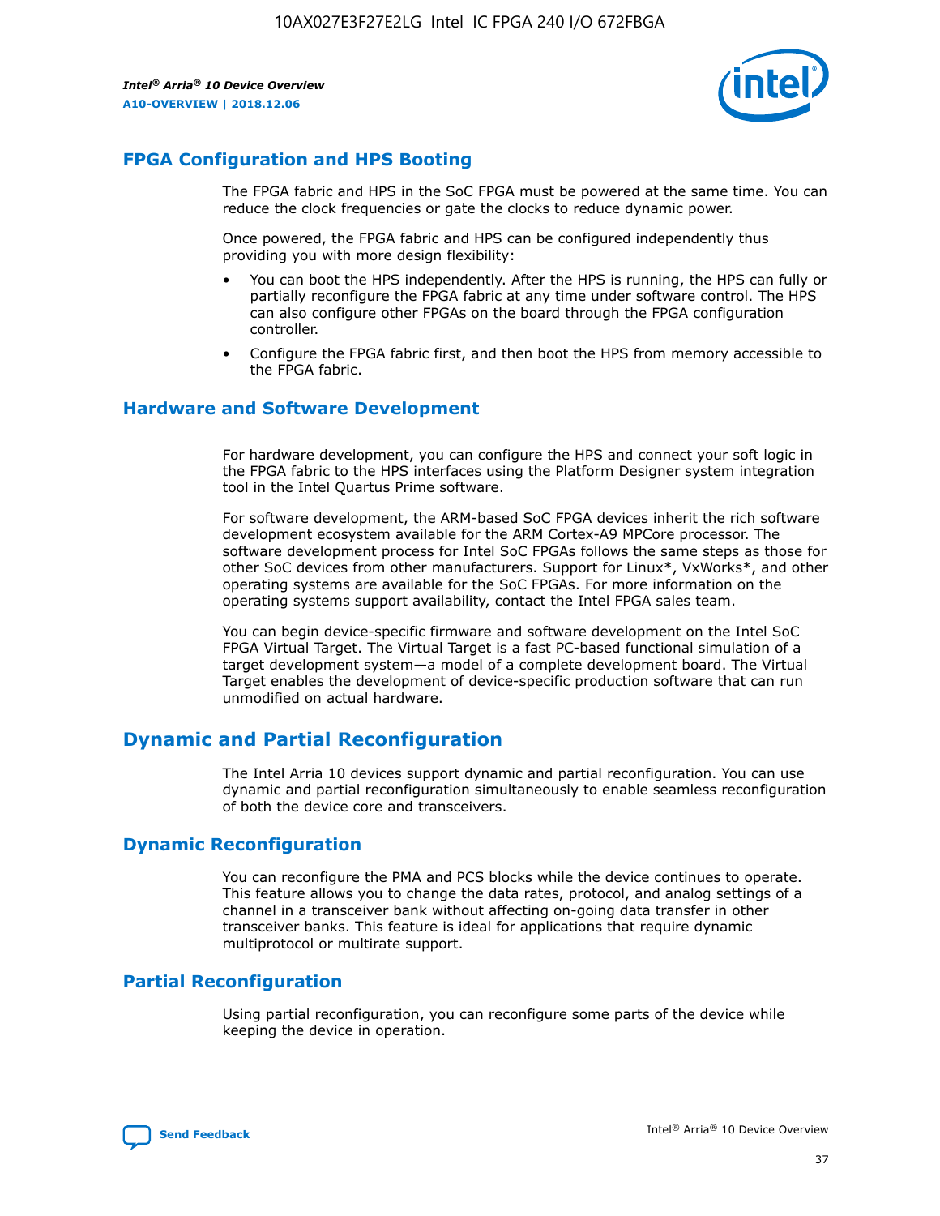## FPGA Configuration and HPS Booting

The FPGA fabric and HPS in the SoC FPGA must be powered at the same time. You can reduce the clock frequencies or gate the clocks to reduce dynamic power.

Once powered, the FPGA fabric and HPS can be configured independently thus providing you with more design flexibility:

- You can boot the HPS independently. After the HPS is running, the HPS can fully or partially reconfigure the FPGA fabric at any time under software control. The HPS can also configure other FPGAs on the board through the FPGA configuration controller.
- Configure the FPGA fabric first, and then boot the HPS from memory accessible to the FPGA fabric.

## Hardware and Software Development

For hardware development, you can configure the HPS and connect your soft logic in the FPGA fabric to the HPS interfaces using the Platform Designer system integration tool in the Intel Quartus Prime software.

For software development, the ARM-based SoC FPGA devices inherit the rich software development ecosystem available for the ARM Cortex-A9 MPCore processor. The software development process for Intel SoC FPGAs follows the same steps as those for other SoC devices from other manufacturers. Support for Linux*, VxWorks*, and other operating systems are available for the SoC FPGAs. For more information on the operating systems support availability, contact the Intel FPGA sales team.

You can begin device-specific firmware and software development on the Intel SoC FPGA Virtual Target. The Virtual Target is a fast PC-based functional simulation of a target development system—a model of a complete development board. The Virtual Target enables the development of device-specific production software that can run unmodified on actual hardware.

# Dynamic and Partial Reconfiguration

The Intel Arria 10 devices support dynamic and partial reconfiguration. You can use dynamic and partial reconfiguration simultaneously to enable seamless reconfiguration of both the device core and transceivers.

## Dynamic Reconfiguration

You can reconfigure the PMA and PCS blocks while the device continues to operate. This feature allows you to change the data rates, protocol, and analog settings of a channel in a transceiver bank without affecting on-going data transfer in other transceiver banks. This feature is ideal for applications that require dynamic multiprotocol or multirate support.

## Partial Reconfiguration

Using partial reconfiguration, you can reconfigure some parts of the device while keeping the device in operation.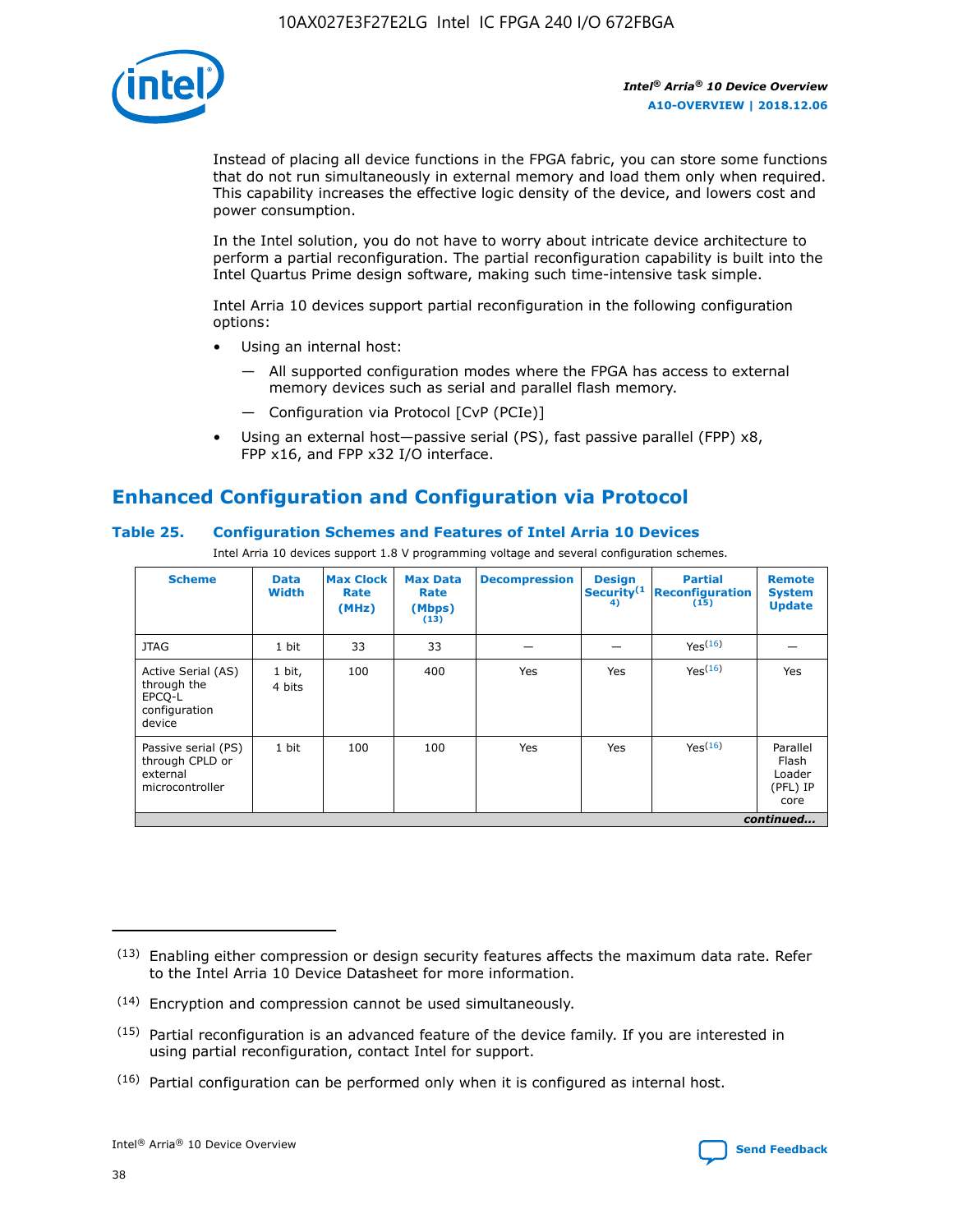Instead of placing all device functions in the FPGA fabric, you can store some functions that do not run simultaneously in external memory and load them only when required. This capability increases the effective logic density of the device, and lowers cost and power consumption.

In the Intel solution, you do not have to worry about intricate device architecture to perform a partial reconfiguration. The partial reconfiguration capability is built into the Intel Quartus Prime design software, making such time-intensive task simple.

Intel Arria 10 devices support partial reconfiguration in the following configuration options:

- Using an internal host:
  - All supported configuration modes where the FPGA has access to external memory devices such as serial and parallel flash memory.
  - Configuration via Protocol [CvP (PCIe)]
- Using an external host—passive serial (PS), fast passive parallel (FPP) x8, FPP x16, and FPP x32 I/O interface.

## Enhanced Configuration and Configuration via Protocol

### Table 25. Configuration Schemes and Features of Intel Arria 10 Devices

Intel Arria 10 devices support 1.8 V programming voltage and several configuration schemes.

| Scheme | Data Width | Max Clock Rate (MHz) | Max Data Rate (Mbps) (13) | Decompression | Design Security(14) | Partial Reconfiguration (15) | Remote System Update |
|---|---|---|---|---|---|---|---|
| JTAG | 1 bit | 33 | 33 | — | — | Yes(16) | — |
| Active Serial (AS) through the EPCQ-L configuration device | 1 bit, 4 bits | 100 | 400 | Yes | Yes | Yes(16) | Yes |
| Passive serial (PS) through CPLD or external microcontroller | 1 bit | 100 | 100 | Yes | Yes | Yes(16) | Parallel Flash Loader (PFL) IP core |

*continued...*

(13) Enabling either compression or design security features affects the maximum data rate. Refer to the Intel Arria 10 Device Datasheet for more information.

(14) Encryption and compression cannot be used simultaneously.

(15) Partial reconfiguration is an advanced feature of the device family. If you are interested in using partial reconfiguration, contact Intel for support.

(16) Partial configuration can be performed only when it is configured as internal host.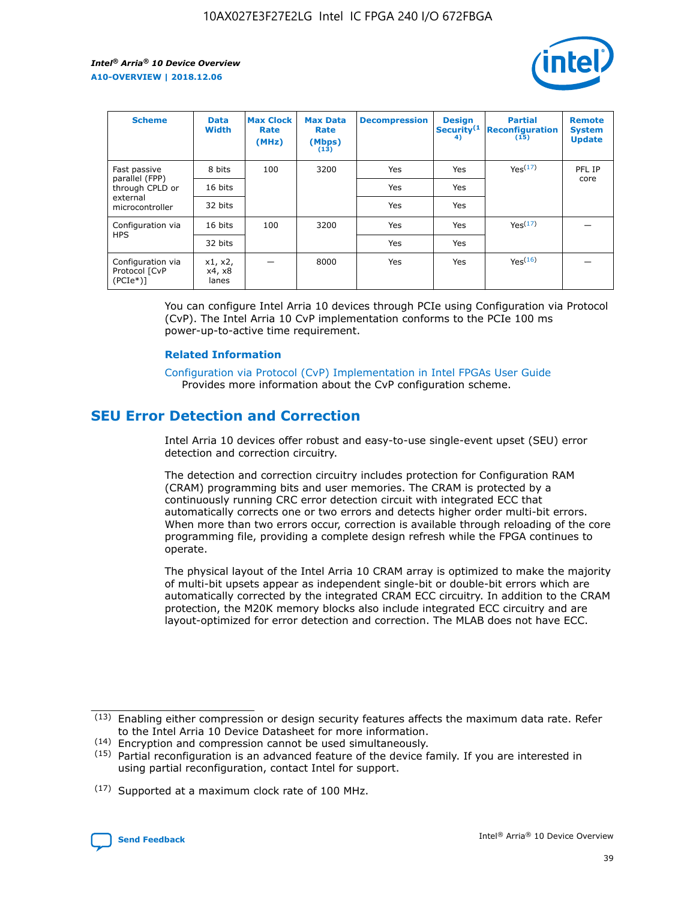| Scheme | Data Width | Max Clock Rate (MHz) | Max Data Rate (Mbps) (13) | Decompression | Design Security(14) | Partial Reconfiguration (15) | Remote System Update |
| --- | --- | --- | --- | --- | --- | --- | --- |
| Fast passive parallel (FPP) through CPLD or external microcontroller | 8 bits | 100 | 3200 | Yes | Yes | Yes(17) | PFL IP core |
| | 16 bits | | | Yes | Yes | | |
| | 32 bits | | | Yes | Yes | | |
| Configuration via HPS | 16 bits | 100 | 3200 | Yes | Yes | Yes(17) | — |
| | 32 bits | | | Yes | Yes | | |
| Configuration via Protocol [CvP (PCIe*)] | x1, x2, x4, x8 lanes | — | 8000 | Yes | Yes | Yes(16) | — |

You can configure Intel Arria 10 devices through PCIe using Configuration via Protocol (CvP). The Intel Arria 10 CvP implementation conforms to the PCIe 100 ms power-up-to-active time requirement.

### Related Information

Configuration via Protocol (CvP) Implementation in Intel FPGAs User Guide
Provides more information about the CvP configuration scheme.

## SEU Error Detection and Correction

Intel Arria 10 devices offer robust and easy-to-use single-event upset (SEU) error detection and correction circuitry.

The detection and correction circuitry includes protection for Configuration RAM (CRAM) programming bits and user memories. The CRAM is protected by a continuously running CRC error detection circuit with integrated ECC that automatically corrects one or two errors and detects higher order multi-bit errors. When more than two errors occur, correction is available through reloading of the core programming file, providing a complete design refresh while the FPGA continues to operate.

The physical layout of the Intel Arria 10 CRAM array is optimized to make the majority of multi-bit upsets appear as independent single-bit or double-bit errors which are automatically corrected by the integrated CRAM ECC circuitry. In addition to the CRAM protection, the M20K memory blocks also include integrated ECC circuitry and are layout-optimized for error detection and correction. The MLAB does not have ECC.

(13) Enabling either compression or design security features affects the maximum data rate. Refer to the Intel Arria 10 Device Datasheet for more information.

(14) Encryption and compression cannot be used simultaneously.

(15) Partial reconfiguration is an advanced feature of the device family. If you are interested in using partial reconfiguration, contact Intel for support.

(17) Supported at a maximum clock rate of 100 MHz.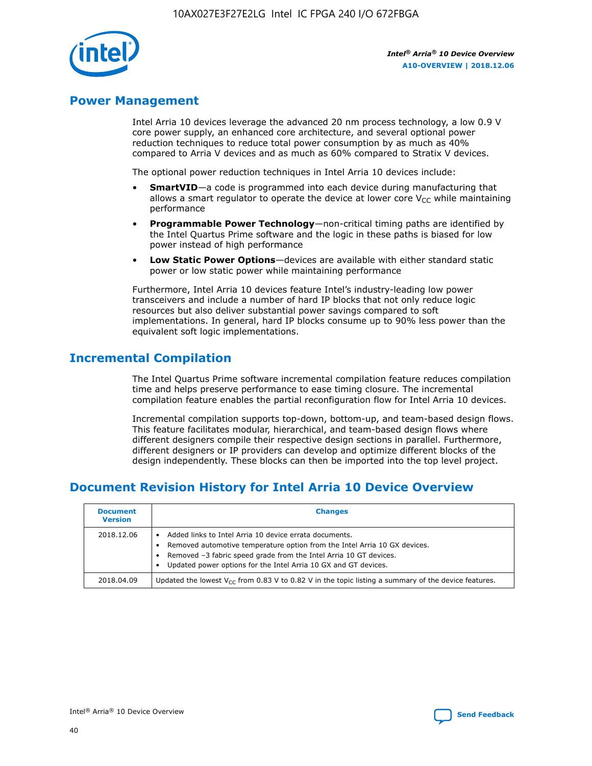## Power Management

Intel Arria 10 devices leverage the advanced 20 nm process technology, a low 0.9 V core power supply, an enhanced core architecture, and several optional power reduction techniques to reduce total power consumption by as much as 40% compared to Arria V devices and as much as 60% compared to Stratix V devices.

The optional power reduction techniques in Intel Arria 10 devices include:

- **SmartVID**—a code is programmed into each device during manufacturing that allows a smart regulator to operate the device at lower core $V_{CC}$ while maintaining performance
- **Programmable Power Technology**—non-critical timing paths are identified by the Intel Quartus Prime software and the logic in these paths is biased for low power instead of high performance
- **Low Static Power Options**—devices are available with either standard static power or low static power while maintaining performance

Furthermore, Intel Arria 10 devices feature Intel's industry-leading low power transceivers and include a number of hard IP blocks that not only reduce logic resources but also deliver substantial power savings compared to soft implementations. In general, hard IP blocks consume up to 90% less power than the equivalent soft logic implementations.

## Incremental Compilation

The Intel Quartus Prime software incremental compilation feature reduces compilation time and helps preserve performance to ease timing closure. The incremental compilation feature enables the partial reconfiguration flow for Intel Arria 10 devices.

Incremental compilation supports top-down, bottom-up, and team-based design flows. This feature facilitates modular, hierarchical, and team-based design flows where different designers compile their respective design sections in parallel. Furthermore, different designers or IP providers can develop and optimize different blocks of the design independently. These blocks can then be imported into the top level project.

## Document Revision History for Intel Arria 10 Device Overview

| Document Version | Changes |
| --- | --- |
| 2018.12.06 | • Added links to Intel Arria 10 device errata documents.<br>• Removed automotive temperature option from the Intel Arria 10 GX devices.<br>• Removed –3 fabric speed grade from the Intel Arria 10 GT devices.<br>• Updated power options for the Intel Arria 10 GX and GT devices. |
| 2018.04.09 | Updated the lowest $V_{CC}$ from 0.83 V to 0.82 V in the topic listing a summary of the device features. |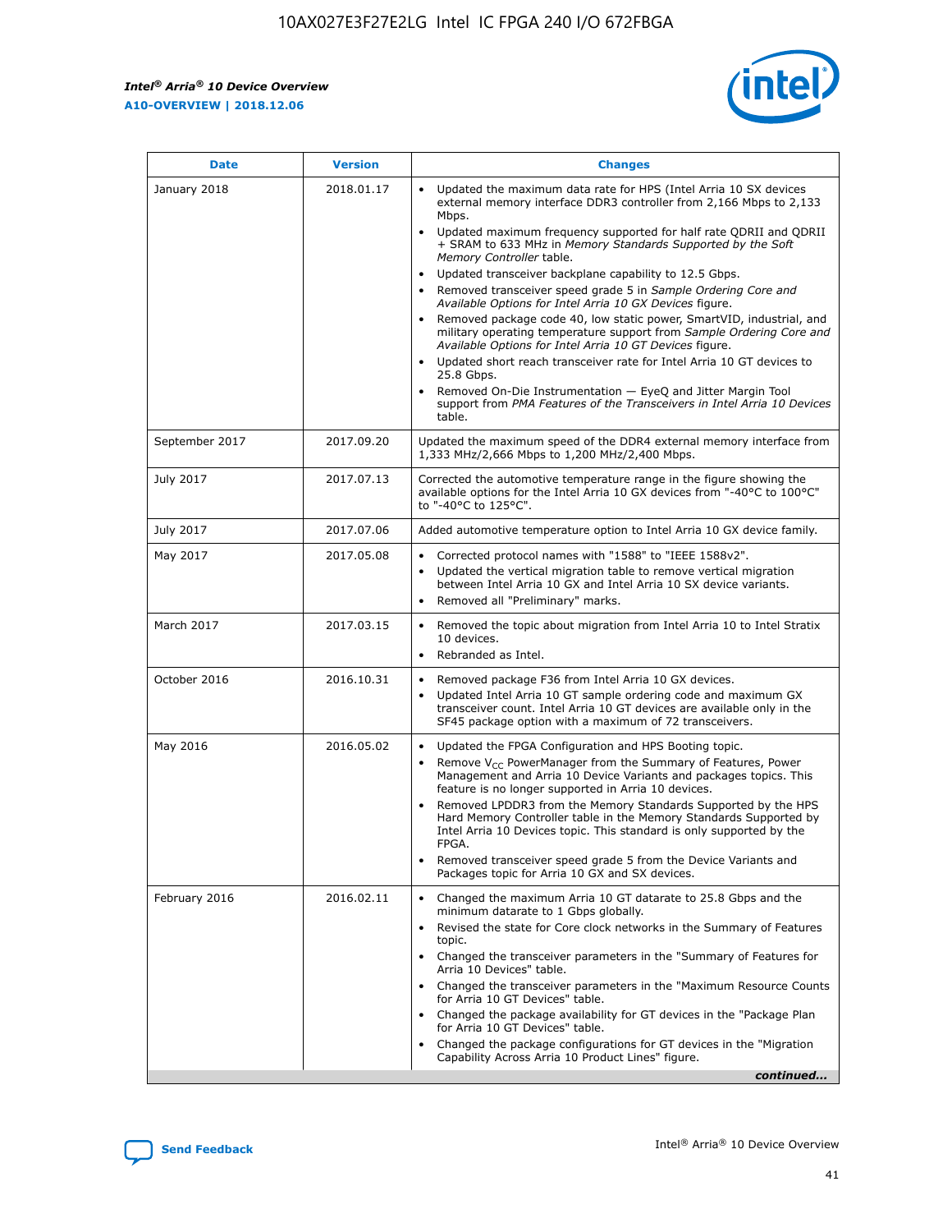| Date | Version | Changes |
| --- | --- | --- |
| January 2018 | 2018.01.17 | • Updated the maximum data rate for HPS (Intel Arria 10 SX devices external memory interface DDR3 controller from 2,166 Mbps to 2,133 Mbps. • Updated maximum frequency supported for half rate QDRII and QDRII + SRAM to 633 MHz in *Memory Standards Supported by the Soft Memory Controller* table. • Updated transceiver backplane capability to 12.5 Gbps. • Removed transceiver speed grade 5 in *Sample Ordering Core and Available Options for Intel Arria 10 GX Devices* figure. • Removed package code 40, low static power, SmartVID, industrial, and military operating temperature support from *Sample Ordering Core and Available Options for Intel Arria 10 GT Devices* figure. • Updated short reach transceiver rate for Intel Arria 10 GT devices to 25.8 Gbps. • Removed On-Die Instrumentation — EyeQ and Jitter Margin Tool support from *PMA Features of the Transceivers in Intel Arria 10 Devices* table. |
| September 2017 | 2017.09.20 | Updated the maximum speed of the DDR4 external memory interface from 1,333 MHz/2,666 Mbps to 1,200 MHz/2,400 Mbps. |
| July 2017 | 2017.07.13 | Corrected the automotive temperature range in the figure showing the available options for the Intel Arria 10 GX devices from "-40°C to 100°C" to "-40°C to 125°C". |
| July 2017 | 2017.07.06 | Added automotive temperature option to Intel Arria 10 GX device family. |
| May 2017 | 2017.05.08 | • Corrected protocol names with "1588" to "IEEE 1588v2". • Updated the vertical migration table to remove vertical migration between Intel Arria 10 GX and Intel Arria 10 SX device variants. • Removed all "Preliminary" marks. |
| March 2017 | 2017.03.15 | • Removed the topic about migration from Intel Arria 10 to Intel Stratix 10 devices. • Rebranded as Intel. |
| October 2016 | 2016.10.31 | • Removed package F36 from Intel Arria 10 GX devices. • Updated Intel Arria 10 GT sample ordering code and maximum GX transceiver count. Intel Arria 10 GT devices are available only in the SF45 package option with a maximum of 72 transceivers. |
| May 2016 | 2016.05.02 | • Updated the FPGA Configuration and HPS Booting topic. • Remove $V_{CC}$ PowerManager from the Summary of Features, Power Management and Arria 10 Device Variants and packages topics. This feature is no longer supported in Arria 10 devices. • Removed LPDDR3 from the Memory Standards Supported by the HPS Hard Memory Controller table in the Memory Standards Supported by Intel Arria 10 Devices topic. This standard is only supported by the FPGA. • Removed transceiver speed grade 5 from the Device Variants and Packages topic for Arria 10 GX and SX devices. |
| February 2016 | 2016.02.11 | • Changed the maximum Arria 10 GT datarate to 25.8 Gbps and the minimum datarate to 1 Gbps globally. • Revised the state for Core clock networks in the Summary of Features topic. • Changed the transceiver parameters in the "Summary of Features for Arria 10 Devices" table. • Changed the transceiver parameters in the "Maximum Resource Counts for Arria 10 GT Devices" table. • Changed the package availability for GT devices in the "Package Plan for Arria 10 GT Devices" table. • Changed the package configurations for GT devices in the "Migration Capability Across Arria 10 Product Lines" figure. |

*continued...*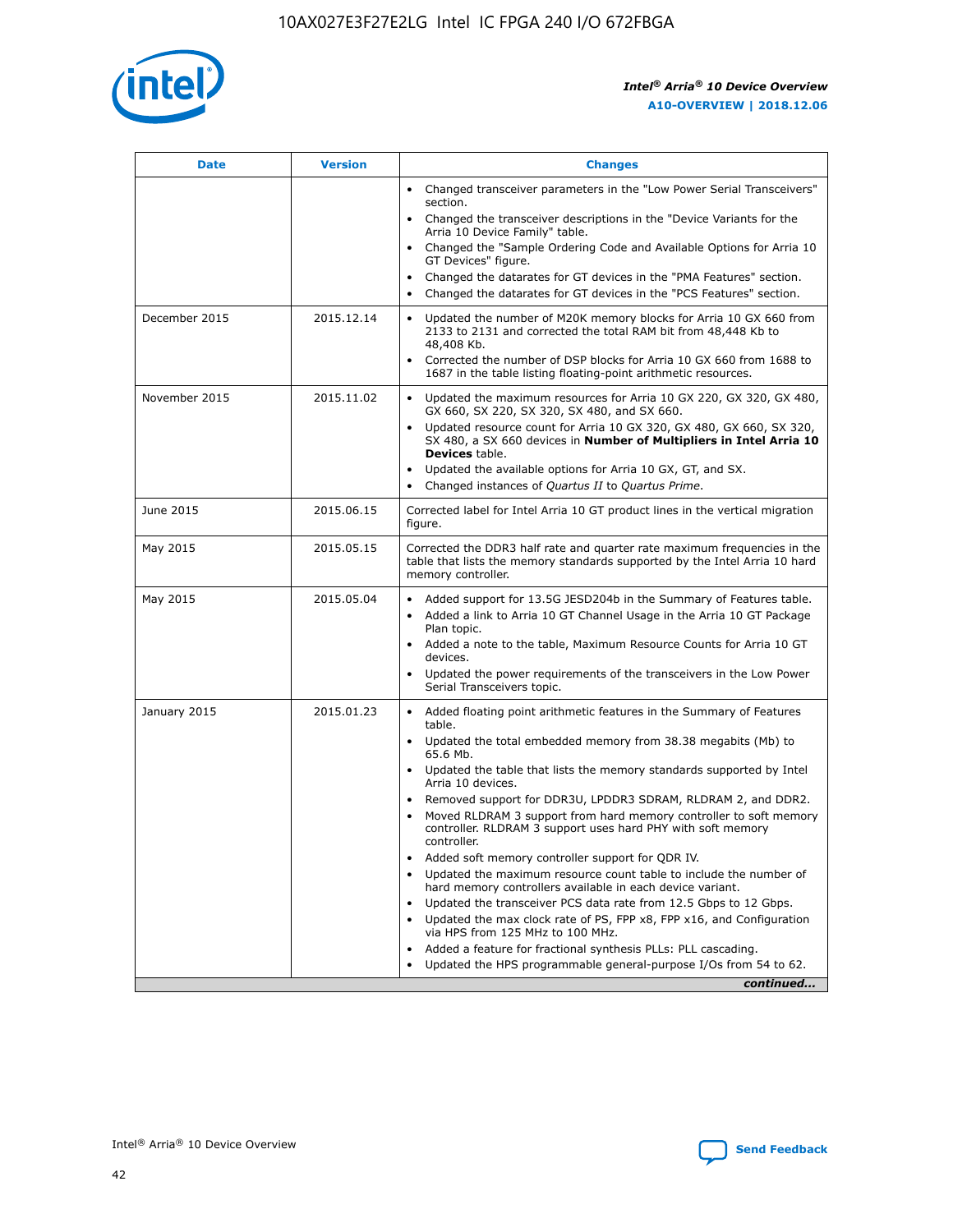| Date | Version | Changes |
| --- | --- | --- |
| | | • Changed transceiver parameters in the "Low Power Serial Transceivers" section.<br>• Changed the transceiver descriptions in the "Device Variants for the Arria 10 Device Family" table.<br>• Changed the "Sample Ordering Code and Available Options for Arria 10 GT Devices" figure.<br>• Changed the datarates for GT devices in the "PMA Features" section.<br>• Changed the datarates for GT devices in the "PCS Features" section. |
| December 2015 | 2015.12.14 | • Updated the number of M20K memory blocks for Arria 10 GX 660 from 2133 to 2131 and corrected the total RAM bit from 48,448 Kb to 48,408 Kb.<br>• Corrected the number of DSP blocks for Arria 10 GX 660 from 1688 to 1687 in the table listing floating-point arithmetic resources. |
| November 2015 | 2015.11.02 | • Updated the maximum resources for Arria 10 GX 220, GX 320, GX 480, GX 660, SX 220, SX 320, SX 480, and SX 660.<br>• Updated resource count for Arria 10 GX 320, GX 480, GX 660, SX 320, SX 480, a SX 660 devices in **Number of Multipliers in Intel Arria 10 Devices** table.<br>• Updated the available options for Arria 10 GX, GT, and SX.<br>• Changed instances of *Quartus II* to *Quartus Prime*. |
| June 2015 | 2015.06.15 | Corrected label for Intel Arria 10 GT product lines in the vertical migration figure. |
| May 2015 | 2015.05.15 | Corrected the DDR3 half rate and quarter rate maximum frequencies in the table that lists the memory standards supported by the Intel Arria 10 hard memory controller. |
| May 2015 | 2015.05.04 | • Added support for 13.5G JESD204b in the Summary of Features table.<br>• Added a link to Arria 10 GT Channel Usage in the Arria 10 GT Package Plan topic.<br>• Added a note to the table, Maximum Resource Counts for Arria 10 GT devices.<br>• Updated the power requirements of the transceivers in the Low Power Serial Transceivers topic. |
| January 2015 | 2015.01.23 | • Added floating point arithmetic features in the Summary of Features table.<br>• Updated the total embedded memory from 38.38 megabits (Mb) to 65.6 Mb.<br>• Updated the table that lists the memory standards supported by Intel Arria 10 devices.<br>• Removed support for DDR3U, LPDDR3 SDRAM, RLDRAM 2, and DDR2.<br>• Moved RLDRAM 3 support from hard memory controller to soft memory controller. RLDRAM 3 support uses hard PHY with soft memory controller.<br>• Added soft memory controller support for QDR IV.<br>• Updated the maximum resource count table to include the number of hard memory controllers available in each device variant.<br>• Updated the transceiver PCS data rate from 12.5 Gbps to 12 Gbps.<br>• Updated the max clock rate of PS, FPP x8, FPP x16, and Configuration via HPS from 125 MHz to 100 MHz.<br>• Added a feature for fractional synthesis PLLs: PLL cascading.<br>• Updated the HPS programmable general-purpose I/Os from 54 to 62. |

*continued...*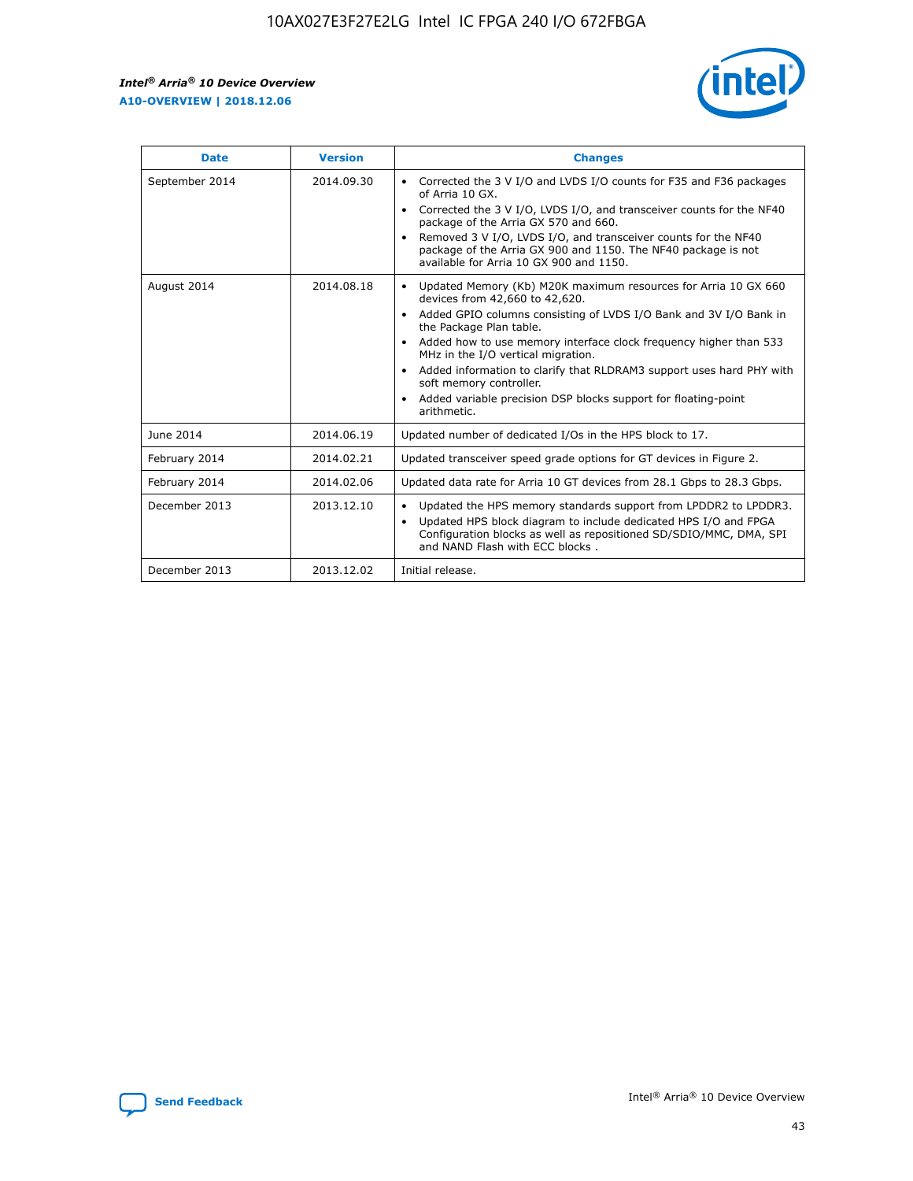| Date | Version | Changes |
| --- | --- | --- |
| September 2014 | 2014.09.30 | • Corrected the 3 V I/O and LVDS I/O counts for F35 and F36 packages of Arria 10 GX.<br>• Corrected the 3 V I/O, LVDS I/O, and transceiver counts for the NF40 package of the Arria GX 570 and 660.<br>• Removed 3 V I/O, LVDS I/O, and transceiver counts for the NF40 package of the Arria GX 900 and 1150. The NF40 package is not available for Arria 10 GX 900 and 1150. |
| August 2014 | 2014.08.18 | • Updated Memory (Kb) M20K maximum resources for Arria 10 GX 660 devices from 42,660 to 42,620.<br>• Added GPIO columns consisting of LVDS I/O Bank and 3V I/O Bank in the Package Plan table.<br>• Added how to use memory interface clock frequency higher than 533 MHz in the I/O vertical migration.<br>• Added information to clarify that RLDRAM3 support uses hard PHY with soft memory controller.<br>• Added variable precision DSP blocks support for floating-point arithmetic. |
| June 2014 | 2014.06.19 | Updated number of dedicated I/Os in the HPS block to 17. |
| February 2014 | 2014.02.21 | Updated transceiver speed grade options for GT devices in Figure 2. |
| February 2014 | 2014.02.06 | Updated data rate for Arria 10 GT devices from 28.1 Gbps to 28.3 Gbps. |
| December 2013 | 2013.12.10 | • Updated the HPS memory standards support from LPDDR2 to LPDDR3.<br>• Updated HPS block diagram to include dedicated HPS I/O and FPGA Configuration blocks as well as repositioned SD/SDIO/MMC, DMA, SPI and NAND Flash with ECC blocks . |
| December 2013 | 2013.12.02 | Initial release. |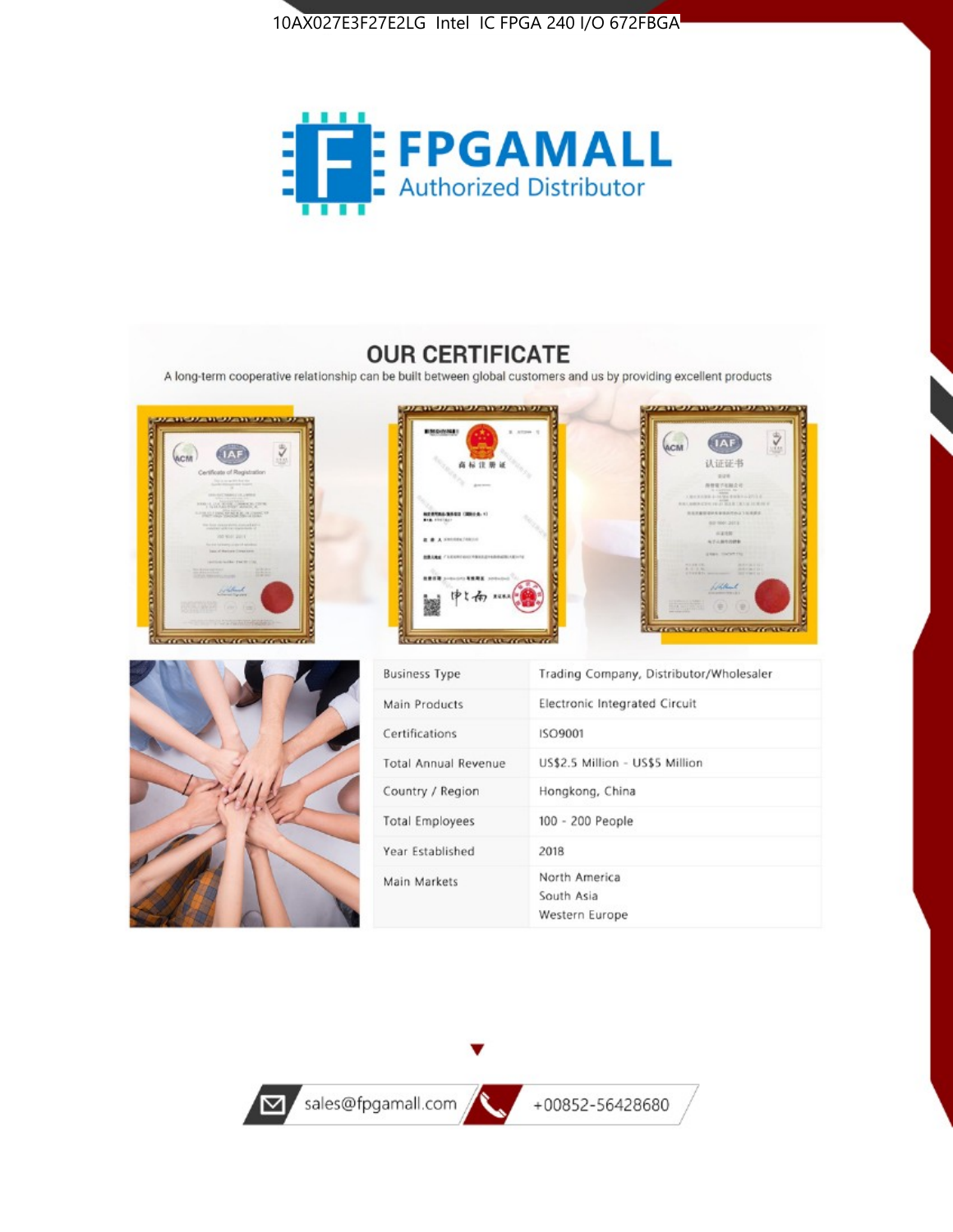FPGAMALL

Authorized Distributor

## OUR CERTIFICATE

A long-term cooperative relationship can be built between global customers and us by providing excellent products

| | |
|---|---|
| Business Type | Trading Company, Distributor/Wholesaler |
| Main Products | Electronic Integrated Circuit |
| Certifications | ISO9001 |
| Total Annual Revenue | US$2.5 Million - US$5 Million |
| Country / Region | Hongkong, China |
| Total Employees | 100 - 200 People |
| Year Established | 2018 |
| Main Markets | North America<br>South Asia<br>Western Europe |

sales@fpgamall.com

+00852-56428680